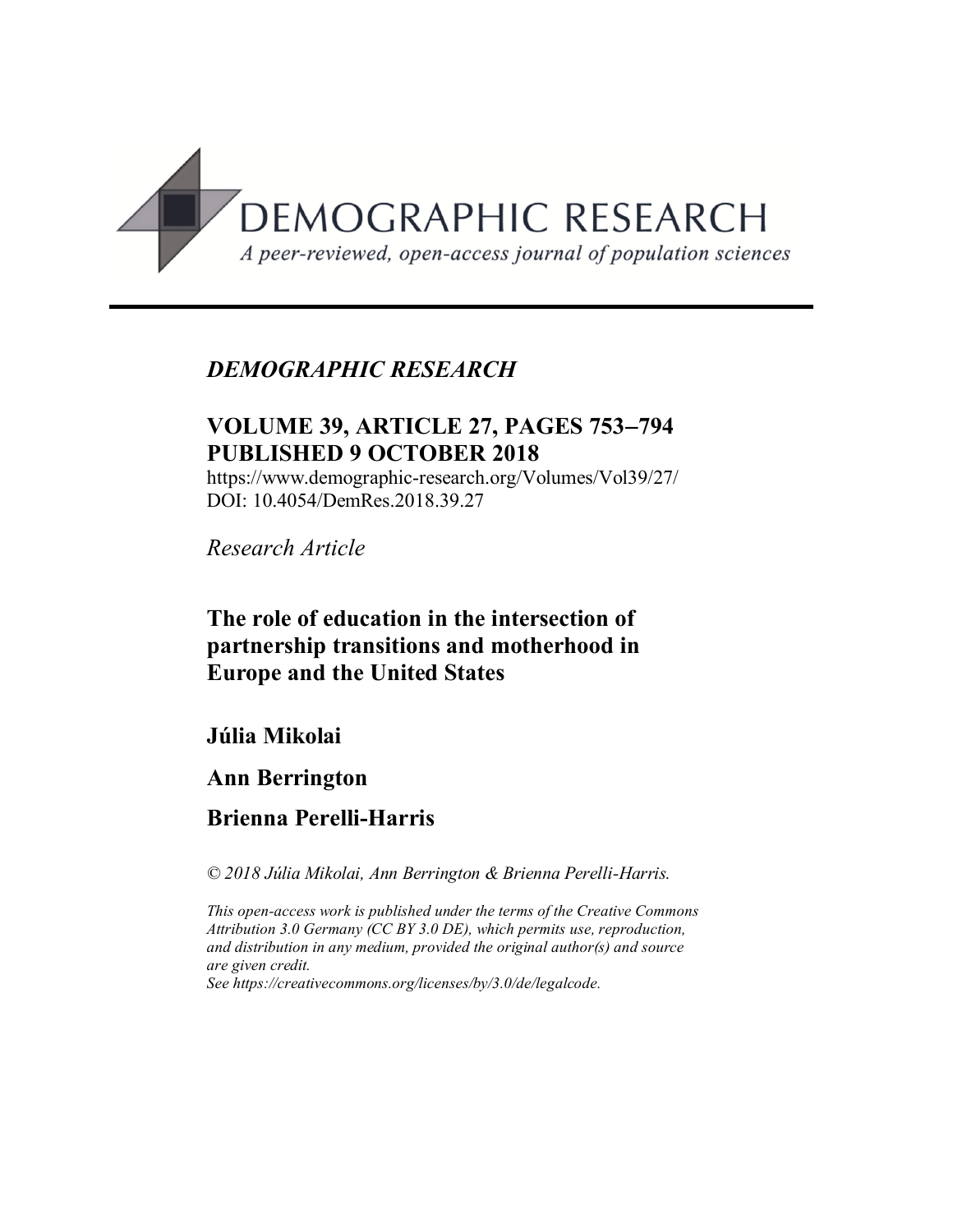DEMOGRAPHIC RESEARCH

*A peer-reviewed, open-access journal of population sciences*

*DEMOGRAPHIC RESEARCH*

**VOLUME 39, ARTICLE 27, PAGES 753–794**
**PUBLISHED 9 OCTOBER 2018**

https://www.demographic-research.org/Volumes/Vol39/27/
DOI: 10.4054/DemRes.2018.39.27

*Research Article*

# The role of education in the intersection of partnership transitions and motherhood in Europe and the United States

**Júlia Mikolai**

**Ann Berrington**

**Brienna Perelli-Harris**

*© 2018 Júlia Mikolai, Ann Berrington & Brienna Perelli-Harris.*

*This open-access work is published under the terms of the Creative Commons Attribution 3.0 Germany (CC BY 3.0 DE), which permits use, reproduction, and distribution in any medium, provided the original author(s) and source are given credit.*
*See https://creativecommons.org/licenses/by/3.0/de/legalcode.*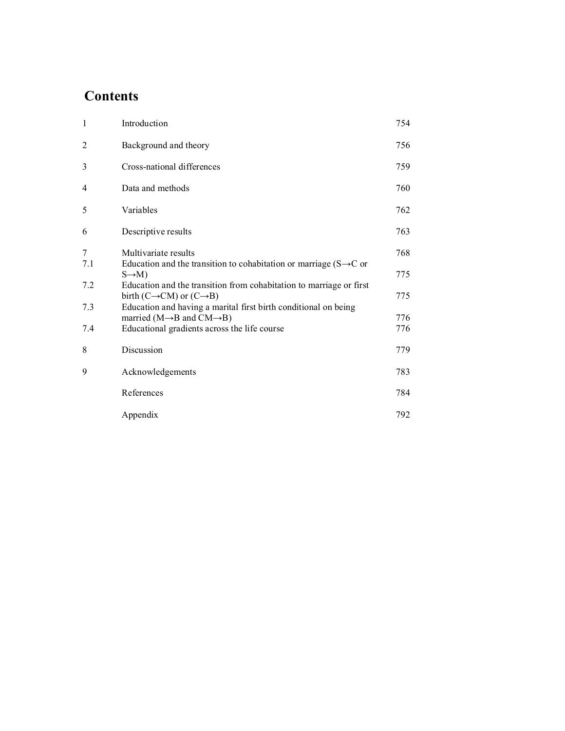# Contents

| | | |
|---|---|---|
| 1 | Introduction | 754 |
| 2 | Background and theory | 756 |
| 3 | Cross-national differences | 759 |
| 4 | Data and methods | 760 |
| 5 | Variables | 762 |
| 6 | Descriptive results | 763 |
| 7 | Multivariate results | 768 |
| 7.1 | Education and the transition to cohabitation or marriage (S→C or S→M) | 775 |
| 7.2 | Education and the transition from cohabitation to marriage or first birth (C→CM) or (C→B) | 775 |
| 7.3 | Education and having a marital first birth conditional on being married (M→B and CM→B) | 776 |
| 7.4 | Educational gradients across the life course | 776 |
| 8 | Discussion | 779 |
| 9 | Acknowledgements | 783 |
| | References | 784 |
| | Appendix | 792 |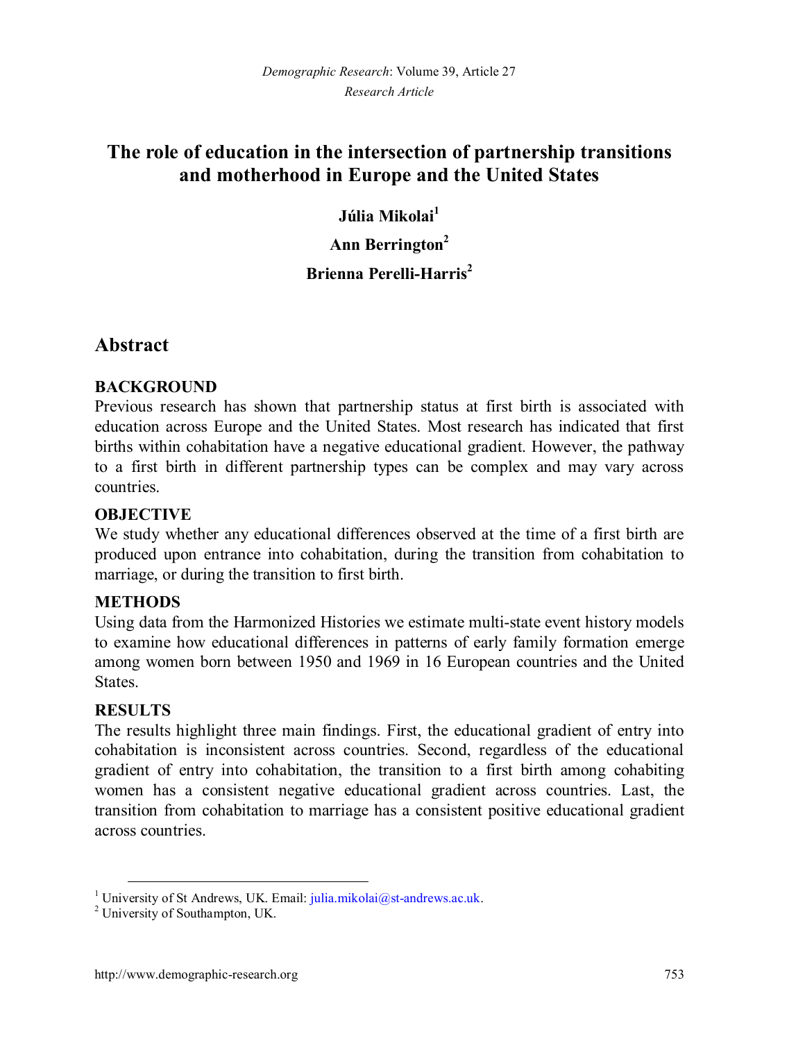# The role of education in the intersection of partnership transitions and motherhood in Europe and the United States

**Júlia Mikolai**[1]

**Ann Berrington**[2]

**Brienna Perelli-Harris**[2]

## Abstract

### BACKGROUND

Previous research has shown that partnership status at first birth is associated with education across Europe and the United States. Most research has indicated that first births within cohabitation have a negative educational gradient. However, the pathway to a first birth in different partnership types can be complex and may vary across countries.

### OBJECTIVE

We study whether any educational differences observed at the time of a first birth are produced upon entrance into cohabitation, during the transition from cohabitation to marriage, or during the transition to first birth.

### METHODS

Using data from the Harmonized Histories we estimate multi-state event history models to examine how educational differences in patterns of early family formation emerge among women born between 1950 and 1969 in 16 European countries and the United States.

### RESULTS

The results highlight three main findings. First, the educational gradient of entry into cohabitation is inconsistent across countries. Second, regardless of the educational gradient of entry into cohabitation, the transition to a first birth among cohabiting women has a consistent negative educational gradient across countries. Last, the transition from cohabitation to marriage has a consistent positive educational gradient across countries.

[1] University of St Andrews, UK. Email: julia.mikolai@st-andrews.ac.uk.

[2] University of Southampton, UK.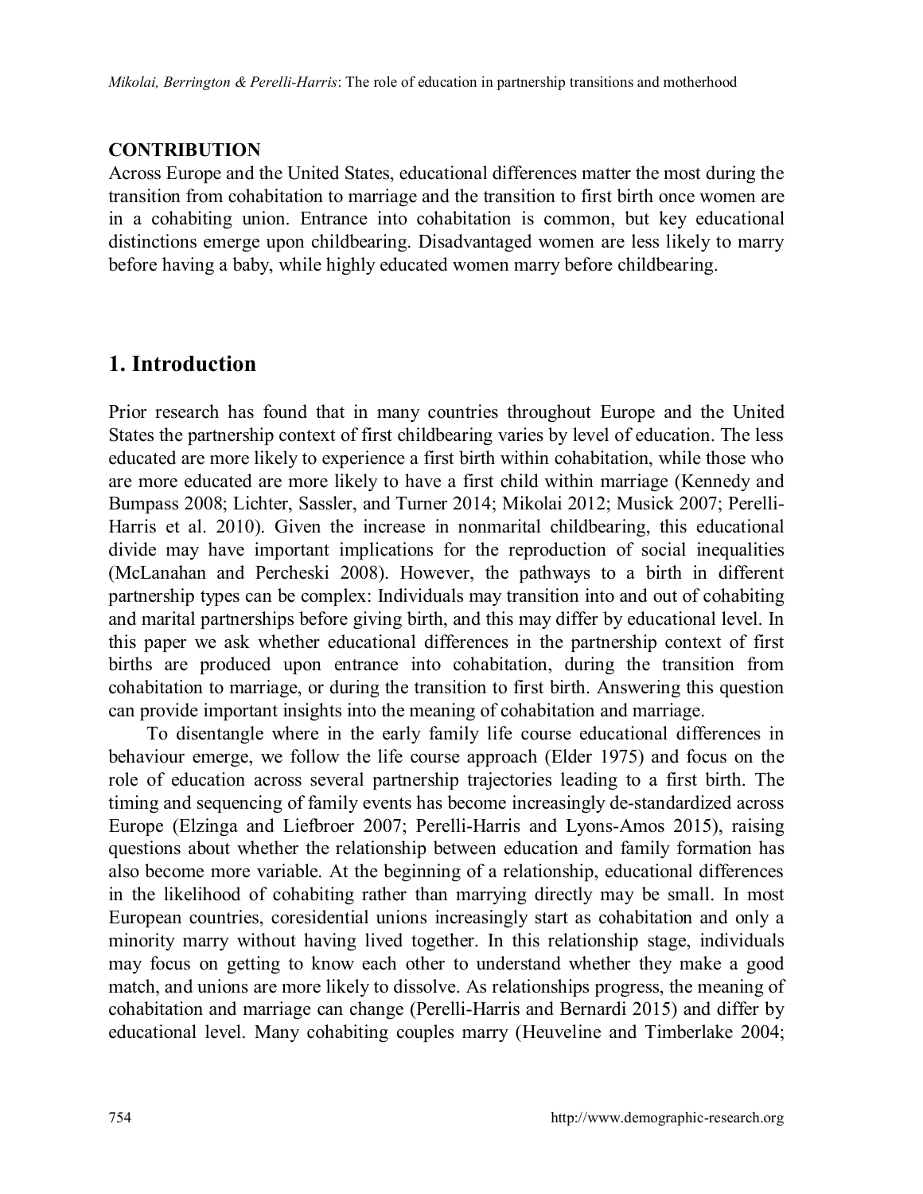**CONTRIBUTION**

Across Europe and the United States, educational differences matter the most during the transition from cohabitation to marriage and the transition to first birth once women are in a cohabiting union. Entrance into cohabitation is common, but key educational distinctions emerge upon childbearing. Disadvantaged women are less likely to marry before having a baby, while highly educated women marry before childbearing.

# 1. Introduction

Prior research has found that in many countries throughout Europe and the United States the partnership context of first childbearing varies by level of education. The less educated are more likely to experience a first birth within cohabitation, while those who are more educated are more likely to have a first child within marriage (Kennedy and Bumpass 2008; Lichter, Sassler, and Turner 2014; Mikolai 2012; Musick 2007; Perelli-Harris et al. 2010). Given the increase in nonmarital childbearing, this educational divide may have important implications for the reproduction of social inequalities (McLanahan and Percheski 2008). However, the pathways to a birth in different partnership types can be complex: Individuals may transition into and out of cohabiting and marital partnerships before giving birth, and this may differ by educational level. In this paper we ask whether educational differences in the partnership context of first births are produced upon entrance into cohabitation, during the transition from cohabitation to marriage, or during the transition to first birth. Answering this question can provide important insights into the meaning of cohabitation and marriage.

To disentangle where in the early family life course educational differences in behaviour emerge, we follow the life course approach (Elder 1975) and focus on the role of education across several partnership trajectories leading to a first birth. The timing and sequencing of family events has become increasingly de-standardized across Europe (Elzinga and Liefbroer 2007; Perelli-Harris and Lyons-Amos 2015), raising questions about whether the relationship between education and family formation has also become more variable. At the beginning of a relationship, educational differences in the likelihood of cohabiting rather than marrying directly may be small. In most European countries, coresidential unions increasingly start as cohabitation and only a minority marry without having lived together. In this relationship stage, individuals may focus on getting to know each other to understand whether they make a good match, and unions are more likely to dissolve. As relationships progress, the meaning of cohabitation and marriage can change (Perelli-Harris and Bernardi 2015) and differ by educational level. Many cohabiting couples marry (Heuveline and Timberlake 2004;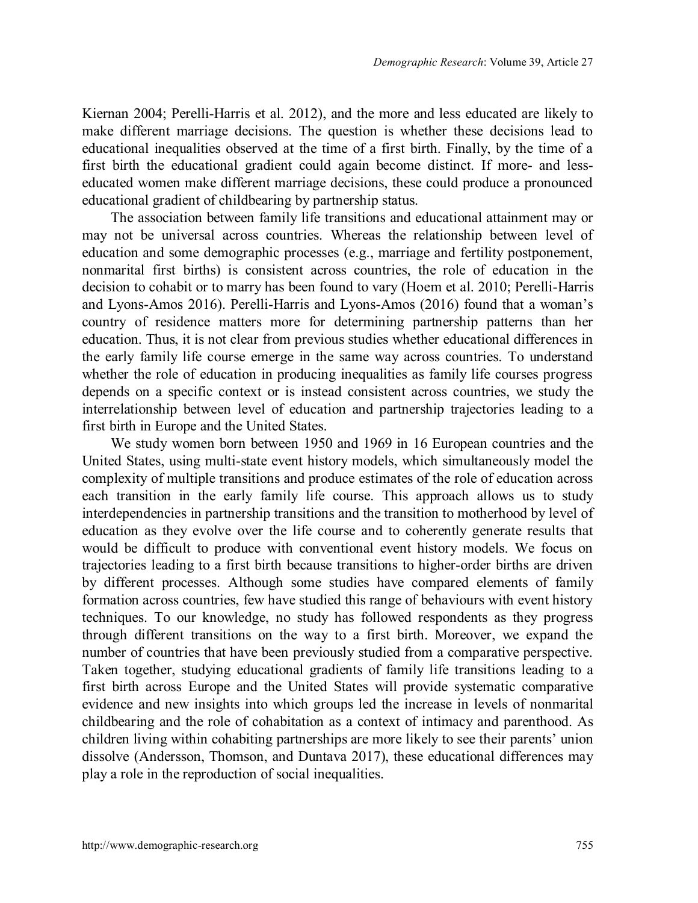Kiernan 2004; Perelli-Harris et al. 2012), and the more and less educated are likely to make different marriage decisions. The question is whether these decisions lead to educational inequalities observed at the time of a first birth. Finally, by the time of a first birth the educational gradient could again become distinct. If more- and less-educated women make different marriage decisions, these could produce a pronounced educational gradient of childbearing by partnership status.

The association between family life transitions and educational attainment may or may not be universal across countries. Whereas the relationship between level of education and some demographic processes (e.g., marriage and fertility postponement, nonmarital first births) is consistent across countries, the role of education in the decision to cohabit or to marry has been found to vary (Hoem et al. 2010; Perelli-Harris and Lyons-Amos 2016). Perelli-Harris and Lyons-Amos (2016) found that a woman's country of residence matters more for determining partnership patterns than her education. Thus, it is not clear from previous studies whether educational differences in the early family life course emerge in the same way across countries. To understand whether the role of education in producing inequalities as family life courses progress depends on a specific context or is instead consistent across countries, we study the interrelationship between level of education and partnership trajectories leading to a first birth in Europe and the United States.

We study women born between 1950 and 1969 in 16 European countries and the United States, using multi-state event history models, which simultaneously model the complexity of multiple transitions and produce estimates of the role of education across each transition in the early family life course. This approach allows us to study interdependencies in partnership transitions and the transition to motherhood by level of education as they evolve over the life course and to coherently generate results that would be difficult to produce with conventional event history models. We focus on trajectories leading to a first birth because transitions to higher-order births are driven by different processes. Although some studies have compared elements of family formation across countries, few have studied this range of behaviours with event history techniques. To our knowledge, no study has followed respondents as they progress through different transitions on the way to a first birth. Moreover, we expand the number of countries that have been previously studied from a comparative perspective. Taken together, studying educational gradients of family life transitions leading to a first birth across Europe and the United States will provide systematic comparative evidence and new insights into which groups led the increase in levels of nonmarital childbearing and the role of cohabitation as a context of intimacy and parenthood. As children living within cohabiting partnerships are more likely to see their parents' union dissolve (Andersson, Thomson, and Duntava 2017), these educational differences may play a role in the reproduction of social inequalities.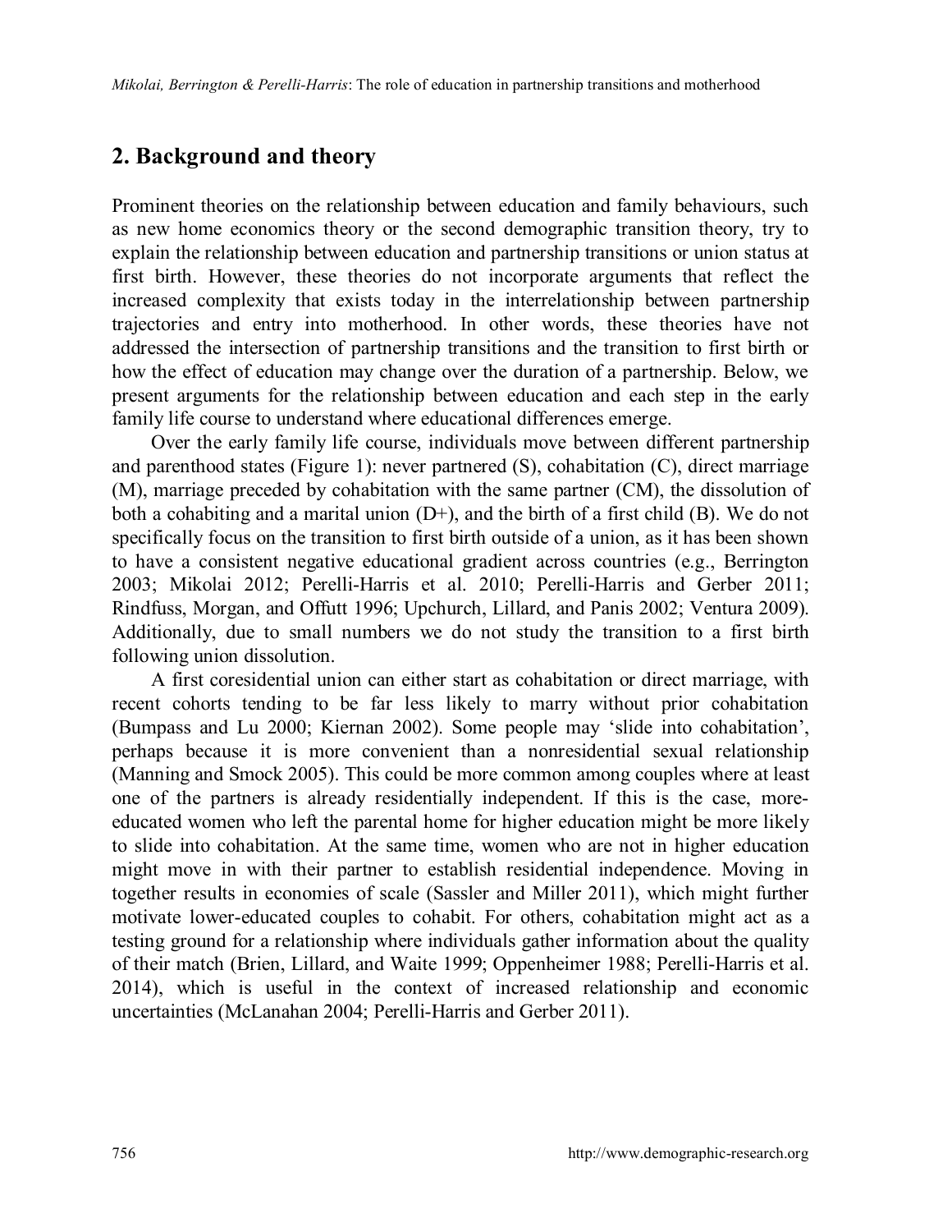## 2. Background and theory

Prominent theories on the relationship between education and family behaviours, such as new home economics theory or the second demographic transition theory, try to explain the relationship between education and partnership transitions or union status at first birth. However, these theories do not incorporate arguments that reflect the increased complexity that exists today in the interrelationship between partnership trajectories and entry into motherhood. In other words, these theories have not addressed the intersection of partnership transitions and the transition to first birth or how the effect of education may change over the duration of a partnership. Below, we present arguments for the relationship between education and each step in the early family life course to understand where educational differences emerge.

Over the early family life course, individuals move between different partnership and parenthood states (Figure 1): never partnered (S), cohabitation (C), direct marriage (M), marriage preceded by cohabitation with the same partner (CM), the dissolution of both a cohabiting and a marital union (D+), and the birth of a first child (B). We do not specifically focus on the transition to first birth outside of a union, as it has been shown to have a consistent negative educational gradient across countries (e.g., Berrington 2003; Mikolai 2012; Perelli-Harris et al. 2010; Perelli-Harris and Gerber 2011; Rindfuss, Morgan, and Offutt 1996; Upchurch, Lillard, and Panis 2002; Ventura 2009). Additionally, due to small numbers we do not study the transition to a first birth following union dissolution.

A first coresidential union can either start as cohabitation or direct marriage, with recent cohorts tending to be far less likely to marry without prior cohabitation (Bumpass and Lu 2000; Kiernan 2002). Some people may 'slide into cohabitation', perhaps because it is more convenient than a nonresidential sexual relationship (Manning and Smock 2005). This could be more common among couples where at least one of the partners is already residentially independent. If this is the case, more-educated women who left the parental home for higher education might be more likely to slide into cohabitation. At the same time, women who are not in higher education might move in with their partner to establish residential independence. Moving in together results in economies of scale (Sassler and Miller 2011), which might further motivate lower-educated couples to cohabit. For others, cohabitation might act as a testing ground for a relationship where individuals gather information about the quality of their match (Brien, Lillard, and Waite 1999; Oppenheimer 1988; Perelli-Harris et al. 2014), which is useful in the context of increased relationship and economic uncertainties (McLanahan 2004; Perelli-Harris and Gerber 2011).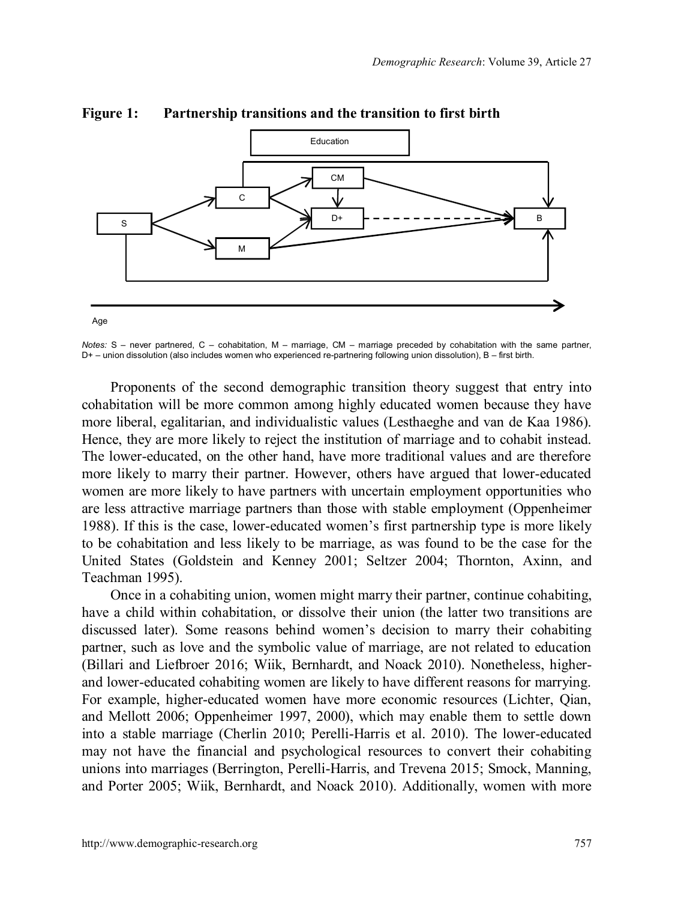**Figure 1: Partnership transitions and the transition to first birth**

*Notes:* S – never partnered, C – cohabitation, M – marriage, CM – marriage preceded by cohabitation with the same partner, D+ – union dissolution (also includes women who experienced re-partnering following union dissolution), B – first birth.

Proponents of the second demographic transition theory suggest that entry into cohabitation will be more common among highly educated women because they have more liberal, egalitarian, and individualistic values (Lesthaeghe and van de Kaa 1986). Hence, they are more likely to reject the institution of marriage and to cohabit instead. The lower-educated, on the other hand, have more traditional values and are therefore more likely to marry their partner. However, others have argued that lower-educated women are more likely to have partners with uncertain employment opportunities who are less attractive marriage partners than those with stable employment (Oppenheimer 1988). If this is the case, lower-educated women's first partnership type is more likely to be cohabitation and less likely to be marriage, as was found to be the case for the United States (Goldstein and Kenney 2001; Seltzer 2004; Thornton, Axinn, and Teachman 1995).

Once in a cohabiting union, women might marry their partner, continue cohabiting, have a child within cohabitation, or dissolve their union (the latter two transitions are discussed later). Some reasons behind women's decision to marry their cohabiting partner, such as love and the symbolic value of marriage, are not related to education (Billari and Liefbroer 2016; Wiik, Bernhardt, and Noack 2010). Nonetheless, higher- and lower-educated cohabiting women are likely to have different reasons for marrying. For example, higher-educated women have more economic resources (Lichter, Qian, and Mellott 2006; Oppenheimer 1997, 2000), which may enable them to settle down into a stable marriage (Cherlin 2010; Perelli-Harris et al. 2010). The lower-educated may not have the financial and psychological resources to convert their cohabiting unions into marriages (Berrington, Perelli-Harris, and Trevena 2015; Smock, Manning, and Porter 2005; Wiik, Bernhardt, and Noack 2010). Additionally, women with more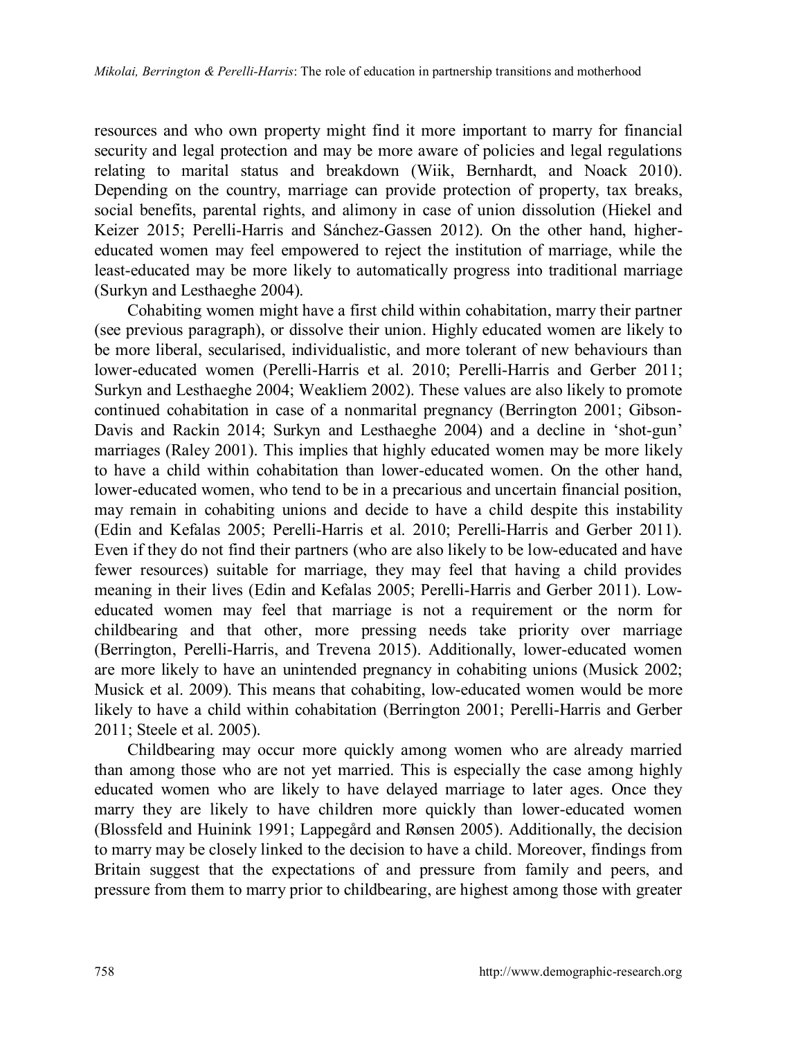resources and who own property might find it more important to marry for financial security and legal protection and may be more aware of policies and legal regulations relating to marital status and breakdown (Wiik, Bernhardt, and Noack 2010). Depending on the country, marriage can provide protection of property, tax breaks, social benefits, parental rights, and alimony in case of union dissolution (Hiekel and Keizer 2015; Perelli-Harris and Sánchez-Gassen 2012). On the other hand, higher-educated women may feel empowered to reject the institution of marriage, while the least-educated may be more likely to automatically progress into traditional marriage (Surkyn and Lesthaeghe 2004).

Cohabiting women might have a first child within cohabitation, marry their partner (see previous paragraph), or dissolve their union. Highly educated women are likely to be more liberal, secularised, individualistic, and more tolerant of new behaviours than lower-educated women (Perelli-Harris et al. 2010; Perelli-Harris and Gerber 2011; Surkyn and Lesthaeghe 2004; Weakliem 2002). These values are also likely to promote continued cohabitation in case of a nonmarital pregnancy (Berrington 2001; Gibson-Davis and Rackin 2014; Surkyn and Lesthaeghe 2004) and a decline in 'shot-gun' marriages (Raley 2001). This implies that highly educated women may be more likely to have a child within cohabitation than lower-educated women. On the other hand, lower-educated women, who tend to be in a precarious and uncertain financial position, may remain in cohabiting unions and decide to have a child despite this instability (Edin and Kefalas 2005; Perelli-Harris et al. 2010; Perelli-Harris and Gerber 2011). Even if they do not find their partners (who are also likely to be low-educated and have fewer resources) suitable for marriage, they may feel that having a child provides meaning in their lives (Edin and Kefalas 2005; Perelli-Harris and Gerber 2011). Low-educated women may feel that marriage is not a requirement or the norm for childbearing and that other, more pressing needs take priority over marriage (Berrington, Perelli-Harris, and Trevena 2015). Additionally, lower-educated women are more likely to have an unintended pregnancy in cohabiting unions (Musick 2002; Musick et al. 2009). This means that cohabiting, low-educated women would be more likely to have a child within cohabitation (Berrington 2001; Perelli-Harris and Gerber 2011; Steele et al. 2005).

Childbearing may occur more quickly among women who are already married than among those who are not yet married. This is especially the case among highly educated women who are likely to have delayed marriage to later ages. Once they marry they are likely to have children more quickly than lower-educated women (Blossfeld and Huinink 1991; Lappegård and Rønsen 2005). Additionally, the decision to marry may be closely linked to the decision to have a child. Moreover, findings from Britain suggest that the expectations of and pressure from family and peers, and pressure from them to marry prior to childbearing, are highest among those with greater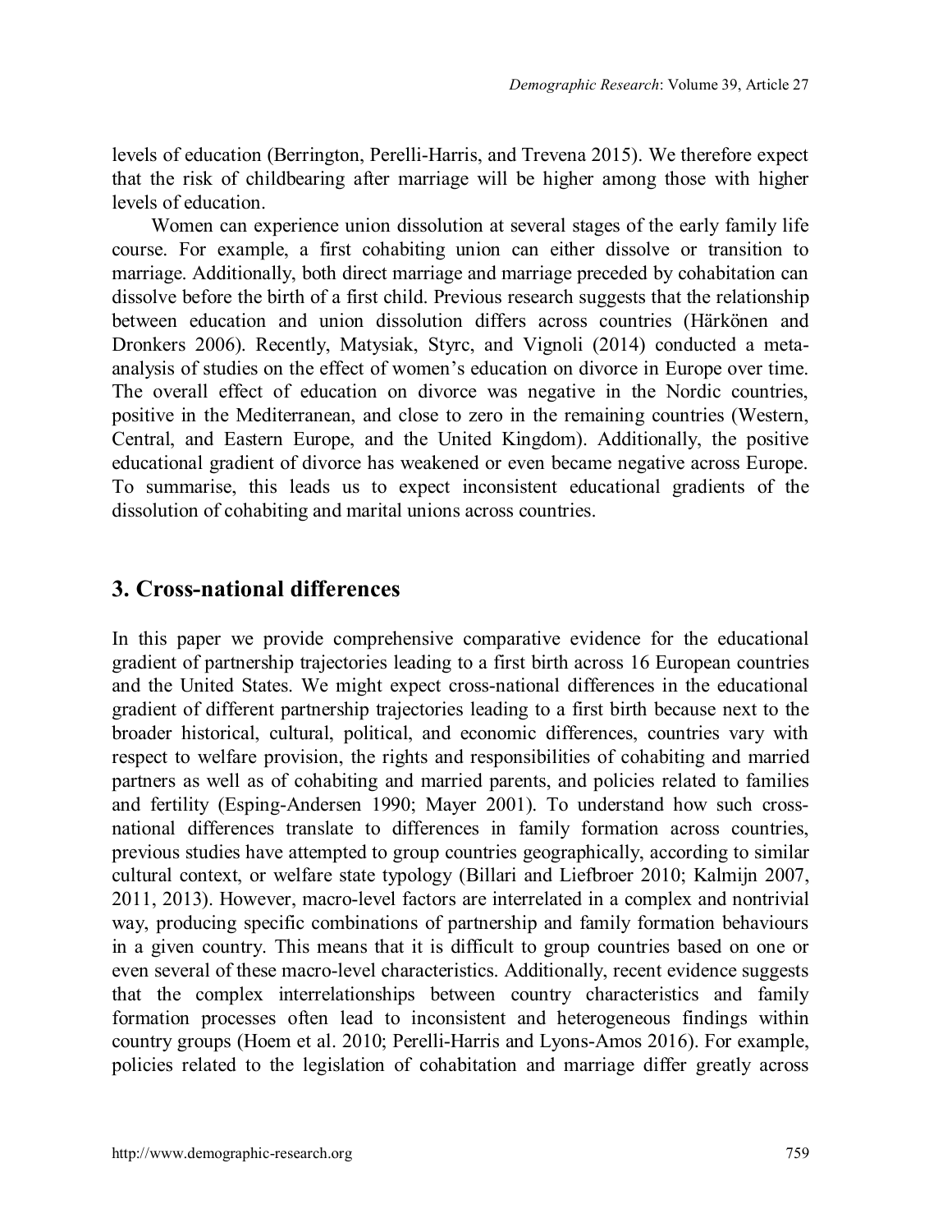levels of education (Berrington, Perelli-Harris, and Trevena 2015). We therefore expect that the risk of childbearing after marriage will be higher among those with higher levels of education.

Women can experience union dissolution at several stages of the early family life course. For example, a first cohabiting union can either dissolve or transition to marriage. Additionally, both direct marriage and marriage preceded by cohabitation can dissolve before the birth of a first child. Previous research suggests that the relationship between education and union dissolution differs across countries (Härkönen and Dronkers 2006). Recently, Matysiak, Styrc, and Vignoli (2014) conducted a meta-analysis of studies on the effect of women's education on divorce in Europe over time. The overall effect of education on divorce was negative in the Nordic countries, positive in the Mediterranean, and close to zero in the remaining countries (Western, Central, and Eastern Europe, and the United Kingdom). Additionally, the positive educational gradient of divorce has weakened or even became negative across Europe. To summarise, this leads us to expect inconsistent educational gradients of the dissolution of cohabiting and marital unions across countries.

## 3. Cross-national differences

In this paper we provide comprehensive comparative evidence for the educational gradient of partnership trajectories leading to a first birth across 16 European countries and the United States. We might expect cross-national differences in the educational gradient of different partnership trajectories leading to a first birth because next to the broader historical, cultural, political, and economic differences, countries vary with respect to welfare provision, the rights and responsibilities of cohabiting and married partners as well as of cohabiting and married parents, and policies related to families and fertility (Esping-Andersen 1990; Mayer 2001). To understand how such cross-national differences translate to differences in family formation across countries, previous studies have attempted to group countries geographically, according to similar cultural context, or welfare state typology (Billari and Liefbroer 2010; Kalmijn 2007, 2011, 2013). However, macro-level factors are interrelated in a complex and nontrivial way, producing specific combinations of partnership and family formation behaviours in a given country. This means that it is difficult to group countries based on one or even several of these macro-level characteristics. Additionally, recent evidence suggests that the complex interrelationships between country characteristics and family formation processes often lead to inconsistent and heterogeneous findings within country groups (Hoem et al. 2010; Perelli-Harris and Lyons-Amos 2016). For example, policies related to the legislation of cohabitation and marriage differ greatly across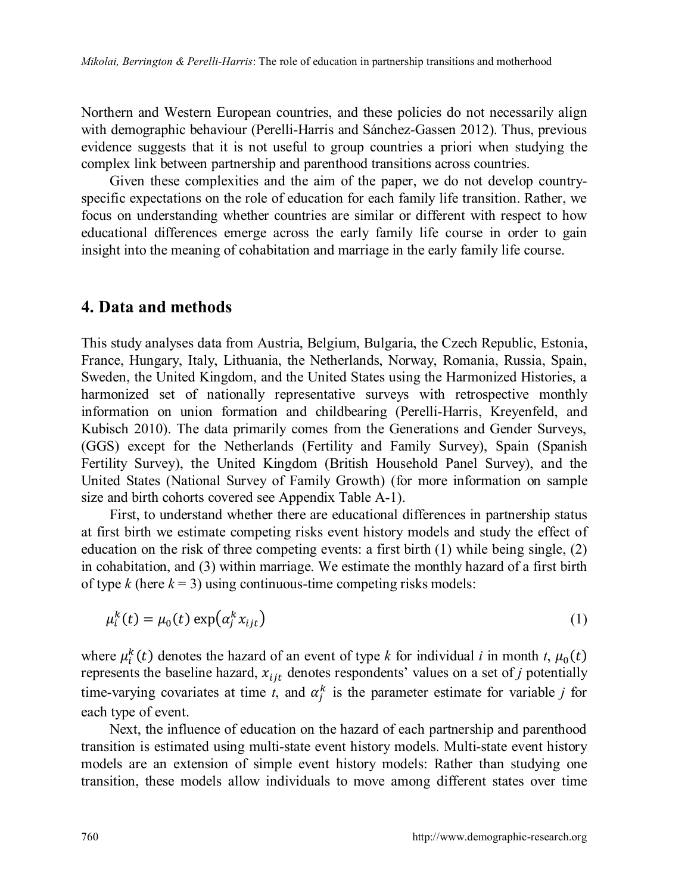Northern and Western European countries, and these policies do not necessarily align with demographic behaviour (Perelli-Harris and Sánchez-Gassen 2012). Thus, previous evidence suggests that it is not useful to group countries a priori when studying the complex link between partnership and parenthood transitions across countries.

Given these complexities and the aim of the paper, we do not develop country-specific expectations on the role of education for each family life transition. Rather, we focus on understanding whether countries are similar or different with respect to how educational differences emerge across the early family life course in order to gain insight into the meaning of cohabitation and marriage in the early family life course.

## 4. Data and methods

This study analyses data from Austria, Belgium, Bulgaria, the Czech Republic, Estonia, France, Hungary, Italy, Lithuania, the Netherlands, Norway, Romania, Russia, Spain, Sweden, the United Kingdom, and the United States using the Harmonized Histories, a harmonized set of nationally representative surveys with retrospective monthly information on union formation and childbearing (Perelli-Harris, Kreyenfeld, and Kubisch 2010). The data primarily comes from the Generations and Gender Surveys, (GGS) except for the Netherlands (Fertility and Family Survey), Spain (Spanish Fertility Survey), the United Kingdom (British Household Panel Survey), and the United States (National Survey of Family Growth) (for more information on sample size and birth cohorts covered see Appendix Table A-1).

First, to understand whether there are educational differences in partnership status at first birth we estimate competing risks event history models and study the effect of education on the risk of three competing events: a first birth (1) while being single, (2) in cohabitation, and (3) within marriage. We estimate the monthly hazard of a first birth of type $k$ (here $k = 3$) using continuous-time competing risks models:

$$\mu_i^k(t) = \mu_0(t) \exp\left(\alpha_j^k x_{ijt}\right) \tag{1}$$

where $\mu_i^k(t)$ denotes the hazard of an event of type $k$ for individual $i$ in month $t$, $\mu_0(t)$ represents the baseline hazard, $x_{ijt}$ denotes respondents' values on a set of $j$ potentially time-varying covariates at time $t$, and $\alpha_j^k$ is the parameter estimate for variable $j$ for each type of event.

Next, the influence of education on the hazard of each partnership and parenthood transition is estimated using multi-state event history models. Multi-state event history models are an extension of simple event history models: Rather than studying one transition, these models allow individuals to move among different states over time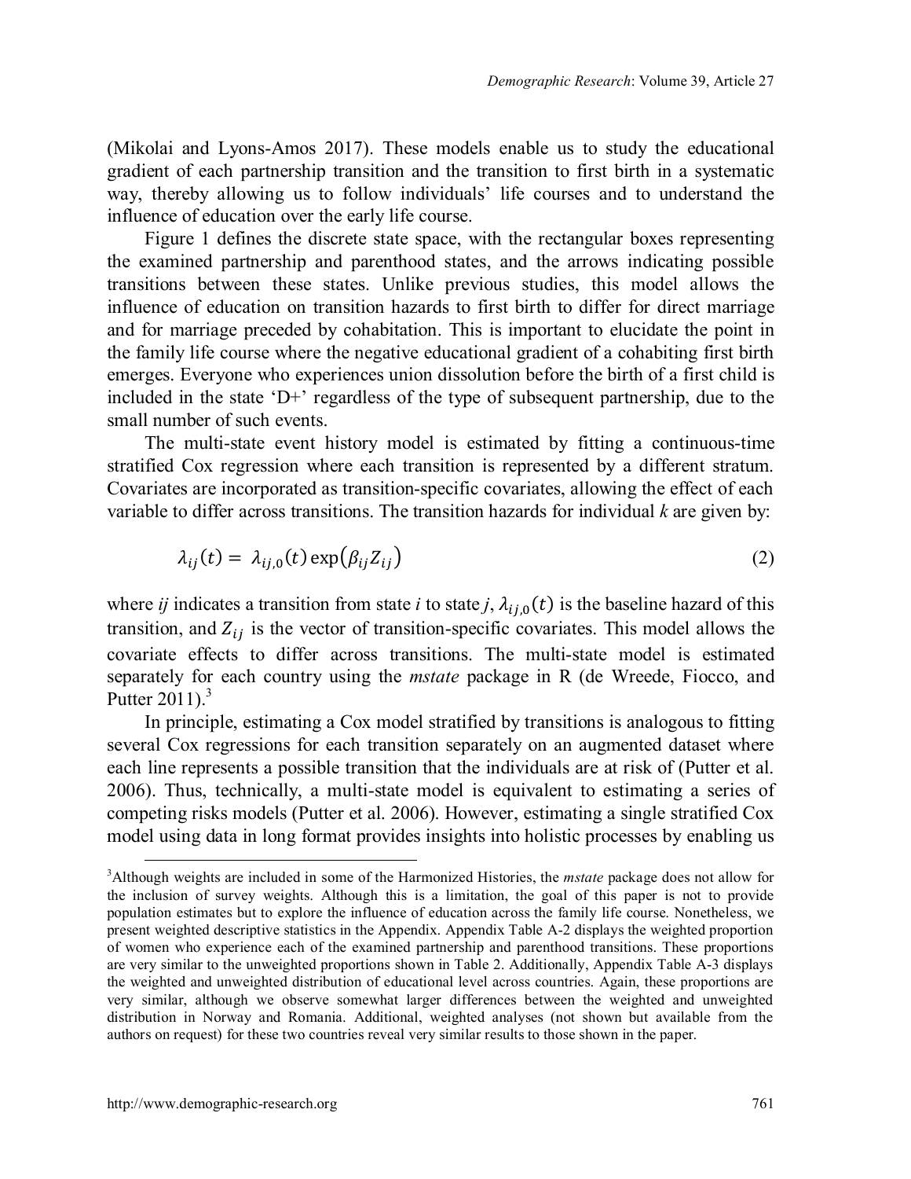(Mikolai and Lyons-Amos 2017). These models enable us to study the educational gradient of each partnership transition and the transition to first birth in a systematic way, thereby allowing us to follow individuals' life courses and to understand the influence of education over the early life course.

Figure 1 defines the discrete state space, with the rectangular boxes representing the examined partnership and parenthood states, and the arrows indicating possible transitions between these states. Unlike previous studies, this model allows the influence of education on transition hazards to first birth to differ for direct marriage and for marriage preceded by cohabitation. This is important to elucidate the point in the family life course where the negative educational gradient of a cohabiting first birth emerges. Everyone who experiences union dissolution before the birth of a first child is included in the state 'D+' regardless of the type of subsequent partnership, due to the small number of such events.

The multi-state event history model is estimated by fitting a continuous-time stratified Cox regression where each transition is represented by a different stratum. Covariates are incorporated as transition-specific covariates, allowing the effect of each variable to differ across transitions. The transition hazards for individual *k* are given by:

$$\lambda_{ij}(t) = \lambda_{ij,0}(t) \exp\left(\beta_{ij} Z_{ij}\right) \tag{2}$$

where *ij* indicates a transition from state *i* to state *j*, $\lambda_{ij,0}(t)$ is the baseline hazard of this transition, and $Z_{ij}$ is the vector of transition-specific covariates. This model allows the covariate effects to differ across transitions. The multi-state model is estimated separately for each country using the *mstate* package in R (de Wreede, Fiocco, and Putter 2011).[3]

In principle, estimating a Cox model stratified by transitions is analogous to fitting several Cox regressions for each transition separately on an augmented dataset where each line represents a possible transition that the individuals are at risk of (Putter et al. 2006). Thus, technically, a multi-state model is equivalent to estimating a series of competing risks models (Putter et al. 2006). However, estimating a single stratified Cox model using data in long format provides insights into holistic processes by enabling us

---

[3] Although weights are included in some of the Harmonized Histories, the *mstate* package does not allow for the inclusion of survey weights. Although this is a limitation, the goal of this paper is not to provide population estimates but to explore the influence of education across the family life course. Nonetheless, we present weighted descriptive statistics in the Appendix. Appendix Table A-2 displays the weighted proportion of women who experience each of the examined partnership and parenthood transitions. These proportions are very similar to the unweighted proportions shown in Table 2. Additionally, Appendix Table A-3 displays the weighted and unweighted distribution of educational level across countries. Again, these proportions are very similar, although we observe somewhat larger differences between the weighted and unweighted distribution in Norway and Romania. Additional, weighted analyses (not shown but available from the authors on request) for these two countries reveal very similar results to those shown in the paper.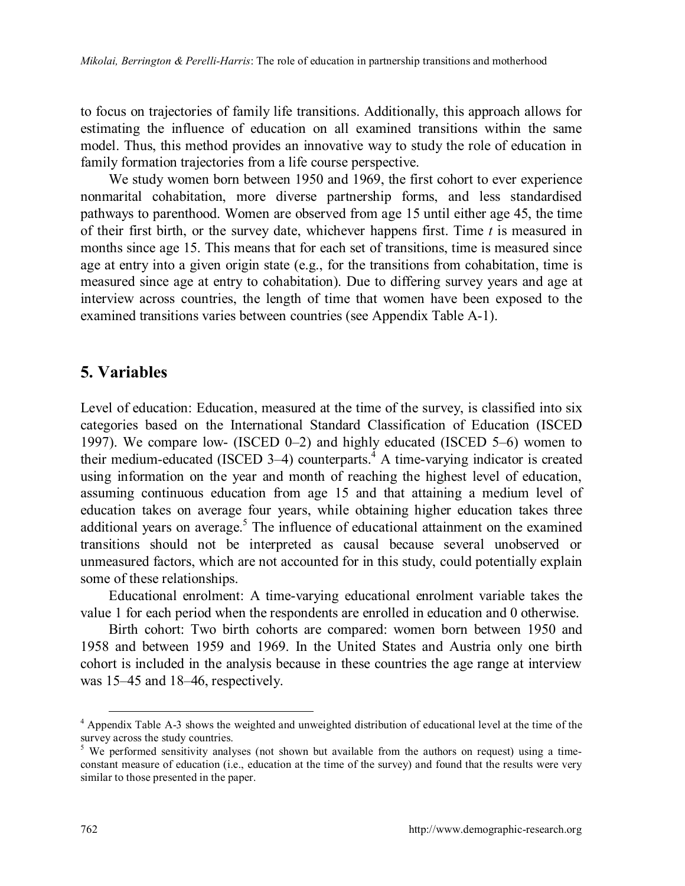to focus on trajectories of family life transitions. Additionally, this approach allows for estimating the influence of education on all examined transitions within the same model. Thus, this method provides an innovative way to study the role of education in family formation trajectories from a life course perspective.

We study women born between 1950 and 1969, the first cohort to ever experience nonmarital cohabitation, more diverse partnership forms, and less standardised pathways to parenthood. Women are observed from age 15 until either age 45, the time of their first birth, or the survey date, whichever happens first. Time *t* is measured in months since age 15. This means that for each set of transitions, time is measured since age at entry into a given origin state (e.g., for the transitions from cohabitation, time is measured since age at entry to cohabitation). Due to differing survey years and age at interview across countries, the length of time that women have been exposed to the examined transitions varies between countries (see Appendix Table A-1).

## 5. Variables

Level of education: Education, measured at the time of the survey, is classified into six categories based on the International Standard Classification of Education (ISCED 1997). We compare low- (ISCED 0–2) and highly educated (ISCED 5–6) women to their medium-educated (ISCED 3–4) counterparts.[4] A time-varying indicator is created using information on the year and month of reaching the highest level of education, assuming continuous education from age 15 and that attaining a medium level of education takes on average four years, while obtaining higher education takes three additional years on average.[5] The influence of educational attainment on the examined transitions should not be interpreted as causal because several unobserved or unmeasured factors, which are not accounted for in this study, could potentially explain some of these relationships.

Educational enrolment: A time-varying educational enrolment variable takes the value 1 for each period when the respondents are enrolled in education and 0 otherwise.

Birth cohort: Two birth cohorts are compared: women born between 1950 and 1958 and between 1959 and 1969. In the United States and Austria only one birth cohort is included in the analysis because in these countries the age range at interview was 15–45 and 18–46, respectively.

---

[4] Appendix Table A-3 shows the weighted and unweighted distribution of educational level at the time of the survey across the study countries.

[5] We performed sensitivity analyses (not shown but available from the authors on request) using a time-constant measure of education (i.e., education at the time of the survey) and found that the results were very similar to those presented in the paper.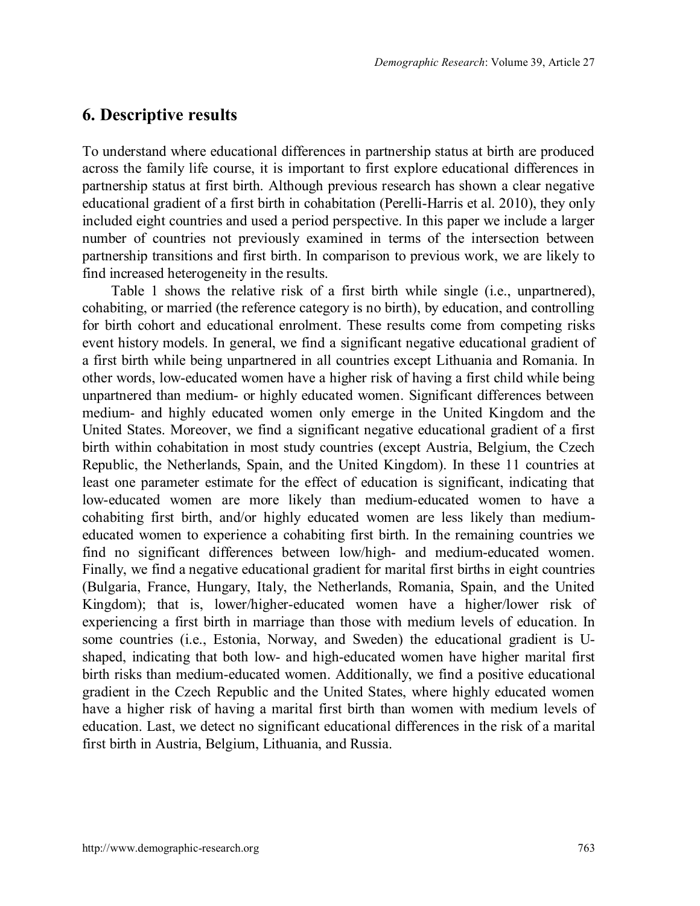## 6. Descriptive results

To understand where educational differences in partnership status at birth are produced across the family life course, it is important to first explore educational differences in partnership status at first birth. Although previous research has shown a clear negative educational gradient of a first birth in cohabitation (Perelli-Harris et al. 2010), they only included eight countries and used a period perspective. In this paper we include a larger number of countries not previously examined in terms of the intersection between partnership transitions and first birth. In comparison to previous work, we are likely to find increased heterogeneity in the results.

Table 1 shows the relative risk of a first birth while single (i.e., unpartnered), cohabiting, or married (the reference category is no birth), by education, and controlling for birth cohort and educational enrolment. These results come from competing risks event history models. In general, we find a significant negative educational gradient of a first birth while being unpartnered in all countries except Lithuania and Romania. In other words, low-educated women have a higher risk of having a first child while being unpartnered than medium- or highly educated women. Significant differences between medium- and highly educated women only emerge in the United Kingdom and the United States. Moreover, we find a significant negative educational gradient of a first birth within cohabitation in most study countries (except Austria, Belgium, the Czech Republic, the Netherlands, Spain, and the United Kingdom). In these 11 countries at least one parameter estimate for the effect of education is significant, indicating that low-educated women are more likely than medium-educated women to have a cohabiting first birth, and/or highly educated women are less likely than medium-educated women to experience a cohabiting first birth. In the remaining countries we find no significant differences between low/high- and medium-educated women. Finally, we find a negative educational gradient for marital first births in eight countries (Bulgaria, France, Hungary, Italy, the Netherlands, Romania, Spain, and the United Kingdom); that is, lower/higher-educated women have a higher/lower risk of experiencing a first birth in marriage than those with medium levels of education. In some countries (i.e., Estonia, Norway, and Sweden) the educational gradient is U-shaped, indicating that both low- and high-educated women have higher marital first birth risks than medium-educated women. Additionally, we find a positive educational gradient in the Czech Republic and the United States, where highly educated women have a higher risk of having a marital first birth than women with medium levels of education. Last, we detect no significant educational differences in the risk of a marital first birth in Austria, Belgium, Lithuania, and Russia.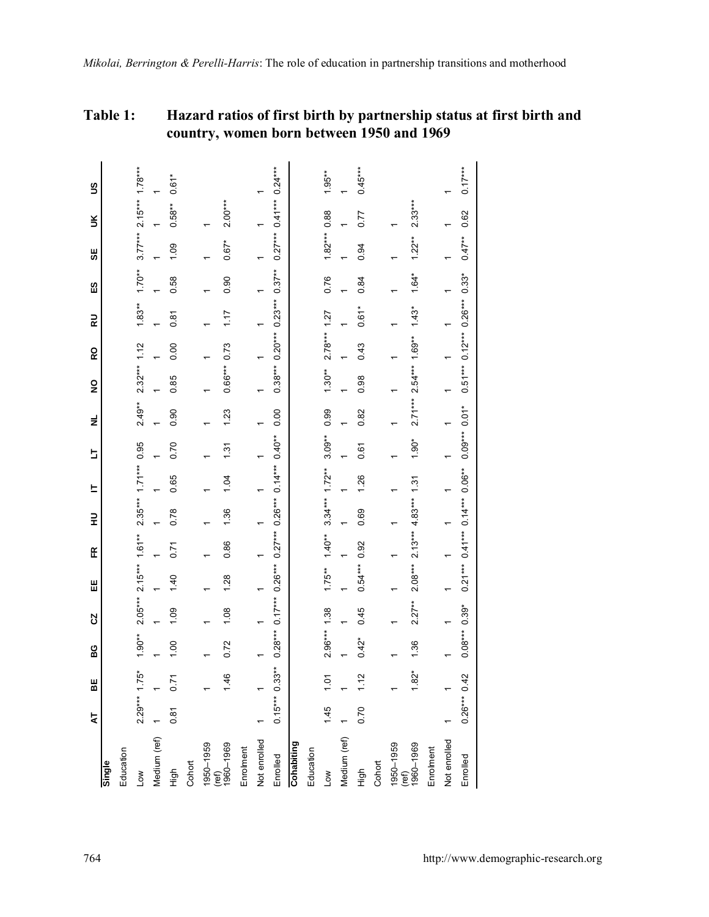**Table 1: Hazard ratios of first birth by partnership status at first birth and country, women born between 1950 and 1969**

| | AT | BE | BG | CZ | EE | FR | HU | IT | LT | NL | NO | RO | RU | ES | SE | UK | US |
|---|---|---|---|---|---|---|---|---|---|---|---|---|---|---|---|---|---|
| **Single** | | | | | | | | | | | | | | | | | |
| Education | | | | | | | | | | | | | | | | | |
| Low | 2.29*** | 1.75* | 1.90** | 2.05*** | 2.15*** | 1.61** | 2.35*** | 1.71*** | 0.95 | 2.49** | 2.32*** | 1.12 | 1.83** | 1.70* | 3.77*** | 2.15*** | 1.78*** |
| Medium (ref) | 1 | 1 | 1 | 1 | 1 | 1 | 1 | 1 | 1 | 1 | 1 | 1 | 1 | 1 | 1 | 1 | 1 |
| High | 0.81 | 0.71 | 1.00 | 1.09 | 1.40 | 0.71 | 0.78 | 0.65 | 0.70 | 0.90 | 0.85 | 0.00 | 0.81 | 0.58 | 1.09 | 0.58** | 0.61* |
| Cohort | | | | | | | | | | | | | | | | | |
| 1950–1959 (ref) | | 1 | 1 | 1 | 1 | 1 | 1 | 1 | 1 | 1 | 1 | 1 | 1 | 1 | 1 | 1 | |
| 1960–1969 | | 1.46 | 0.72 | 1.08 | 1.28 | 0.86 | 1.36 | 1.04 | 1.31 | 1.23 | 0.66*** | 0.73 | 1.17 | 0.90 | 0.67* | 2.00*** | |
| Enrolment | | | | | | | | | | | | | | | | | |
| Not enrolled | 1 | 1 | 1 | 1 | 1 | 1 | 1 | 1 | 1 | 1 | 1 | 1 | 1 | 1 | 1 | 1 | 1 |
| Enrolled | 0.15*** | 0.33** | 0.28*** | 0.17*** | 0.26*** | 0.27*** | 0.26*** | 0.14*** | 0.40** | 0.00 | 0.38*** | 0.20*** | 0.23*** | 0.37** | 0.27*** | 0.41*** | 0.24*** |
| **Cohabiting** | | | | | | | | | | | | | | | | | |
| Education | | | | | | | | | | | | | | | | | |
| Low | 1.45 | 1.01 | 2.96*** | 1.38 | 1.75** | 1.40** | 3.34*** | 1.72** | 3.09** | 0.99 | 1.30** | 2.78*** | 1.27 | 0.76 | 1.82*** | 0.88 | 1.95** |
| Medium (ref) | 1 | 1 | 1 | 1 | 1 | 1 | 1 | 1 | 1 | 1 | 1 | 1 | 1 | 1 | 1 | 1 | 1 |
| High | 0.70 | 1.12 | 0.42* | 0.45 | 0.54*** | 0.92 | 0.69 | 1.26 | 0.61 | 0.82 | 0.98 | 0.43 | 0.61* | 0.84 | 0.94 | 0.77 | 0.45*** |
| Cohort | | | | | | | | | | | | | | | | | |
| 1950–1959 (ref) | | 1 | 1 | 1 | 1 | 1 | 1 | 1 | 1 | 1 | 1 | 1 | 1 | 1 | 1 | 1 | |
| 1960–1969 | | 1.82* | 1.36 | 2.27** | 2.08*** | 2.13*** | 4.83*** | 1.31 | 1.90* | 2.71*** | 2.54*** | 1.69** | 1.43* | 1.64* | 1.22** | 2.33*** | |
| Enrolment | | | | | | | | | | | | | | | | | |
| Not enrolled | 1 | 1 | 1 | 1 | 1 | 1 | 1 | 1 | 1 | 1 | 1 | 1 | 1 | 1 | 1 | 1 | 1 |
| Enrolled | 0.26*** | 0.42 | 0.08*** | 0.39* | 0.21*** | 0.41*** | 0.14*** | 0.06** | 0.09*** | 0.01* | 0.51*** | 0.12*** | 0.26*** | 0.33* | 0.47** | 0.62 | 0.17*** |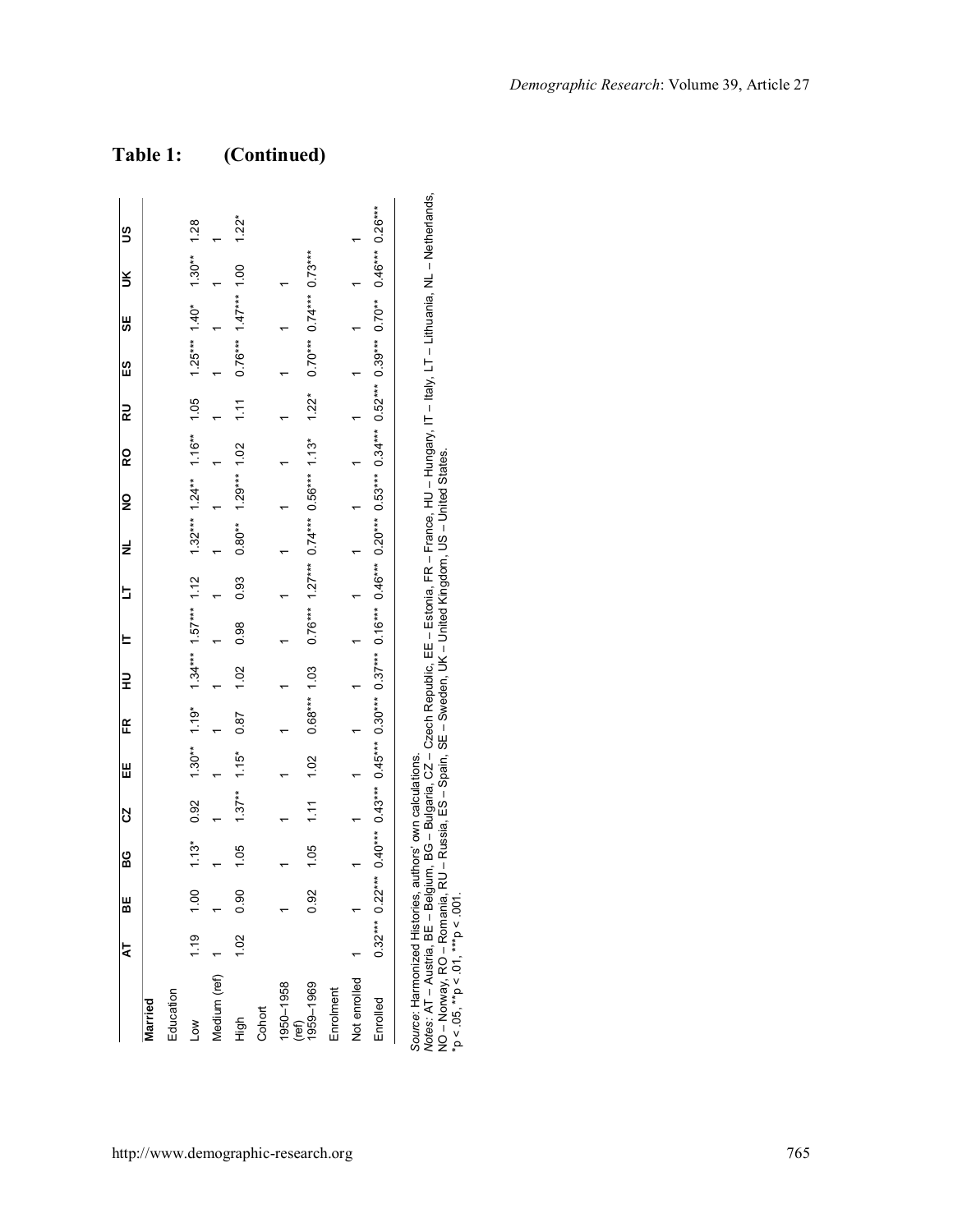# Table 1: (Continued)

| | AT | BE | BG | CZ | EE | FR | HU | IT | LT | NL | NO | RO | RU | ES | SE | UK | US |
|---|---|---|---|---|---|---|---|---|---|---|---|---|---|---|---|---|---|
| **Married** | | | | | | | | | | | | | | | | | |
| Education | | | | | | | | | | | | | | | | | |
| Low | 1.19 | 1.00 | 1.13* | 0.92 | 1.30** | 1.19* | 1.34*** | 1.57*** | 1.12 | 1.32*** | 1.24** | 1.16** | 1.05 | 1.25*** | 1.40* | 1.30** | 1.28 |
| Medium (ref) | 1 | 1 | 1 | 1 | 1 | 1 | 1 | 1 | 1 | 1 | 1 | 1 | 1 | 1 | 1 | 1 | 1 |
| High | 1.02 | 0.90 | 1.05 | 1.37** | 1.15* | 0.87 | 1.02 | 0.98 | 0.93 | 0.80** | 1.29*** | 1.02 | 1.11 | 0.76*** | 1.47*** | 1.00 | 1.22* |
| Cohort | | | | | | | | | | | | | | | | | |
| 1950–1958 (ref) | 1 | 1 | 1 | 1 | 1 | 1 | 1 | 1 | 1 | 1 | 1 | 1 | 1 | 1 | 1 | 1 | |
| 1959–1969 | | 0.92 | 1.05 | 1.11 | 1.02 | 0.68*** | 1.03 | 0.76*** | 1.27*** | 0.74*** | 0.56*** | 1.13* | 1.22* | 0.70*** | 0.74*** | 0.73*** | |
| Enrolment | | | | | | | | | | | | | | | | | |
| Not enrolled | 1 | 1 | 1 | 1 | 1 | 1 | 1 | 1 | 1 | 1 | 1 | 1 | 1 | 1 | 1 | 1 | 1 |
| Enrolled | 0.32*** | 0.22*** | 0.40*** | 0.43*** | 0.45*** | 0.30*** | 0.37*** | 0.16*** | 0.46*** | 0.20*** | 0.53*** | 0.34*** | 0.52*** | 0.39*** | 0.70** | 0.46*** | 0.26*** |

*Source:* Harmonized Histories, authors' own calculations.
*Notes:* AT – Austria, BE – Belgium, BG – Bulgaria, CZ – Czech Republic, EE – Estonia, FR – France, HU – Hungary, IT – Italy, LT – Lithuania, NL – Netherlands, NO – Norway, RO – Romania, RU – Russia, ES – Spain, SE – Sweden, UK – United Kingdom, US – United States.
*p < .05, **p < .01, ***p < .001.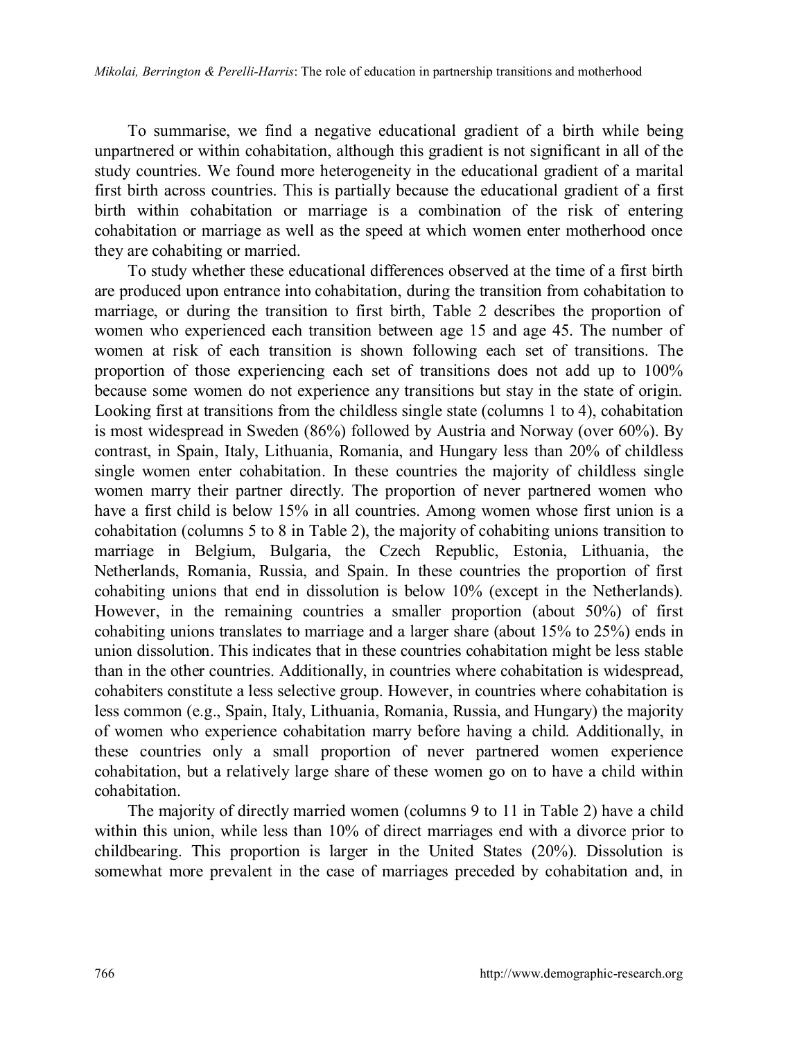To summarise, we find a negative educational gradient of a birth while being unpartnered or within cohabitation, although this gradient is not significant in all of the study countries. We found more heterogeneity in the educational gradient of a marital first birth across countries. This is partially because the educational gradient of a first birth within cohabitation or marriage is a combination of the risk of entering cohabitation or marriage as well as the speed at which women enter motherhood once they are cohabiting or married.

To study whether these educational differences observed at the time of a first birth are produced upon entrance into cohabitation, during the transition from cohabitation to marriage, or during the transition to first birth, Table 2 describes the proportion of women who experienced each transition between age 15 and age 45. The number of women at risk of each transition is shown following each set of transitions. The proportion of those experiencing each set of transitions does not add up to 100% because some women do not experience any transitions but stay in the state of origin. Looking first at transitions from the childless single state (columns 1 to 4), cohabitation is most widespread in Sweden (86%) followed by Austria and Norway (over 60%). By contrast, in Spain, Italy, Lithuania, Romania, and Hungary less than 20% of childless single women enter cohabitation. In these countries the majority of childless single women marry their partner directly. The proportion of never partnered women who have a first child is below 15% in all countries. Among women whose first union is a cohabitation (columns 5 to 8 in Table 2), the majority of cohabiting unions transition to marriage in Belgium, Bulgaria, the Czech Republic, Estonia, Lithuania, the Netherlands, Romania, Russia, and Spain. In these countries the proportion of first cohabiting unions that end in dissolution is below 10% (except in the Netherlands). However, in the remaining countries a smaller proportion (about 50%) of first cohabiting unions translates to marriage and a larger share (about 15% to 25%) ends in union dissolution. This indicates that in these countries cohabitation might be less stable than in the other countries. Additionally, in countries where cohabitation is widespread, cohabiters constitute a less selective group. However, in countries where cohabitation is less common (e.g., Spain, Italy, Lithuania, Romania, Russia, and Hungary) the majority of women who experience cohabitation marry before having a child. Additionally, in these countries only a small proportion of never partnered women experience cohabitation, but a relatively large share of these women go on to have a child within cohabitation.

The majority of directly married women (columns 9 to 11 in Table 2) have a child within this union, while less than 10% of direct marriages end with a divorce prior to childbearing. This proportion is larger in the United States (20%). Dissolution is somewhat more prevalent in the case of marriages preceded by cohabitation and, in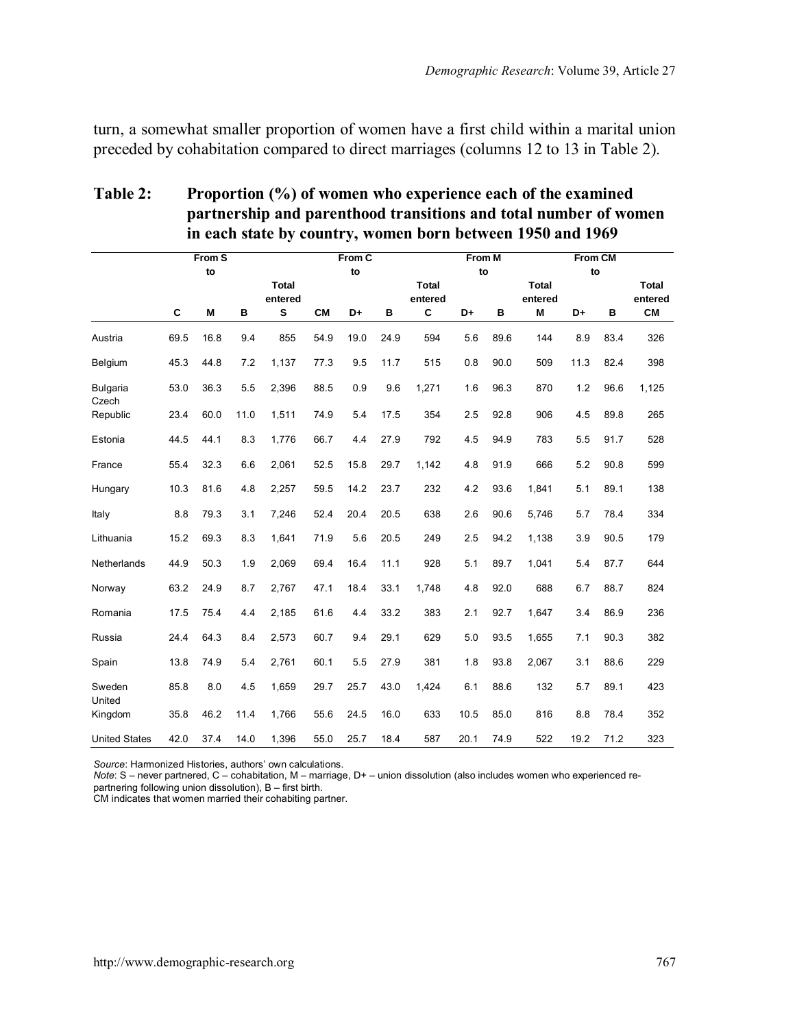turn, a somewhat smaller proportion of women have a first child within a marital union preceded by cohabitation compared to direct marriages (columns 12 to 13 in Table 2).

**Table 2: Proportion (%) of women who experience each of the examined partnership and parenthood transitions and total number of women in each state by country, women born between 1950 and 1969**

| | From S to | | | | From C to | | | | From M to | | | From CM to | | |
|---|---|---|---|---|---|---|---|---|---|---|---|---|---|---|
| | C | M | B | Total entered S | CM | D+ | B | Total entered C | D+ | B | Total entered M | D+ | B | Total entered CM |
| Austria | 69.5 | 16.8 | 9.4 | 855 | 54.9 | 19.0 | 24.9 | 594 | 5.6 | 89.6 | 144 | 8.9 | 83.4 | 326 |
| Belgium | 45.3 | 44.8 | 7.2 | 1,137 | 77.3 | 9.5 | 11.7 | 515 | 0.8 | 90.0 | 509 | 11.3 | 82.4 | 398 |
| Bulgaria | 53.0 | 36.3 | 5.5 | 2,396 | 88.5 | 0.9 | 9.6 | 1,271 | 1.6 | 96.3 | 870 | 1.2 | 96.6 | 1,125 |
| Czech Republic | 23.4 | 60.0 | 11.0 | 1,511 | 74.9 | 5.4 | 17.5 | 354 | 2.5 | 92.8 | 906 | 4.5 | 89.8 | 265 |
| Estonia | 44.5 | 44.1 | 8.3 | 1,776 | 66.7 | 4.4 | 27.9 | 792 | 4.5 | 94.9 | 783 | 5.5 | 91.7 | 528 |
| France | 55.4 | 32.3 | 6.6 | 2,061 | 52.5 | 15.8 | 29.7 | 1,142 | 4.8 | 91.9 | 666 | 5.2 | 90.8 | 599 |
| Hungary | 10.3 | 81.6 | 4.8 | 2,257 | 59.5 | 14.2 | 23.7 | 232 | 4.2 | 93.6 | 1,841 | 5.1 | 89.1 | 138 |
| Italy | 8.8 | 79.3 | 3.1 | 7,246 | 52.4 | 20.4 | 20.5 | 638 | 2.6 | 90.6 | 5,746 | 5.7 | 78.4 | 334 |
| Lithuania | 15.2 | 69.3 | 8.3 | 1,641 | 71.9 | 5.6 | 20.5 | 249 | 2.5 | 94.2 | 1,138 | 3.9 | 90.5 | 179 |
| Netherlands | 44.9 | 50.3 | 1.9 | 2,069 | 69.4 | 16.4 | 11.1 | 928 | 5.1 | 89.7 | 1,041 | 5.4 | 87.7 | 644 |
| Norway | 63.2 | 24.9 | 8.7 | 2,767 | 47.1 | 18.4 | 33.1 | 1,748 | 4.8 | 92.0 | 688 | 6.7 | 88.7 | 824 |
| Romania | 17.5 | 75.4 | 4.4 | 2,185 | 61.6 | 4.4 | 33.2 | 383 | 2.1 | 92.7 | 1,647 | 3.4 | 86.9 | 236 |
| Russia | 24.4 | 64.3 | 8.4 | 2,573 | 60.7 | 9.4 | 29.1 | 629 | 5.0 | 93.5 | 1,655 | 7.1 | 90.3 | 382 |
| Spain | 13.8 | 74.9 | 5.4 | 2,761 | 60.1 | 5.5 | 27.9 | 381 | 1.8 | 93.8 | 2,067 | 3.1 | 88.6 | 229 |
| Sweden | 85.8 | 8.0 | 4.5 | 1,659 | 29.7 | 25.7 | 43.0 | 1,424 | 6.1 | 88.6 | 132 | 5.7 | 89.1 | 423 |
| United Kingdom | 35.8 | 46.2 | 11.4 | 1,766 | 55.6 | 24.5 | 16.0 | 633 | 10.5 | 85.0 | 816 | 8.8 | 78.4 | 352 |
| United States | 42.0 | 37.4 | 14.0 | 1,396 | 55.0 | 25.7 | 18.4 | 587 | 20.1 | 74.9 | 522 | 19.2 | 71.2 | 323 |

*Source*: Harmonized Histories, authors' own calculations.
*Note*: S – never partnered, C – cohabitation, M – marriage, D+ – union dissolution (also includes women who experienced re-partnering following union dissolution), B – first birth.
CM indicates that women married their cohabiting partner.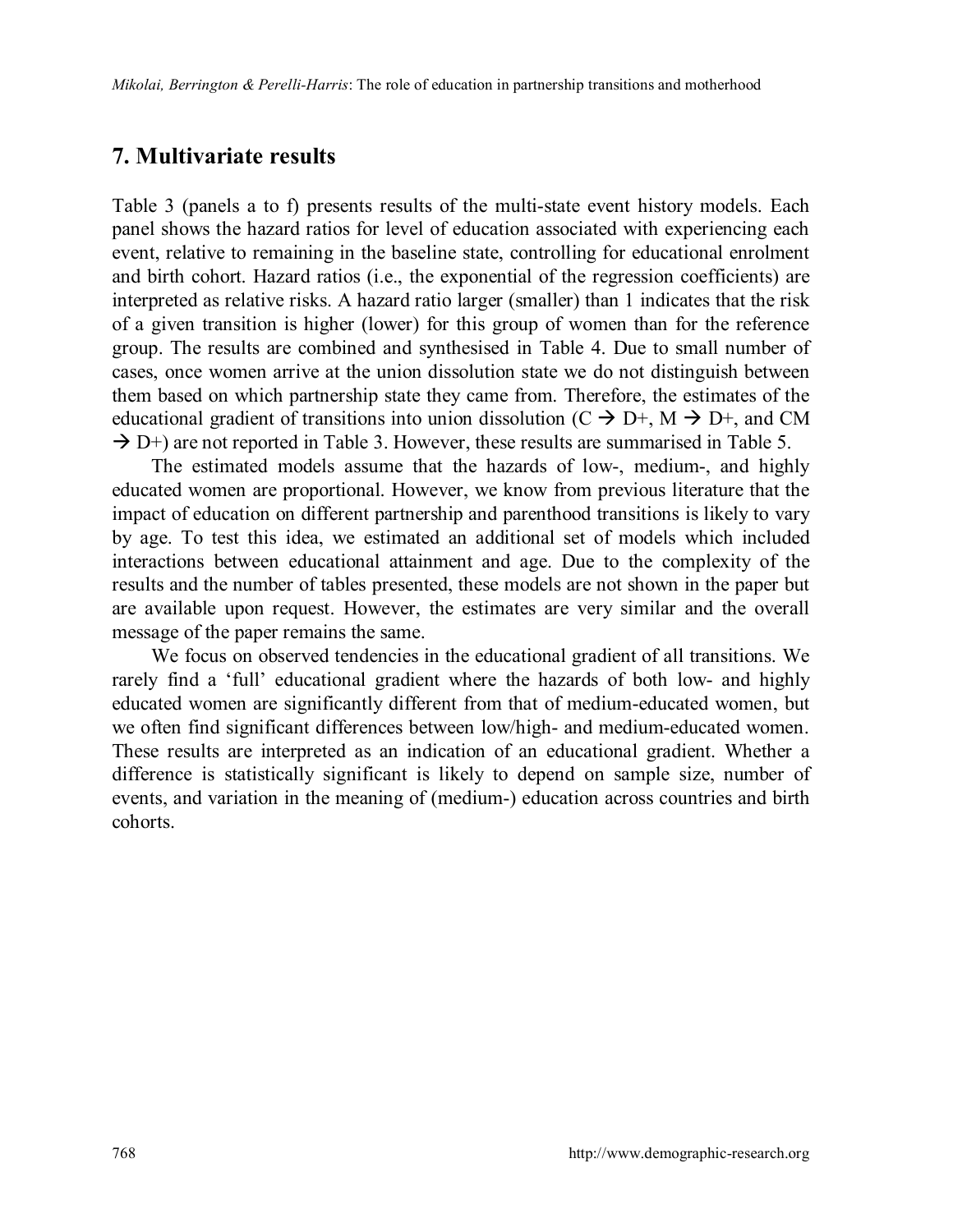## 7. Multivariate results

Table 3 (panels a to f) presents results of the multi-state event history models. Each panel shows the hazard ratios for level of education associated with experiencing each event, relative to remaining in the baseline state, controlling for educational enrolment and birth cohort. Hazard ratios (i.e., the exponential of the regression coefficients) are interpreted as relative risks. A hazard ratio larger (smaller) than 1 indicates that the risk of a given transition is higher (lower) for this group of women than for the reference group. The results are combined and synthesised in Table 4. Due to small number of cases, once women arrive at the union dissolution state we do not distinguish between them based on which partnership state they came from. Therefore, the estimates of the educational gradient of transitions into union dissolution (C → D+, M → D+, and CM → D+) are not reported in Table 3. However, these results are summarised in Table 5.

The estimated models assume that the hazards of low-, medium-, and highly educated women are proportional. However, we know from previous literature that the impact of education on different partnership and parenthood transitions is likely to vary by age. To test this idea, we estimated an additional set of models which included interactions between educational attainment and age. Due to the complexity of the results and the number of tables presented, these models are not shown in the paper but are available upon request. However, the estimates are very similar and the overall message of the paper remains the same.

We focus on observed tendencies in the educational gradient of all transitions. We rarely find a 'full' educational gradient where the hazards of both low- and highly educated women are significantly different from that of medium-educated women, but we often find significant differences between low/high- and medium-educated women. These results are interpreted as an indication of an educational gradient. Whether a difference is statistically significant is likely to depend on sample size, number of events, and variation in the meaning of (medium-) education across countries and birth cohorts.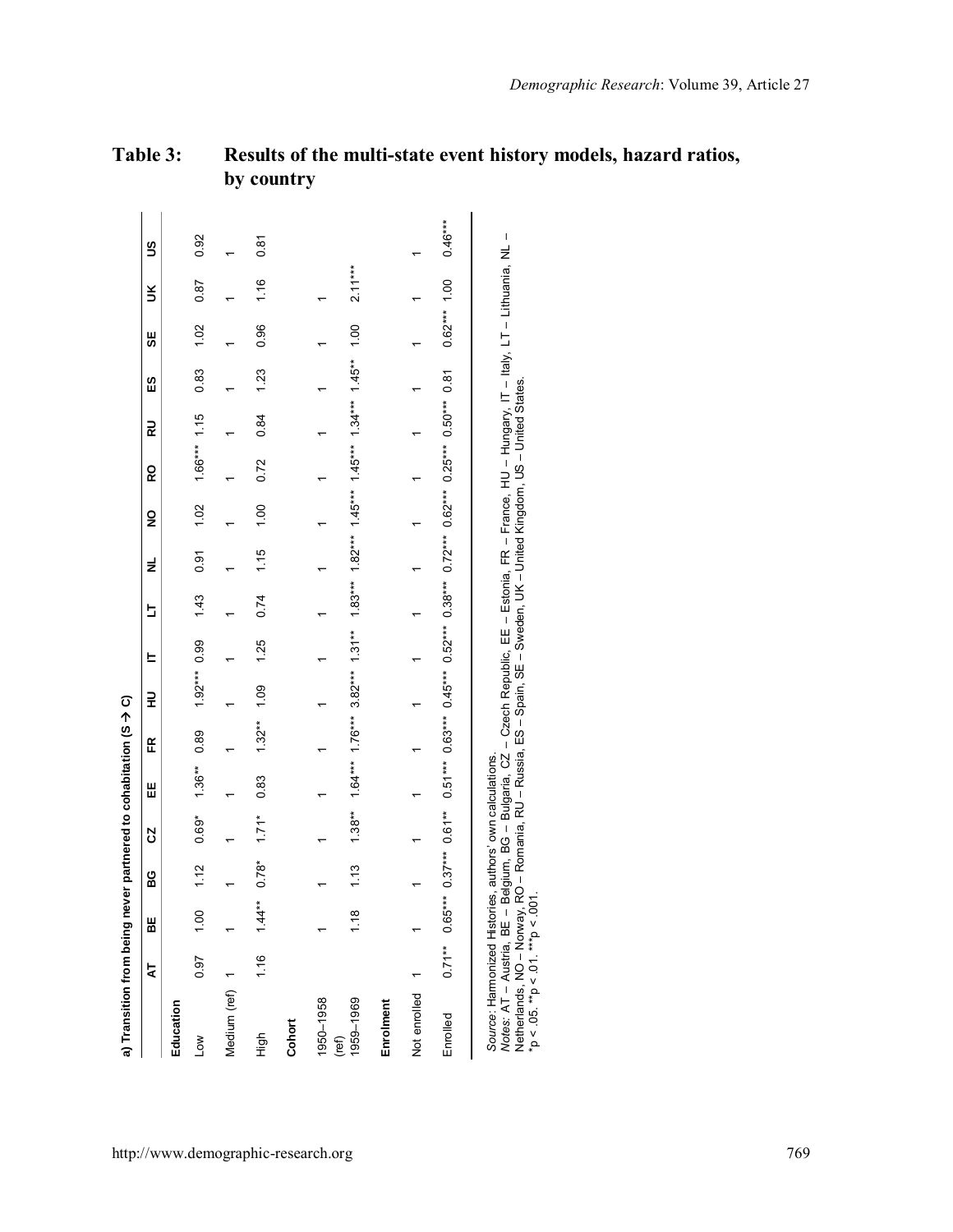## Table 3: Results of the multi-state event history models, hazard ratios, by country

**a) Transition from being never partnered to cohabitation (S → C)**

| | AT | BE | BG | CZ | EE | FR | HU | IT | LT | NL | NO | RO | RU | ES | SE | UK | US |
|---|---|---|---|---|---|---|---|---|---|---|---|---|---|---|---|---|---|
| **Education** | | | | | | | | | | | | | | | | | |
| Low | 0.97 | 1.00 | 1.12 | 0.69* | 1.36** | 0.89 | 1.92*** | 0.99 | 1.43 | 0.91 | 1.02 | 1.66*** | 1.15 | 0.83 | 1.02 | 0.87 | 0.92 |
| Medium (ref) | 1 | 1 | 1 | 1 | 1 | 1 | 1 | 1 | 1 | 1 | 1 | 1 | 1 | 1 | 1 | 1 | 1 |
| High | 1.16 | 1.44** | 0.78* | 1.71* | 0.83 | 1.32** | 1.09 | 1.25 | 0.74 | 1.15 | 1.00 | 0.72 | 0.84 | 1.23 | 0.96 | 1.16 | 0.81 |
| **Cohort** | | | | | | | | | | | | | | | | | |
| 1950–1958 (ref) | | 1 | 1 | 1 | 1 | 1 | 1 | 1 | 1 | 1 | 1 | 1 | 1 | 1 | 1 | 1 | |
| 1959–1969 | | 1.18 | 1.13 | 1.38** | 1.64*** | 1.76*** | 3.82*** | 1.31** | 1.83*** | 1.82*** | 1.45*** | 1.45*** | 1.34*** | 1.45** | 1.00 | 2.11*** | |
| **Enrolment** | | | | | | | | | | | | | | | | | |
| Not enrolled | 1 | 1 | 1 | 1 | 1 | 1 | 1 | 1 | 1 | 1 | 1 | 1 | 1 | 1 | 1 | 1 | 1 |
| Enrolled | 0.71** | 0.65*** | 0.37*** | 0.61** | 0.51*** | 0.63*** | 0.45*** | 0.52*** | 0.38*** | 0.72*** | 0.62*** | 0.25*** | 0.50*** | 0.81 | 0.62*** | 1.00 | 0.46*** |

*Source*: Harmonized Histories, authors' own calculations.
*Notes*: AT – Austria, BE – Belgium, BG – Bulgaria, CZ – Czech Republic, EE – Estonia, FR – France, HU – Hungary, IT – Italy, LT – Lithuania, NL – Netherlands, NO – Norway, RO – Romania, RU – Russia, ES – Spain, SE – Sweden, UK – United Kingdom, US – United States.
*p < .05. **p < .01. ***p < .001.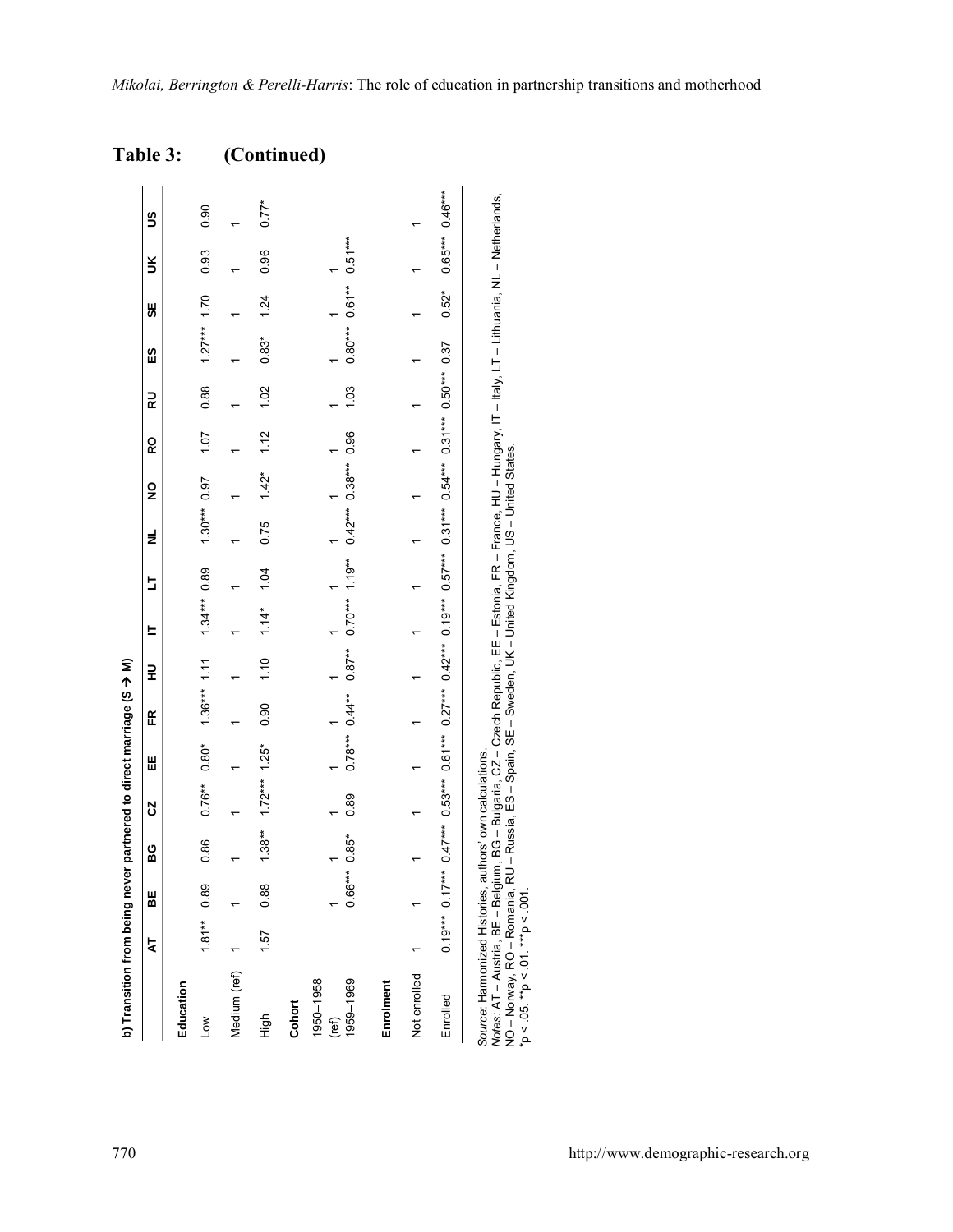**Table 3: (Continued)**

b) Transition from being never partnered to direct marriage (S → M)

| | AT | BE | BG | CZ | EE | FR | HU | IT | LT | NL | NO | RO | RU | ES | SE | UK | US |
|---|---|---|---|---|---|---|---|---|---|---|---|---|---|---|---|---|---|
| **Education** | | | | | | | | | | | | | | | | | |
| Low | 1.81** | 0.89 | 0.86 | 0.76** | 0.80* | 1.36*** | 1.11 | 1.34*** | 0.89 | 1.30*** | 0.97 | 1.07 | 0.88 | 1.27*** | 1.70 | 0.93 | 0.90 |
| Medium (ref) | 1 | 1 | 1 | 1 | 1 | 1 | 1 | 1 | 1 | 1 | 1 | 1 | 1 | 1 | 1 | 1 | 1 |
| High | 1.57 | 0.88 | 1.38** | 1.72*** | 1.25* | 0.90 | 1.10 | 1.14* | 1.04 | 0.75 | 1.42* | 1.12 | 1.02 | 0.83* | 1.24 | 0.96 | 0.77* |
| **Cohort** | | | | | | | | | | | | | | | | | |
| 1950–1958 (ref) | | 1 | 1 | 1 | 1 | 1 | 1 | 1 | 1 | 1 | 1 | 1 | 1 | 1 | 1 | 1 | |
| 1959–1969 | | 0.66*** | 0.85* | 0.89 | 0.78*** | 0.44** | 0.87** | 0.70*** | 1.19** | 0.42*** | 0.38*** | 0.96 | 1.03 | 0.80*** | 0.61** | 0.51*** | |
| **Enrolment** | | | | | | | | | | | | | | | | | |
| Not enrolled | 1 | 1 | 1 | 1 | 1 | 1 | 1 | 1 | 1 | 1 | 1 | 1 | 1 | 1 | 1 | 1 | 1 |
| Enrolled | 0.19*** | 0.17*** | 0.47*** | 0.53*** | 0.61*** | 0.27*** | 0.42*** | 0.19*** | 0.57*** | 0.31*** | 0.54*** | 0.31*** | 0.50*** | 0.37 | 0.52* | 0.65*** | 0.46*** |

*Source*: Harmonized Histories, authors' own calculations.
*Notes*: AT – Austria, BE – Belgium, BG – Bulgaria, CZ – Czech Republic, EE – Estonia, FR – France, HU – Hungary, IT – Italy, LT – Lithuania, NL – Netherlands, NO – Norway, RO – Romania, RU – Russia, ES – Spain, SE – Sweden, UK – United Kingdom, US – United States.
*p < .05. **p < .01. ***p < .001.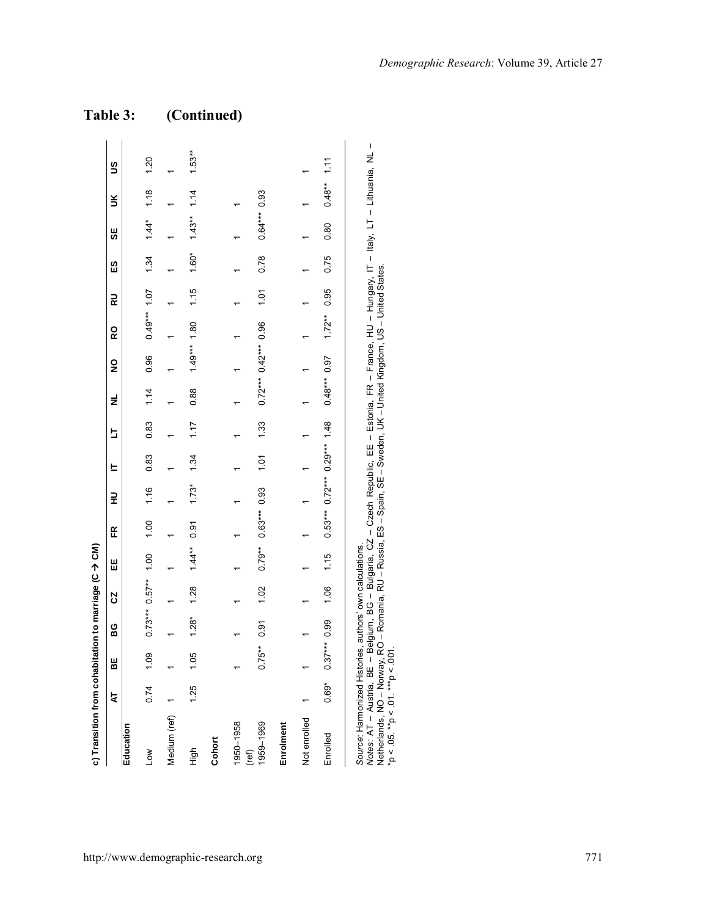**Table 3: (Continued)**

**c) Transition from cohabitation to marriage (C → CM)**

| | AT | BE | BG | CZ | EE | FR | HU | IT | LT | NL | NO | RO | RU | ES | SE | UK | US |
|---|---|---|---|---|---|---|---|---|---|---|---|---|---|---|---|---|---|
| **Education** | | | | | | | | | | | | | | | | | |
| Low | 0.74 | 1.09 | 0.73*** | 0.57** | 1.00 | 1.00 | 1.16 | 0.83 | 0.83 | 1.14 | 0.96 | 0.49*** | 1.07 | 1.34 | 1.44* | 1.18 | 1.20 |
| Medium (ref) | 1 | 1 | 1 | 1 | 1 | 1 | 1 | 1 | 1 | 1 | 1 | 1 | 1 | 1 | 1 | 1 | 1 |
| High | 1.25 | 1.05 | 1.28* | 1.28 | 1.44** | 0.91 | 1.73* | 1.34 | 1.17 | 0.88 | 1.49*** | 1.80 | 1.15 | 1.60* | 1.43** | 1.14 | 1.53** |
| **Cohort** | | | | | | | | | | | | | | | | | |
| 1950–1958 (ref) | 1 | 1 | 1 | 1 | 1 | 1 | 1 | 1 | 1 | 1 | 1 | 1 | 1 | 1 | 1 | 1 | 1 |
| 1959–1969 | | 0.75** | 0.91 | 1.02 | 0.79** | 0.63*** | 0.93 | 1.01 | 1.33 | 0.72*** | 0.42*** | 0.96 | 1.01 | 0.78 | 0.64*** | 0.93 | |
| **Enrolment** | | | | | | | | | | | | | | | | | |
| Not enrolled | 1 | 1 | 1 | 1 | 1 | 1 | 1 | 1 | 1 | 1 | 1 | 1 | 1 | 1 | 1 | 1 | 1 |
| Enrolled | 0.69* | 0.37*** | 0.99 | 1.06 | 1.15 | 0.53*** | 0.72*** | 0.29*** | 1.48 | 0.48*** | 0.97 | 1.72** | 0.95 | 0.75 | 0.80 | 0.48** | 1.11 |

*Source*: Harmonized Histories, authors' own calculations.
*Notes*: AT – Austria, BE – Belgium, BG – Bulgaria, CZ – Czech Republic, EE – Estonia, FR – France, HU – Hungary, IT – Italy, LT – Lithuania, NL – Netherlands, NO – Norway, RO – Romania, RU – Russia, ES – Spain, SE – Sweden, UK – United Kingdom, US – United States.
*p < .05. **p < .01. ***p < .001.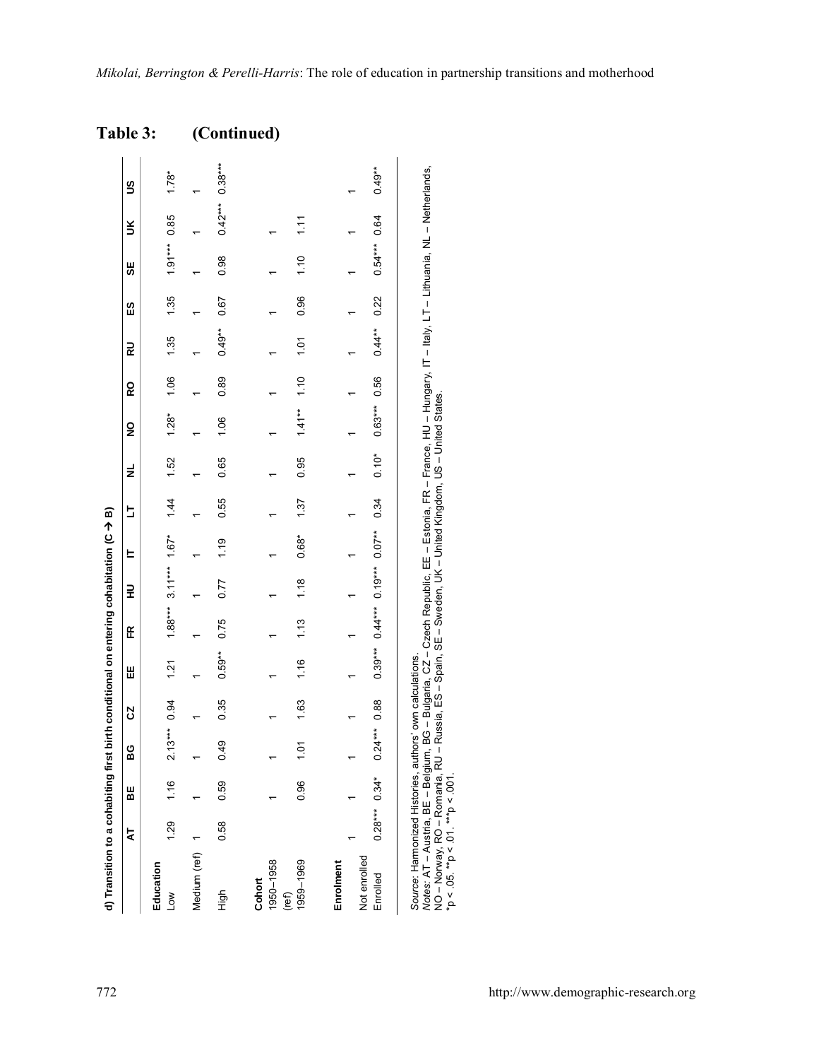**Table 3: (Continued)**

d) Transition to a cohabiting first birth conditional on entering cohabitation (C → B)

| | AT | BE | BG | CZ | EE | FR | HU | IT | LT | NL | NO | RO | RU | ES | SE | UK | US |
|---|---|---|---|---|---|---|---|---|---|---|---|---|---|---|---|---|---|
| **Education** | | | | | | | | | | | | | | | | | |
| Low | 1.29 | 1.16 | 2.13*** | 0.94 | 1.21 | 1.88*** | 3.11*** | 1.67* | 1.44 | 1.52 | 1.28* | 1.06 | 1.35 | 1.35 | 1.91*** | 0.85 | 1.78* |
| Medium (ref) | 1 | 1 | 1 | 1 | 1 | 1 | 1 | 1 | 1 | 1 | 1 | 1 | 1 | 1 | 1 | 1 | 1 |
| High | 0.58 | 0.59 | 0.49 | 0.35 | 0.59** | 0.75 | 0.77 | 1.19 | 0.55 | 0.65 | 1.06 | 0.89 | 0.49** | 0.67 | 0.98 | 0.42*** | 0.38*** |
| **Cohort** | | | | | | | | | | | | | | | | | |
| 1950–1958 (ref) | 1 | 1 | 1 | 1 | 1 | 1 | 1 | 1 | 1 | 1 | 1 | 1 | 1 | 1 | 1 | 1 | |
| 1959–1969 | 0.96 | 0.96 | 1.01 | 1.63 | 1.16 | 1.13 | 1.18 | 0.68* | 1.37 | 0.95 | 1.41** | 1.10 | 1.01 | 0.96 | 1.10 | 1.11 | |
| **Enrolment** | | | | | | | | | | | | | | | | | |
| Not enrolled | 1 | 1 | 1 | 1 | 1 | 1 | 1 | 1 | 1 | 1 | 1 | 1 | 1 | 1 | 1 | 1 | 1 |
| Enrolled | 0.28*** | 0.34* | 0.24*** | 0.88 | 0.39*** | 0.44*** | 0.19*** | 0.07** | 0.34 | 0.10* | 0.63*** | 0.56 | 0.44** | 0.22 | 0.54*** | 0.64 | 0.49** |

*Source*: Harmonized Histories, authors' own calculations.
*Notes*: AT – Austria, BE – Belgium, BG – Bulgaria, CZ – Czech Republic, EE – Estonia, FR – France, HU – Hungary, IT – Italy, LT – Lithuania, NL – Netherlands, NO – Norway, RO – Romania, RU – Russia, ES – Spain, SE – Sweden, UK – United Kingdom, US – United States.
*p < .05. **p < .01. ***p < .001.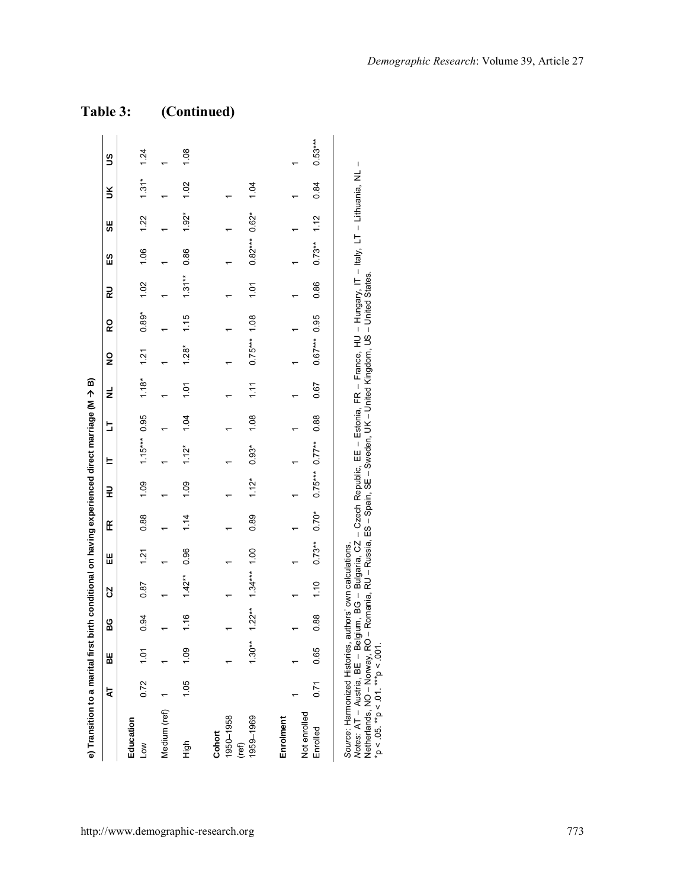## Table 3: (Continued)

**e) Transition to a marital first birth conditional on having experienced direct marriage (M → B)**

| | AT | BE | BG | CZ | EE | FR | HU | IT | LT | NL | NO | RO | RU | ES | SE | UK | US |
|---|---|---|---|---|---|---|---|---|---|---|---|---|---|---|---|---|---|
| **Education** | | | | | | | | | | | | | | | | | |
| Low | 0.72 | 1.01 | 0.94 | 0.87 | 1.21 | 0.88 | 1.09 | 1.15*** | 0.95 | 1.18* | 1.21 | 0.89* | 1.02 | 1.06 | 1.22 | 1.31* | 1.24 |
| Medium (ref) | 1 | 1 | 1 | 1 | 1 | 1 | 1 | 1 | 1 | 1 | 1 | 1 | 1 | 1 | 1 | 1 | 1 |
| High | 1.05 | 1.09 | 1.16 | 1.42** | 0.96 | 1.14 | 1.09 | 1.12* | 1.04 | 1.01 | 1.28* | 1.15 | 1.31** | 0.86 | 1.92* | 1.02 | 1.08 |
| **Cohort** | | | | | | | | | | | | | | | | | |
| 1950–1958 (ref) | 1 | 1 | 1 | 1 | 1 | 1 | 1 | 1 | 1 | 1 | 1 | 1 | 1 | 1 | 1 | 1 | 1 |
| 1959–1969 | | 1.30** | 1.22** | 1.34*** | 1.00 | 0.89 | 1.12* | 0.93* | 1.08 | 1.11 | 0.75*** | 1.08 | 1.01 | 0.82*** | 0.62* | 1.04 | |
| **Enrolment** | | | | | | | | | | | | | | | | | |
| Not enrolled | 1 | 1 | 1 | 1 | 1 | 1 | 1 | 1 | 1 | 1 | 1 | 1 | 1 | 1 | 1 | 1 | 1 |
| Enrolled | 0.71 | 0.65 | 0.88 | 1.10 | 0.73** | 0.70* | 0.75*** | 0.77** | 0.88 | 0.67 | 0.67*** | 0.95 | 0.86 | 0.73** | 1.12 | 0.84 | 0.53*** |

*Source*: Harmonized Histories, authors' own calculations.
*Notes*: AT – Austria, BE – Belgium, BG – Bulgaria, CZ – Czech Republic, EE – Estonia, FR – France, HU – Hungary, IT – Italy, LT – Lithuania, NL – Netherlands, NO – Norway, RO – Romania, RU – Russia, ES – Spain, SE – Sweden, UK – United Kingdom, US – United States.
*p < .05. **p < .01. ***p < .001.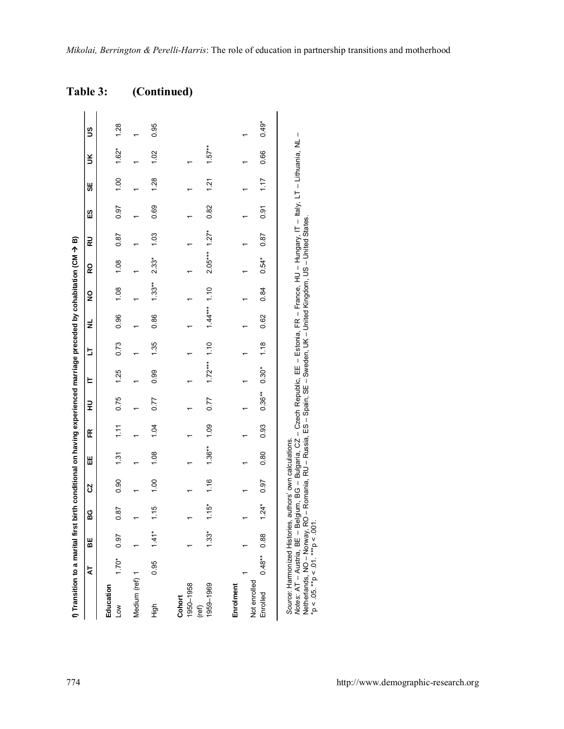## Table 3: (Continued)

**f) Transition to a marital first birth conditional on having experienced marriage preceded by cohabitation (CM → B)**

| | AT | BE | BG | CZ | EE | FR | HU | IT | LT | NL | NO | RO | RU | ES | SE | UK | US |
|---|---|---|---|---|---|---|---|---|---|---|---|---|---|---|---|---|---|
| **Education** | | | | | | | | | | | | | | | | | |
| Low | 1.70* | 0.97 | 0.87 | 0.90 | 1.31 | 1.11 | 0.75 | 1.25 | 0.73 | 0.96 | 1.08 | 1.08 | 0.87 | 0.97 | 1.00 | 1.62* | 1.28 |
| Medium (ref) | 1 | 1 | 1 | 1 | 1 | 1 | 1 | 1 | 1 | 1 | 1 | 1 | 1 | 1 | 1 | 1 | 1 |
| High | 0.95 | 1.41* | 1.15 | 1.00 | 1.08 | 1.04 | 0.77 | 0.99 | 1.35 | 0.86 | 1.33** | 2.33* | 1.03 | 0.69 | 1.28 | 1.02 | 0.95 |
| **Cohort** | | | | | | | | | | | | | | | | | |
| 1950–1958 (ref) | 1 | 1 | 1 | 1 | 1 | 1 | 1 | 1 | 1 | 1 | 1 | 1 | 1 | 1 | 1 | 1 | 1 |
| 1959–1969 | 1.33* | 1.15* | 1.16 | 1.36** | 1.09 | 0.77 | 1.72*** | 1.10 | 1.44*** | 1.10 | 2.05*** | 1.27* | 0.82 | 1.21 | 1.57** | | |
| **Enrolment** | | | | | | | | | | | | | | | | | |
| Not enrolled | 1 | 1 | 1 | 1 | 1 | 1 | 1 | 1 | 1 | 1 | 1 | 1 | 1 | 1 | 1 | 1 | 1 |
| Enrolled | 0.48** | 0.88 | 1.24* | 0.97 | 0.80 | 0.93 | 0.36** | 0.30* | 1.18 | 0.62 | 0.84 | 0.54* | 0.87 | 0.91 | 1.17 | 0.66 | 0.49* |

*Source*: Harmonized Histories, authors' own calculations.
*Notes*: AT – Austria, BE – Belgium, BG – Bulgaria, CZ – Czech Republic, EE – Estonia, FR – France, HU – Hungary, IT – Italy, LT – Lithuania, NL – Netherlands, NO – Norway, RO – Romania, RU – Russia, ES – Spain, SE – Sweden, UK – United Kingdom, US – United States.
*p < .05. **p < .01. ***p < .001.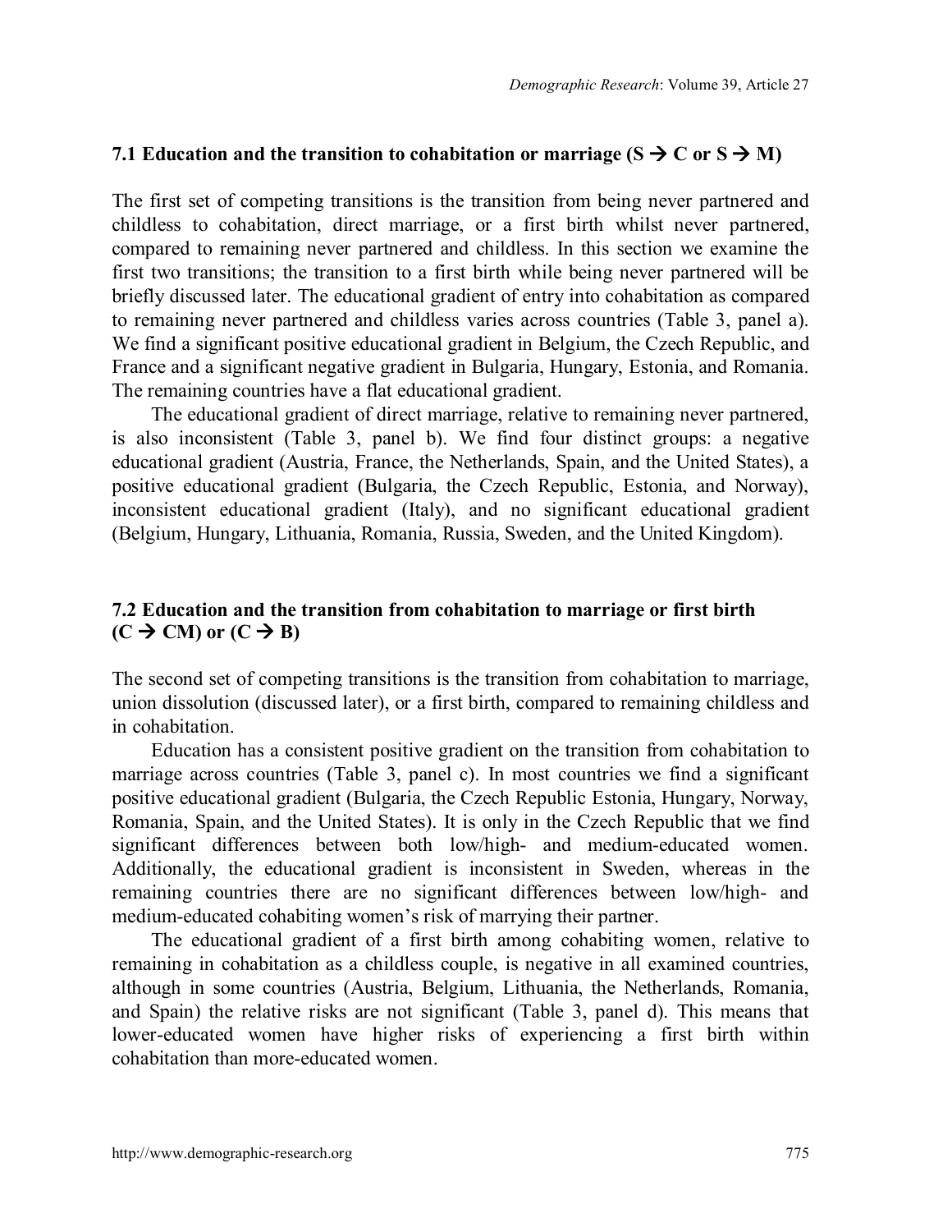### 7.1 Education and the transition to cohabitation or marriage (S → C or S → M)

The first set of competing transitions is the transition from being never partnered and childless to cohabitation, direct marriage, or a first birth whilst never partnered, compared to remaining never partnered and childless. In this section we examine the first two transitions; the transition to a first birth while being never partnered will be briefly discussed later. The educational gradient of entry into cohabitation as compared to remaining never partnered and childless varies across countries (Table 3, panel a). We find a significant positive educational gradient in Belgium, the Czech Republic, and France and a significant negative gradient in Bulgaria, Hungary, Estonia, and Romania. The remaining countries have a flat educational gradient.

The educational gradient of direct marriage, relative to remaining never partnered, is also inconsistent (Table 3, panel b). We find four distinct groups: a negative educational gradient (Austria, France, the Netherlands, Spain, and the United States), a positive educational gradient (Bulgaria, the Czech Republic, Estonia, and Norway), inconsistent educational gradient (Italy), and no significant educational gradient (Belgium, Hungary, Lithuania, Romania, Russia, Sweden, and the United Kingdom).

### 7.2 Education and the transition from cohabitation to marriage or first birth (C → CM) or (C → B)

The second set of competing transitions is the transition from cohabitation to marriage, union dissolution (discussed later), or a first birth, compared to remaining childless and in cohabitation.

Education has a consistent positive gradient on the transition from cohabitation to marriage across countries (Table 3, panel c). In most countries we find a significant positive educational gradient (Bulgaria, the Czech Republic Estonia, Hungary, Norway, Romania, Spain, and the United States). It is only in the Czech Republic that we find significant differences between both low/high- and medium-educated women. Additionally, the educational gradient is inconsistent in Sweden, whereas in the remaining countries there are no significant differences between low/high- and medium-educated cohabiting women's risk of marrying their partner.

The educational gradient of a first birth among cohabiting women, relative to remaining in cohabitation as a childless couple, is negative in all examined countries, although in some countries (Austria, Belgium, Lithuania, the Netherlands, Romania, and Spain) the relative risks are not significant (Table 3, panel d). This means that lower-educated women have higher risks of experiencing a first birth within cohabitation than more-educated women.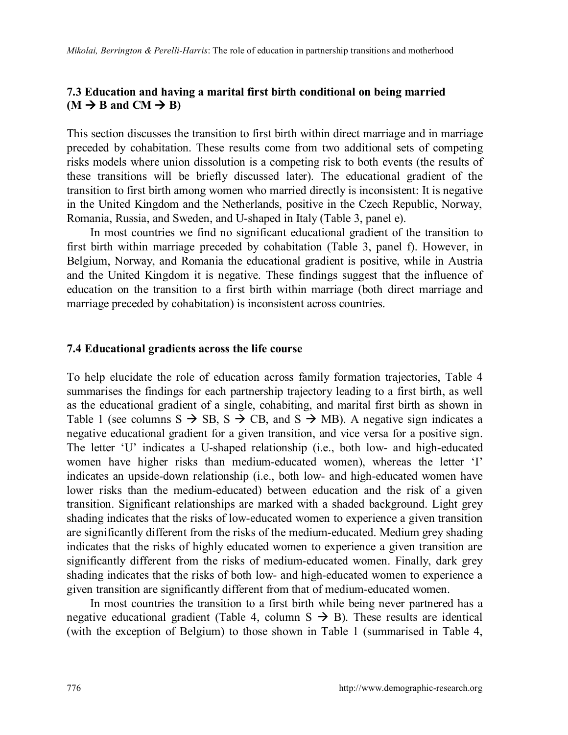### 7.3 Education and having a marital first birth conditional on being married (M → B and CM → B)

This section discusses the transition to first birth within direct marriage and in marriage preceded by cohabitation. These results come from two additional sets of competing risks models where union dissolution is a competing risk to both events (the results of these transitions will be briefly discussed later). The educational gradient of the transition to first birth among women who married directly is inconsistent: It is negative in the United Kingdom and the Netherlands, positive in the Czech Republic, Norway, Romania, Russia, and Sweden, and U-shaped in Italy (Table 3, panel e).

In most countries we find no significant educational gradient of the transition to first birth within marriage preceded by cohabitation (Table 3, panel f). However, in Belgium, Norway, and Romania the educational gradient is positive, while in Austria and the United Kingdom it is negative. These findings suggest that the influence of education on the transition to a first birth within marriage (both direct marriage and marriage preceded by cohabitation) is inconsistent across countries.

### 7.4 Educational gradients across the life course

To help elucidate the role of education across family formation trajectories, Table 4 summarises the findings for each partnership trajectory leading to a first birth, as well as the educational gradient of a single, cohabiting, and marital first birth as shown in Table 1 (see columns S → SB, S → CB, and S → MB). A negative sign indicates a negative educational gradient for a given transition, and vice versa for a positive sign. The letter 'U' indicates a U-shaped relationship (i.e., both low- and high-educated women have higher risks than medium-educated women), whereas the letter 'I' indicates an upside-down relationship (i.e., both low- and high-educated women have lower risks than the medium-educated) between education and the risk of a given transition. Significant relationships are marked with a shaded background. Light grey shading indicates that the risks of low-educated women to experience a given transition are significantly different from the risks of the medium-educated. Medium grey shading indicates that the risks of highly educated women to experience a given transition are significantly different from the risks of medium-educated women. Finally, dark grey shading indicates that the risks of both low- and high-educated women to experience a given transition are significantly different from that of medium-educated women.

In most countries the transition to a first birth while being never partnered has a negative educational gradient (Table 4, column S → B). These results are identical (with the exception of Belgium) to those shown in Table 1 (summarised in Table 4,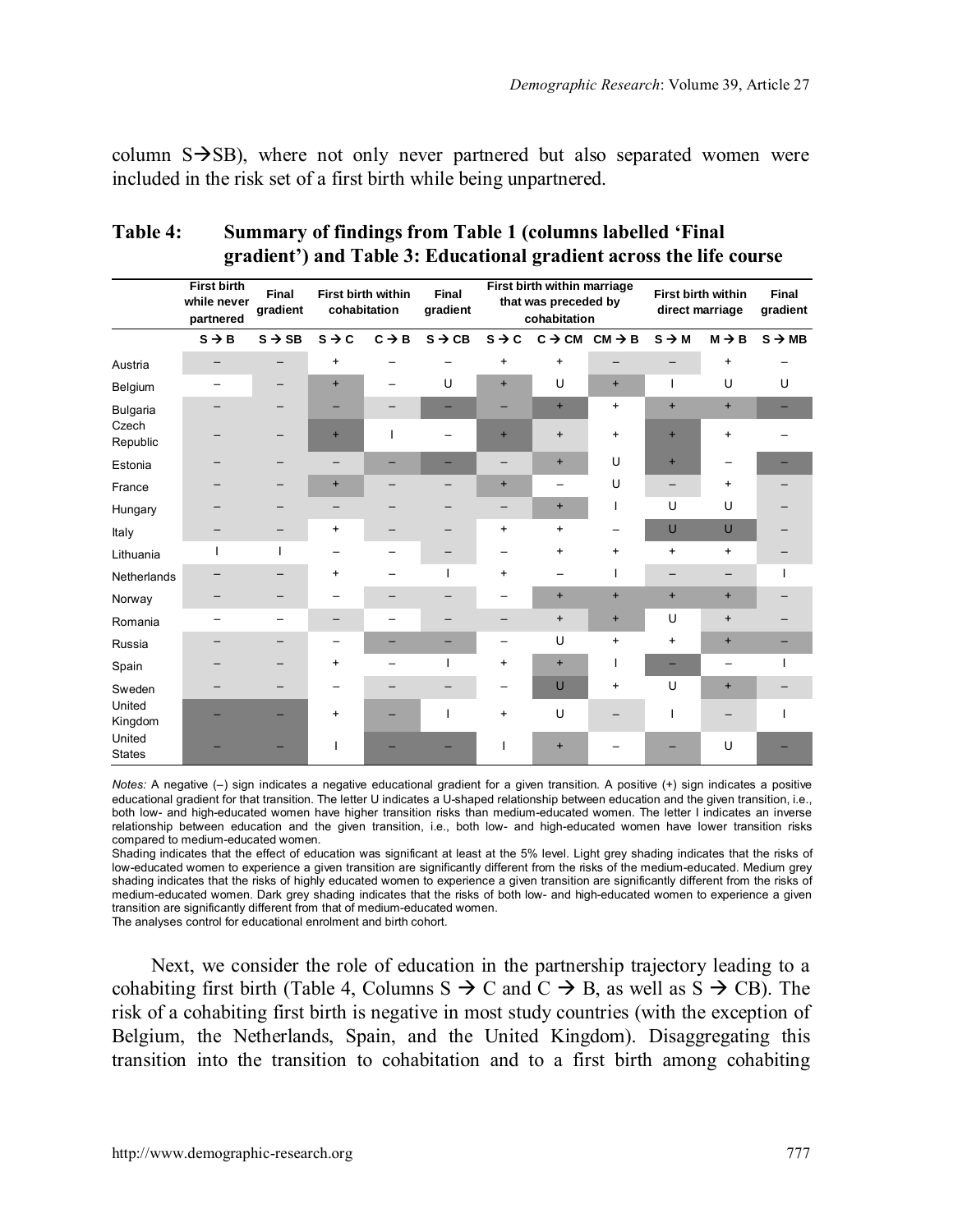column S→SB), where not only never partnered but also separated women were included in the risk set of a first birth while being unpartnered.

**Table 4: Summary of findings from Table 1 (columns labelled 'Final gradient') and Table 3: Educational gradient across the life course**

| | First birth while never partnered | Final gradient | First birth within cohabitation | | Final gradient | First birth within marriage that was preceded by cohabitation | | | First birth within direct marriage | | Final gradient |
|---|---|---|---|---|---|---|---|---|---|---|---|
| | S → B | S → SB | S → C | C → B | S → CB | S → C | C → CM | CM → B | S → M | M → B | S → MB |
| Austria | – | – | + | – | – | + | + | – | – | + | – |
| Belgium | – | – | + | – | U | + | U | + | I | U | U |
| Bulgaria | – | – | – | – | – | – | + | + | + | + | – |
| Czech Republic | – | – | + | I | – | + | + | + | + | + | – |
| Estonia | – | – | – | – | – | – | + | U | + | – | – |
| France | – | – | + | – | – | + | – | U | – | + | – |
| Hungary | – | – | – | – | – | – | + | I | U | U | – |
| Italy | – | – | + | – | – | + | + | – | U | U | – |
| Lithuania | I | I | – | – | – | – | + | + | + | + | – |
| Netherlands | – | – | + | – | I | + | – | I | – | – | I |
| Norway | – | – | – | – | – | – | + | + | + | + | – |
| Romania | – | – | – | – | – | – | + | + | U | + | – |
| Russia | – | – | – | – | – | – | U | + | + | + | – |
| Spain | – | – | + | – | I | + | + | I | – | – | I |
| Sweden | – | – | – | – | – | – | U | + | U | + | – |
| United Kingdom | – | – | + | – | I | + | U | – | I | – | I |
| United States | – | – | I | – | – | I | + | – | – | U | – |

*Notes:* A negative (–) sign indicates a negative educational gradient for a given transition. A positive (+) sign indicates a positive educational gradient for that transition. The letter U indicates a U-shaped relationship between education and the given transition, i.e., both low- and high-educated women have higher transition risks than medium-educated women. The letter I indicates an inverse relationship between education and the given transition, i.e., both low- and high-educated women have lower transition risks compared to medium-educated women.
Shading indicates that the effect of education was significant at least at the 5% level. Light grey shading indicates that the risks of low-educated women to experience a given transition are significantly different from the risks of the medium-educated. Medium grey shading indicates that the risks of highly educated women to experience a given transition are significantly different from the risks of medium-educated women. Dark grey shading indicates that the risks of both low- and high-educated women to experience a given transition are significantly different from that of medium-educated women.
The analyses control for educational enrolment and birth cohort.

Next, we consider the role of education in the partnership trajectory leading to a cohabiting first birth (Table 4, Columns S → C and C → B, as well as S → CB). The risk of a cohabiting first birth is negative in most study countries (with the exception of Belgium, the Netherlands, Spain, and the United Kingdom). Disaggregating this transition into the transition to cohabitation and to a first birth among cohabiting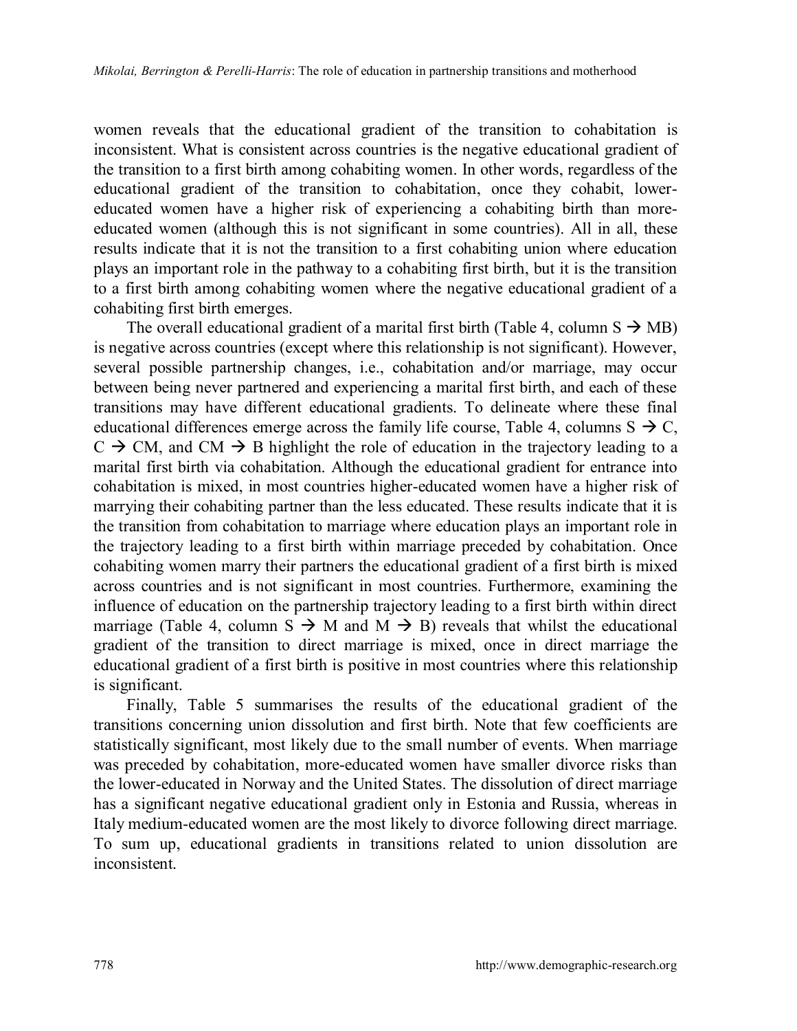women reveals that the educational gradient of the transition to cohabitation is inconsistent. What is consistent across countries is the negative educational gradient of the transition to a first birth among cohabiting women. In other words, regardless of the educational gradient of the transition to cohabitation, once they cohabit, lower-educated women have a higher risk of experiencing a cohabiting birth than more-educated women (although this is not significant in some countries). All in all, these results indicate that it is not the transition to a first cohabiting union where education plays an important role in the pathway to a cohabiting first birth, but it is the transition to a first birth among cohabiting women where the negative educational gradient of a cohabiting first birth emerges.

The overall educational gradient of a marital first birth (Table 4, column S → MB) is negative across countries (except where this relationship is not significant). However, several possible partnership changes, i.e., cohabitation and/or marriage, may occur between being never partnered and experiencing a marital first birth, and each of these transitions may have different educational gradients. To delineate where these final educational differences emerge across the family life course, Table 4, columns S → C, C → CM, and CM → B highlight the role of education in the trajectory leading to a marital first birth via cohabitation. Although the educational gradient for entrance into cohabitation is mixed, in most countries higher-educated women have a higher risk of marrying their cohabiting partner than the less educated. These results indicate that it is the transition from cohabitation to marriage where education plays an important role in the trajectory leading to a first birth within marriage preceded by cohabitation. Once cohabiting women marry their partners the educational gradient of a first birth is mixed across countries and is not significant in most countries. Furthermore, examining the influence of education on the partnership trajectory leading to a first birth within direct marriage (Table 4, column S → M and M → B) reveals that whilst the educational gradient of the transition to direct marriage is mixed, once in direct marriage the educational gradient of a first birth is positive in most countries where this relationship is significant.

Finally, Table 5 summarises the results of the educational gradient of the transitions concerning union dissolution and first birth. Note that few coefficients are statistically significant, most likely due to the small number of events. When marriage was preceded by cohabitation, more-educated women have smaller divorce risks than the lower-educated in Norway and the United States. The dissolution of direct marriage has a significant negative educational gradient only in Estonia and Russia, whereas in Italy medium-educated women are the most likely to divorce following direct marriage. To sum up, educational gradients in transitions related to union dissolution are inconsistent.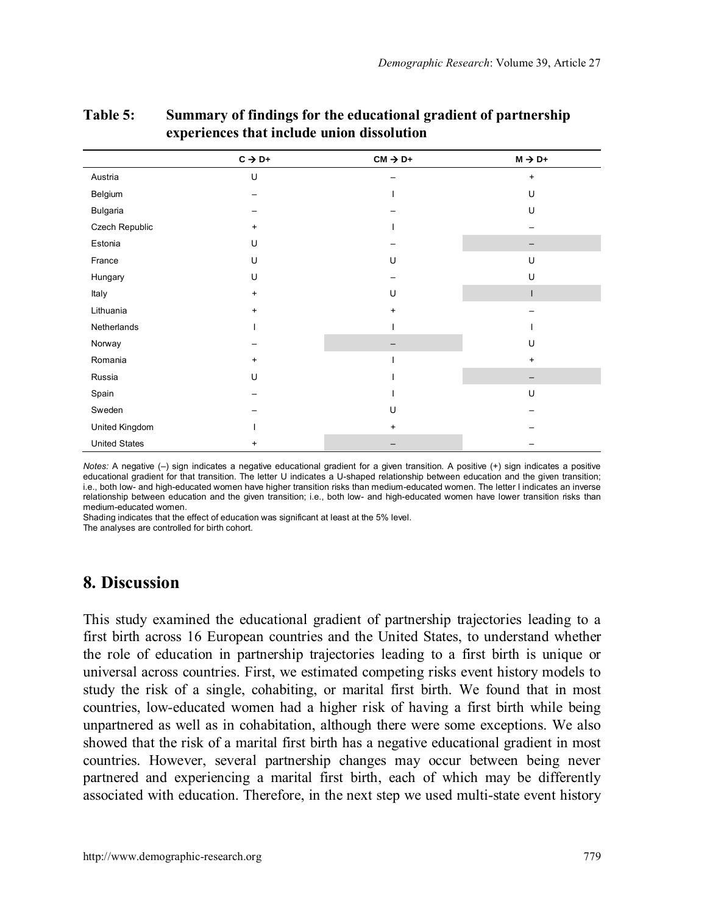**Table 5: Summary of findings for the educational gradient of partnership experiences that include union dissolution**

|  | C → D+ | CM → D+ | M → D+ |
|---|---|---|---|
| Austria | U | – | + |
| Belgium | – | I | U |
| Bulgaria | – | – | U |
| Czech Republic | + | I | – |
| Estonia | U | – | – |
| France | U | U | U |
| Hungary | U | – | U |
| Italy | + | U | I |
| Lithuania | + | + | – |
| Netherlands | I | I | I |
| Norway | – | – | U |
| Romania | + | I | + |
| Russia | U | I | – |
| Spain | – | I | U |
| Sweden | – | U | – |
| United Kingdom | I | + | – |
| United States | + | – | – |

*Notes:* A negative (–) sign indicates a negative educational gradient for a given transition. A positive (+) sign indicates a positive educational gradient for that transition. The letter U indicates a U-shaped relationship between education and the given transition; i.e., both low- and high-educated women have higher transition risks than medium-educated women. The letter I indicates an inverse relationship between education and the given transition; i.e., both low- and high-educated women have lower transition risks than medium-educated women.
Shading indicates that the effect of education was significant at least at the 5% level.
The analyses are controlled for birth cohort.

# 8. Discussion

This study examined the educational gradient of partnership trajectories leading to a first birth across 16 European countries and the United States, to understand whether the role of education in partnership trajectories leading to a first birth is unique or universal across countries. First, we estimated competing risks event history models to study the risk of a single, cohabiting, or marital first birth. We found that in most countries, low-educated women had a higher risk of having a first birth while being unpartnered as well as in cohabitation, although there were some exceptions. We also showed that the risk of a marital first birth has a negative educational gradient in most countries. However, several partnership changes may occur between being never partnered and experiencing a marital first birth, each of which may be differently associated with education. Therefore, in the next step we used multi-state event history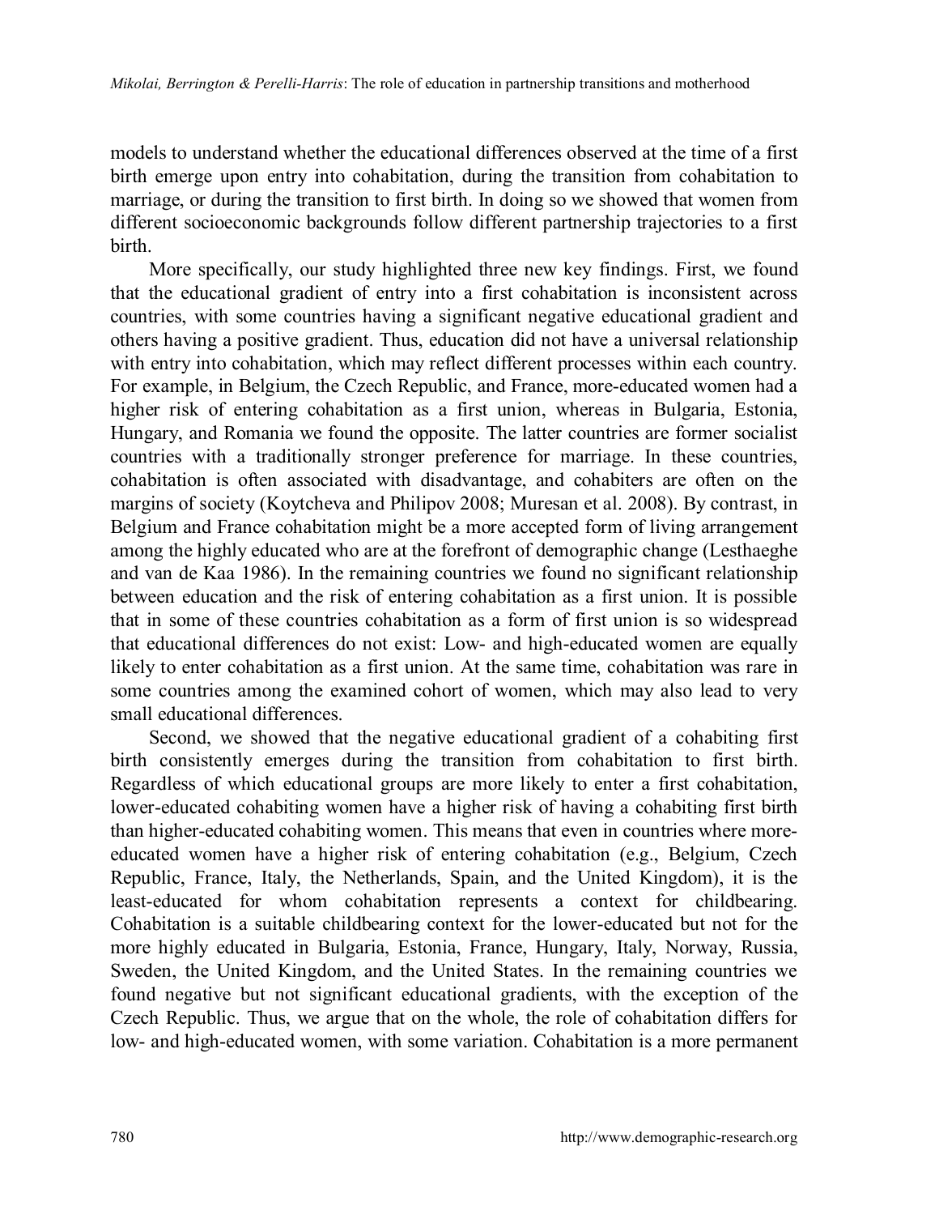models to understand whether the educational differences observed at the time of a first birth emerge upon entry into cohabitation, during the transition from cohabitation to marriage, or during the transition to first birth. In doing so we showed that women from different socioeconomic backgrounds follow different partnership trajectories to a first birth.

More specifically, our study highlighted three new key findings. First, we found that the educational gradient of entry into a first cohabitation is inconsistent across countries, with some countries having a significant negative educational gradient and others having a positive gradient. Thus, education did not have a universal relationship with entry into cohabitation, which may reflect different processes within each country. For example, in Belgium, the Czech Republic, and France, more-educated women had a higher risk of entering cohabitation as a first union, whereas in Bulgaria, Estonia, Hungary, and Romania we found the opposite. The latter countries are former socialist countries with a traditionally stronger preference for marriage. In these countries, cohabitation is often associated with disadvantage, and cohabiters are often on the margins of society (Koytcheva and Philipov 2008; Muresan et al. 2008). By contrast, in Belgium and France cohabitation might be a more accepted form of living arrangement among the highly educated who are at the forefront of demographic change (Lesthaeghe and van de Kaa 1986). In the remaining countries we found no significant relationship between education and the risk of entering cohabitation as a first union. It is possible that in some of these countries cohabitation as a form of first union is so widespread that educational differences do not exist: Low- and high-educated women are equally likely to enter cohabitation as a first union. At the same time, cohabitation was rare in some countries among the examined cohort of women, which may also lead to very small educational differences.

Second, we showed that the negative educational gradient of a cohabiting first birth consistently emerges during the transition from cohabitation to first birth. Regardless of which educational groups are more likely to enter a first cohabitation, lower-educated cohabiting women have a higher risk of having a cohabiting first birth than higher-educated cohabiting women. This means that even in countries where more-educated women have a higher risk of entering cohabitation (e.g., Belgium, Czech Republic, France, Italy, the Netherlands, Spain, and the United Kingdom), it is the least-educated for whom cohabitation represents a context for childbearing. Cohabitation is a suitable childbearing context for the lower-educated but not for the more highly educated in Bulgaria, Estonia, France, Hungary, Italy, Norway, Russia, Sweden, the United Kingdom, and the United States. In the remaining countries we found negative but not significant educational gradients, with the exception of the Czech Republic. Thus, we argue that on the whole, the role of cohabitation differs for low- and high-educated women, with some variation. Cohabitation is a more permanent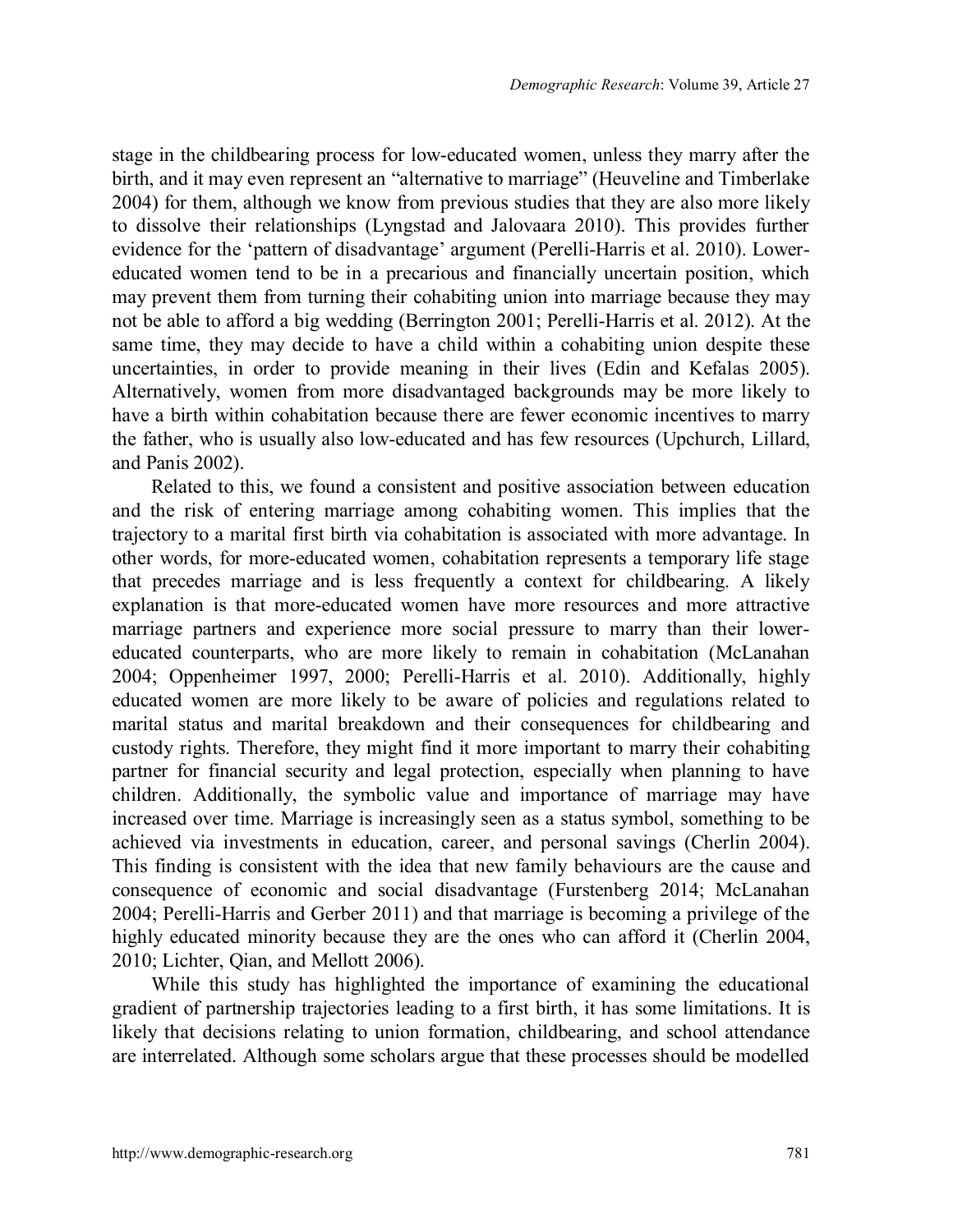stage in the childbearing process for low-educated women, unless they marry after the birth, and it may even represent an "alternative to marriage" (Heuveline and Timberlake 2004) for them, although we know from previous studies that they are also more likely to dissolve their relationships (Lyngstad and Jalovaara 2010). This provides further evidence for the 'pattern of disadvantage' argument (Perelli-Harris et al. 2010). Lower-educated women tend to be in a precarious and financially uncertain position, which may prevent them from turning their cohabiting union into marriage because they may not be able to afford a big wedding (Berrington 2001; Perelli-Harris et al. 2012). At the same time, they may decide to have a child within a cohabiting union despite these uncertainties, in order to provide meaning in their lives (Edin and Kefalas 2005). Alternatively, women from more disadvantaged backgrounds may be more likely to have a birth within cohabitation because there are fewer economic incentives to marry the father, who is usually also low-educated and has few resources (Upchurch, Lillard, and Panis 2002).

Related to this, we found a consistent and positive association between education and the risk of entering marriage among cohabiting women. This implies that the trajectory to a marital first birth via cohabitation is associated with more advantage. In other words, for more-educated women, cohabitation represents a temporary life stage that precedes marriage and is less frequently a context for childbearing. A likely explanation is that more-educated women have more resources and more attractive marriage partners and experience more social pressure to marry than their lower-educated counterparts, who are more likely to remain in cohabitation (McLanahan 2004; Oppenheimer 1997, 2000; Perelli-Harris et al. 2010). Additionally, highly educated women are more likely to be aware of policies and regulations related to marital status and marital breakdown and their consequences for childbearing and custody rights. Therefore, they might find it more important to marry their cohabiting partner for financial security and legal protection, especially when planning to have children. Additionally, the symbolic value and importance of marriage may have increased over time. Marriage is increasingly seen as a status symbol, something to be achieved via investments in education, career, and personal savings (Cherlin 2004). This finding is consistent with the idea that new family behaviours are the cause and consequence of economic and social disadvantage (Furstenberg 2014; McLanahan 2004; Perelli-Harris and Gerber 2011) and that marriage is becoming a privilege of the highly educated minority because they are the ones who can afford it (Cherlin 2004, 2010; Lichter, Qian, and Mellott 2006).

While this study has highlighted the importance of examining the educational gradient of partnership trajectories leading to a first birth, it has some limitations. It is likely that decisions relating to union formation, childbearing, and school attendance are interrelated. Although some scholars argue that these processes should be modelled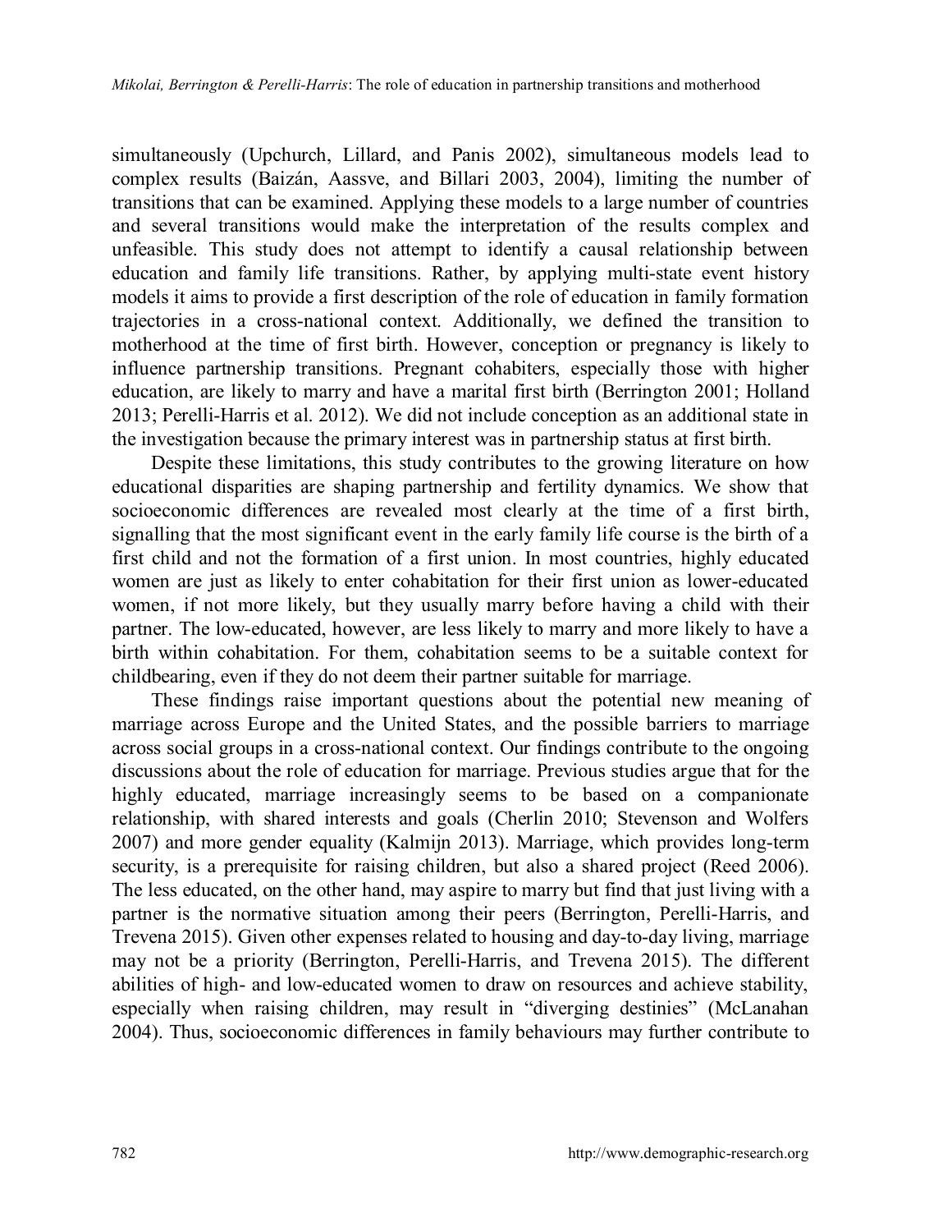simultaneously (Upchurch, Lillard, and Panis 2002), simultaneous models lead to complex results (Baizán, Aassve, and Billari 2003, 2004), limiting the number of transitions that can be examined. Applying these models to a large number of countries and several transitions would make the interpretation of the results complex and unfeasible. This study does not attempt to identify a causal relationship between education and family life transitions. Rather, by applying multi-state event history models it aims to provide a first description of the role of education in family formation trajectories in a cross-national context. Additionally, we defined the transition to motherhood at the time of first birth. However, conception or pregnancy is likely to influence partnership transitions. Pregnant cohabiters, especially those with higher education, are likely to marry and have a marital first birth (Berrington 2001; Holland 2013; Perelli-Harris et al. 2012). We did not include conception as an additional state in the investigation because the primary interest was in partnership status at first birth.

Despite these limitations, this study contributes to the growing literature on how educational disparities are shaping partnership and fertility dynamics. We show that socioeconomic differences are revealed most clearly at the time of a first birth, signalling that the most significant event in the early family life course is the birth of a first child and not the formation of a first union. In most countries, highly educated women are just as likely to enter cohabitation for their first union as lower-educated women, if not more likely, but they usually marry before having a child with their partner. The low-educated, however, are less likely to marry and more likely to have a birth within cohabitation. For them, cohabitation seems to be a suitable context for childbearing, even if they do not deem their partner suitable for marriage.

These findings raise important questions about the potential new meaning of marriage across Europe and the United States, and the possible barriers to marriage across social groups in a cross-national context. Our findings contribute to the ongoing discussions about the role of education for marriage. Previous studies argue that for the highly educated, marriage increasingly seems to be based on a companionate relationship, with shared interests and goals (Cherlin 2010; Stevenson and Wolfers 2007) and more gender equality (Kalmijn 2013). Marriage, which provides long-term security, is a prerequisite for raising children, but also a shared project (Reed 2006). The less educated, on the other hand, may aspire to marry but find that just living with a partner is the normative situation among their peers (Berrington, Perelli-Harris, and Trevena 2015). Given other expenses related to housing and day-to-day living, marriage may not be a priority (Berrington, Perelli-Harris, and Trevena 2015). The different abilities of high- and low-educated women to draw on resources and achieve stability, especially when raising children, may result in "diverging destinies" (McLanahan 2004). Thus, socioeconomic differences in family behaviours may further contribute to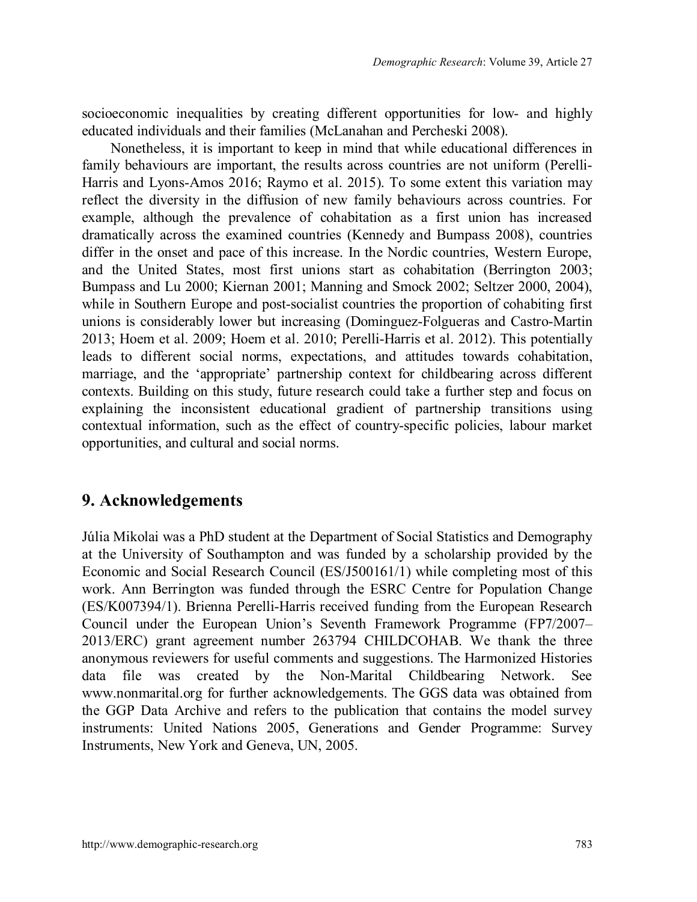socioeconomic inequalities by creating different opportunities for low- and highly educated individuals and their families (McLanahan and Percheski 2008).

Nonetheless, it is important to keep in mind that while educational differences in family behaviours are important, the results across countries are not uniform (Perelli-Harris and Lyons-Amos 2016; Raymo et al. 2015). To some extent this variation may reflect the diversity in the diffusion of new family behaviours across countries. For example, although the prevalence of cohabitation as a first union has increased dramatically across the examined countries (Kennedy and Bumpass 2008), countries differ in the onset and pace of this increase. In the Nordic countries, Western Europe, and the United States, most first unions start as cohabitation (Berrington 2003; Bumpass and Lu 2000; Kiernan 2001; Manning and Smock 2002; Seltzer 2000, 2004), while in Southern Europe and post-socialist countries the proportion of cohabiting first unions is considerably lower but increasing (Dominguez-Folgueras and Castro-Martin 2013; Hoem et al. 2009; Hoem et al. 2010; Perelli-Harris et al. 2012). This potentially leads to different social norms, expectations, and attitudes towards cohabitation, marriage, and the 'appropriate' partnership context for childbearing across different contexts. Building on this study, future research could take a further step and focus on explaining the inconsistent educational gradient of partnership transitions using contextual information, such as the effect of country-specific policies, labour market opportunities, and cultural and social norms.

## 9. Acknowledgements

Júlia Mikolai was a PhD student at the Department of Social Statistics and Demography at the University of Southampton and was funded by a scholarship provided by the Economic and Social Research Council (ES/J500161/1) while completing most of this work. Ann Berrington was funded through the ESRC Centre for Population Change (ES/K007394/1). Brienna Perelli-Harris received funding from the European Research Council under the European Union's Seventh Framework Programme (FP7/2007–2013/ERC) grant agreement number 263794 CHILDCOHAB. We thank the three anonymous reviewers for useful comments and suggestions. The Harmonized Histories data file was created by the Non-Marital Childbearing Network. See www.nonmarital.org for further acknowledgements. The GGS data was obtained from the GGP Data Archive and refers to the publication that contains the model survey instruments: United Nations 2005, Generations and Gender Programme: Survey Instruments, New York and Geneva, UN, 2005.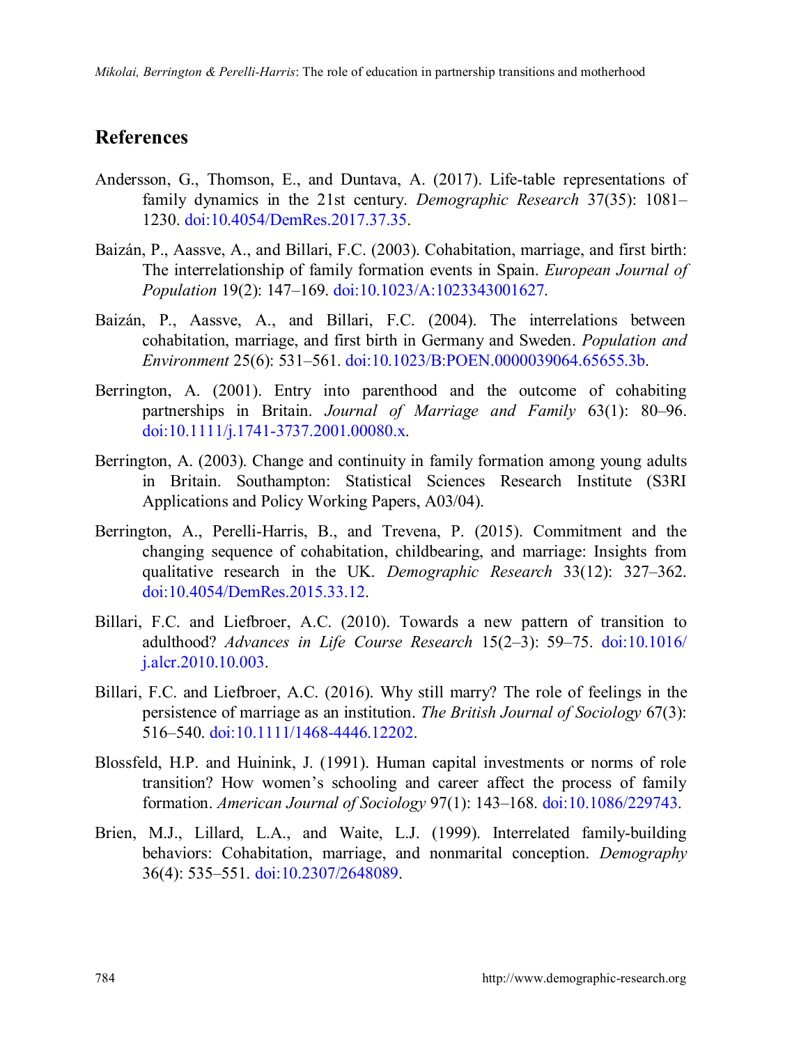## References

Andersson, G., Thomson, E., and Duntava, A. (2017). Life-table representations of family dynamics in the 21st century. *Demographic Research* 37(35): 1081–1230. doi:10.4054/DemRes.2017.37.35.

Baizán, P., Aassve, A., and Billari, F.C. (2003). Cohabitation, marriage, and first birth: The interrelationship of family formation events in Spain. *European Journal of Population* 19(2): 147–169. doi:10.1023/A:1023343001627.

Baizán, P., Aassve, A., and Billari, F.C. (2004). The interrelations between cohabitation, marriage, and first birth in Germany and Sweden. *Population and Environment* 25(6): 531–561. doi:10.1023/B:POEN.0000039064.65655.3b.

Berrington, A. (2001). Entry into parenthood and the outcome of cohabiting partnerships in Britain. *Journal of Marriage and Family* 63(1): 80–96. doi:10.1111/j.1741-3737.2001.00080.x.

Berrington, A. (2003). Change and continuity in family formation among young adults in Britain. Southampton: Statistical Sciences Research Institute (S3RI Applications and Policy Working Papers, A03/04).

Berrington, A., Perelli-Harris, B., and Trevena, P. (2015). Commitment and the changing sequence of cohabitation, childbearing, and marriage: Insights from qualitative research in the UK. *Demographic Research* 33(12): 327–362. doi:10.4054/DemRes.2015.33.12.

Billari, F.C. and Liefbroer, A.C. (2010). Towards a new pattern of transition to adulthood? *Advances in Life Course Research* 15(2–3): 59–75. doi:10.1016/j.alcr.2010.10.003.

Billari, F.C. and Liefbroer, A.C. (2016). Why still marry? The role of feelings in the persistence of marriage as an institution. *The British Journal of Sociology* 67(3): 516–540. doi:10.1111/1468-4446.12202.

Blossfeld, H.P. and Huinink, J. (1991). Human capital investments or norms of role transition? How women's schooling and career affect the process of family formation. *American Journal of Sociology* 97(1): 143–168. doi:10.1086/229743.

Brien, M.J., Lillard, L.A., and Waite, L.J. (1999). Interrelated family-building behaviors: Cohabitation, marriage, and nonmarital conception. *Demography* 36(4): 535–551. doi:10.2307/2648089.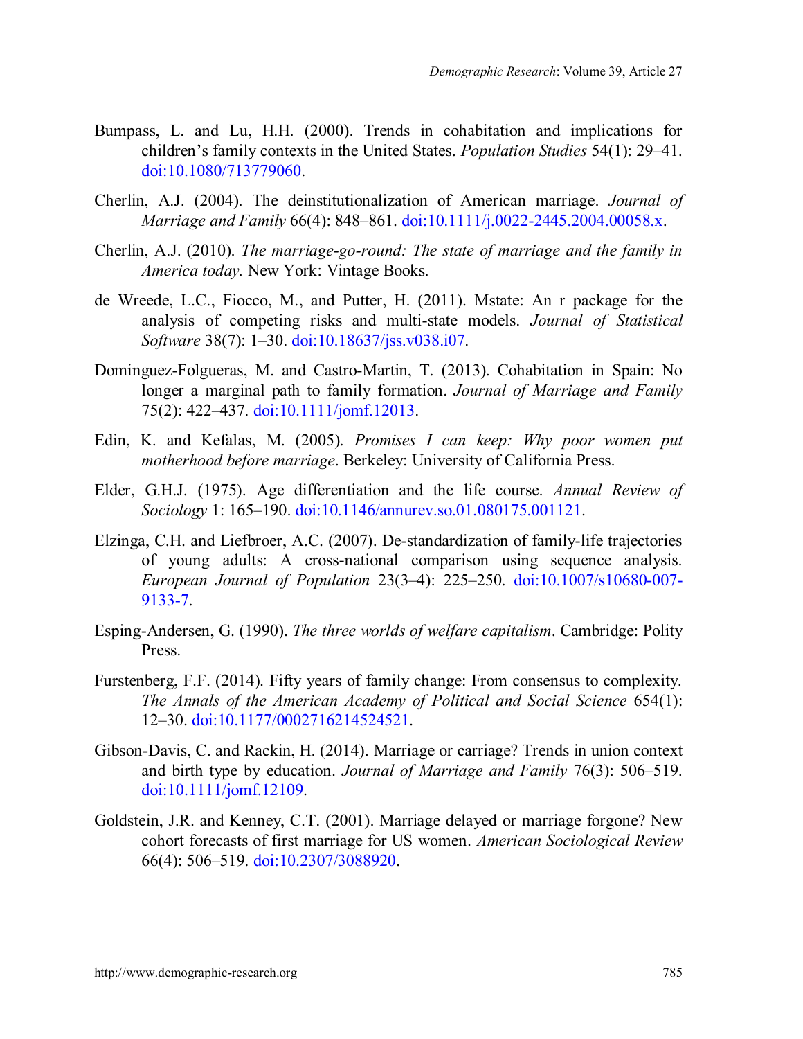Bumpass, L. and Lu, H.H. (2000). Trends in cohabitation and implications for children's family contexts in the United States. *Population Studies* 54(1): 29–41. doi:10.1080/713779060.

Cherlin, A.J. (2004). The deinstitutionalization of American marriage. *Journal of Marriage and Family* 66(4): 848–861. doi:10.1111/j.0022-2445.2004.00058.x.

Cherlin, A.J. (2010). *The marriage-go-round: The state of marriage and the family in America today.* New York: Vintage Books.

de Wreede, L.C., Fiocco, M., and Putter, H. (2011). Mstate: An r package for the analysis of competing risks and multi-state models. *Journal of Statistical Software* 38(7): 1–30. doi:10.18637/jss.v038.i07.

Dominguez-Folgueras, M. and Castro-Martin, T. (2013). Cohabitation in Spain: No longer a marginal path to family formation. *Journal of Marriage and Family* 75(2): 422–437. doi:10.1111/jomf.12013.

Edin, K. and Kefalas, M. (2005). *Promises I can keep: Why poor women put motherhood before marriage*. Berkeley: University of California Press.

Elder, G.H.J. (1975). Age differentiation and the life course. *Annual Review of Sociology* 1: 165–190. doi:10.1146/annurev.so.01.080175.001121.

Elzinga, C.H. and Liefbroer, A.C. (2007). De-standardization of family-life trajectories of young adults: A cross-national comparison using sequence analysis. *European Journal of Population* 23(3–4): 225–250. doi:10.1007/s10680-007-9133-7.

Esping-Andersen, G. (1990). *The three worlds of welfare capitalism*. Cambridge: Polity Press.

Furstenberg, F.F. (2014). Fifty years of family change: From consensus to complexity. *The Annals of the American Academy of Political and Social Science* 654(1): 12–30. doi:10.1177/0002716214524521.

Gibson-Davis, C. and Rackin, H. (2014). Marriage or carriage? Trends in union context and birth type by education. *Journal of Marriage and Family* 76(3): 506–519. doi:10.1111/jomf.12109.

Goldstein, J.R. and Kenney, C.T. (2001). Marriage delayed or marriage forgone? New cohort forecasts of first marriage for US women. *American Sociological Review* 66(4): 506–519. doi:10.2307/3088920.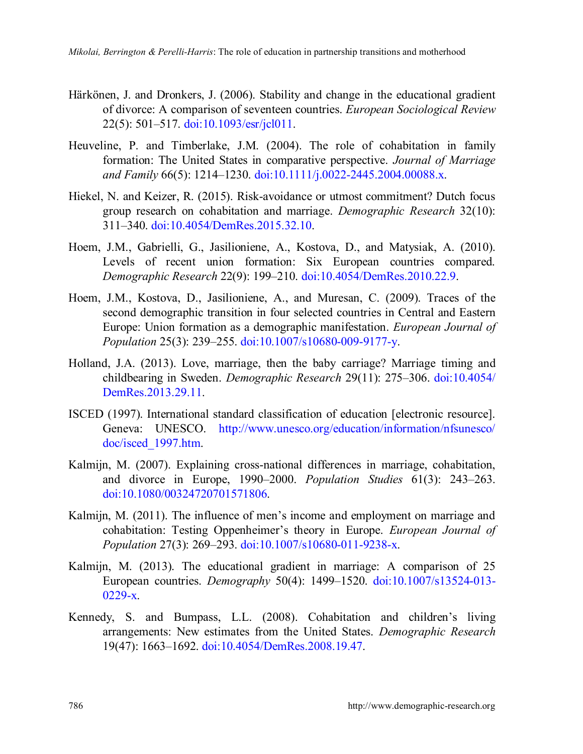Härkönen, J. and Dronkers, J. (2006). Stability and change in the educational gradient of divorce: A comparison of seventeen countries. *European Sociological Review* 22(5): 501–517. doi:10.1093/esr/jcl011.

Heuveline, P. and Timberlake, J.M. (2004). The role of cohabitation in family formation: The United States in comparative perspective. *Journal of Marriage and Family* 66(5): 1214–1230. doi:10.1111/j.0022-2445.2004.00088.x.

Hiekel, N. and Keizer, R. (2015). Risk-avoidance or utmost commitment? Dutch focus group research on cohabitation and marriage. *Demographic Research* 32(10): 311–340. doi:10.4054/DemRes.2015.32.10.

Hoem, J.M., Gabrielli, G., Jasilioniene, A., Kostova, D., and Matysiak, A. (2010). Levels of recent union formation: Six European countries compared. *Demographic Research* 22(9): 199–210. doi:10.4054/DemRes.2010.22.9.

Hoem, J.M., Kostova, D., Jasilioniene, A., and Muresan, C. (2009). Traces of the second demographic transition in four selected countries in Central and Eastern Europe: Union formation as a demographic manifestation. *European Journal of Population* 25(3): 239–255. doi:10.1007/s10680-009-9177-y.

Holland, J.A. (2013). Love, marriage, then the baby carriage? Marriage timing and childbearing in Sweden. *Demographic Research* 29(11): 275–306. doi:10.4054/DemRes.2013.29.11.

ISCED (1997). International standard classification of education [electronic resource]. Geneva: UNESCO. http://www.unesco.org/education/information/nfsunesco/doc/isced_1997.htm.

Kalmijn, M. (2007). Explaining cross-national differences in marriage, cohabitation, and divorce in Europe, 1990–2000. *Population Studies* 61(3): 243–263. doi:10.1080/00324720701571806.

Kalmijn, M. (2011). The influence of men's income and employment on marriage and cohabitation: Testing Oppenheimer's theory in Europe. *European Journal of Population* 27(3): 269–293. doi:10.1007/s10680-011-9238-x.

Kalmijn, M. (2013). The educational gradient in marriage: A comparison of 25 European countries. *Demography* 50(4): 1499–1520. doi:10.1007/s13524-013-0229-x.

Kennedy, S. and Bumpass, L.L. (2008). Cohabitation and children's living arrangements: New estimates from the United States. *Demographic Research* 19(47): 1663–1692. doi:10.4054/DemRes.2008.19.47.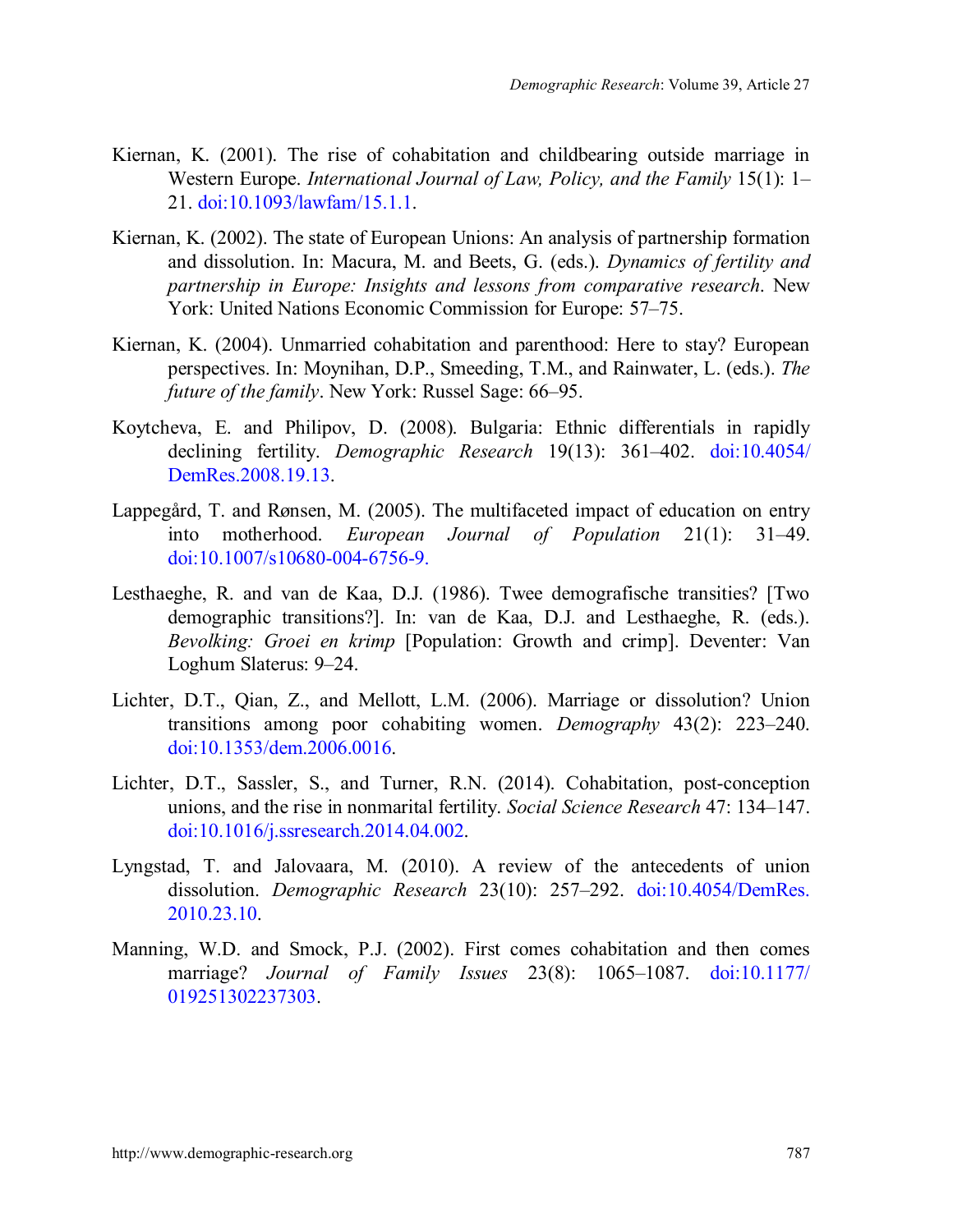Kiernan, K. (2001). The rise of cohabitation and childbearing outside marriage in Western Europe. *International Journal of Law, Policy, and the Family* 15(1): 1–21. doi:10.1093/lawfam/15.1.1.

Kiernan, K. (2002). The state of European Unions: An analysis of partnership formation and dissolution. In: Macura, M. and Beets, G. (eds.). *Dynamics of fertility and partnership in Europe: Insights and lessons from comparative research*. New York: United Nations Economic Commission for Europe: 57–75.

Kiernan, K. (2004). Unmarried cohabitation and parenthood: Here to stay? European perspectives. In: Moynihan, D.P., Smeeding, T.M., and Rainwater, L. (eds.). *The future of the family*. New York: Russel Sage: 66–95.

Koytcheva, E. and Philipov, D. (2008). Bulgaria: Ethnic differentials in rapidly declining fertility. *Demographic Research* 19(13): 361–402. doi:10.4054/DemRes.2008.19.13.

Lappegård, T. and Rønsen, M. (2005). The multifaceted impact of education on entry into motherhood. *European Journal of Population* 21(1): 31–49. doi:10.1007/s10680-004-6756-9.

Lesthaeghe, R. and van de Kaa, D.J. (1986). Twee demografische transities? [Two demographic transitions?]. In: van de Kaa, D.J. and Lesthaeghe, R. (eds.). *Bevolking: Groei en krimp* [Population: Growth and crimp]. Deventer: Van Loghum Slaterus: 9–24.

Lichter, D.T., Qian, Z., and Mellott, L.M. (2006). Marriage or dissolution? Union transitions among poor cohabiting women. *Demography* 43(2): 223–240. doi:10.1353/dem.2006.0016.

Lichter, D.T., Sassler, S., and Turner, R.N. (2014). Cohabitation, post-conception unions, and the rise in nonmarital fertility. *Social Science Research* 47: 134–147. doi:10.1016/j.ssresearch.2014.04.002.

Lyngstad, T. and Jalovaara, M. (2010). A review of the antecedents of union dissolution. *Demographic Research* 23(10): 257–292. doi:10.4054/DemRes.2010.23.10.

Manning, W.D. and Smock, P.J. (2002). First comes cohabitation and then comes marriage? *Journal of Family Issues* 23(8): 1065–1087. doi:10.1177/019251302237303.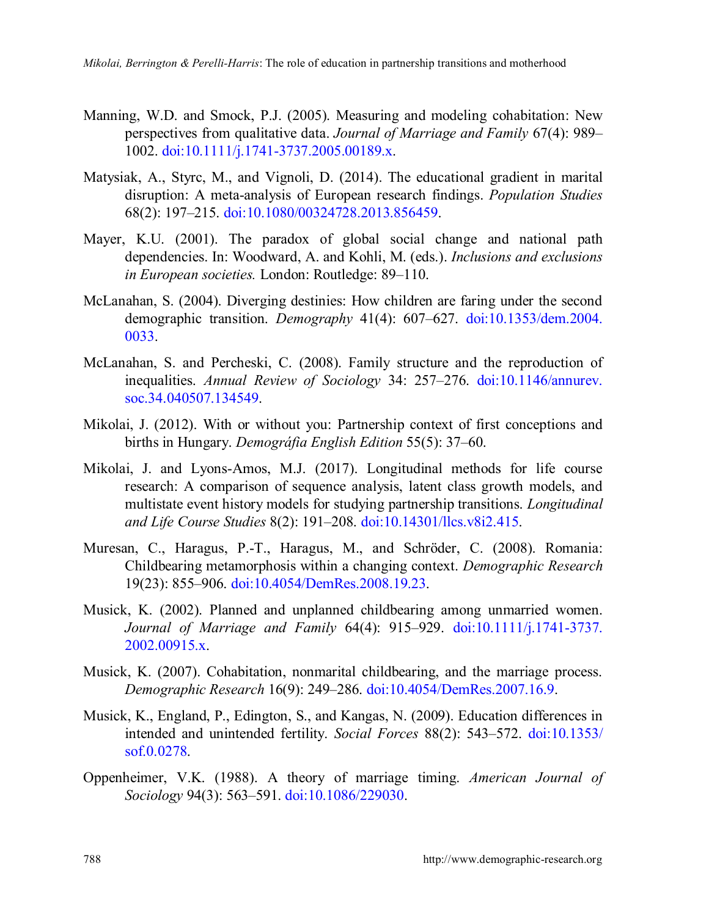Manning, W.D. and Smock, P.J. (2005). Measuring and modeling cohabitation: New perspectives from qualitative data. *Journal of Marriage and Family* 67(4): 989–1002. doi:10.1111/j.1741-3737.2005.00189.x.

Matysiak, A., Styrc, M., and Vignoli, D. (2014). The educational gradient in marital disruption: A meta-analysis of European research findings. *Population Studies* 68(2): 197–215. doi:10.1080/00324728.2013.856459.

Mayer, K.U. (2001). The paradox of global social change and national path dependencies. In: Woodward, A. and Kohli, M. (eds.). *Inclusions and exclusions in European societies.* London: Routledge: 89–110.

McLanahan, S. (2004). Diverging destinies: How children are faring under the second demographic transition. *Demography* 41(4): 607–627. doi:10.1353/dem.2004.0033.

McLanahan, S. and Percheski, C. (2008). Family structure and the reproduction of inequalities. *Annual Review of Sociology* 34: 257–276. doi:10.1146/annurev.soc.34.040507.134549.

Mikolai, J. (2012). With or without you: Partnership context of first conceptions and births in Hungary. *Demográfia English Edition* 55(5): 37–60.

Mikolai, J. and Lyons-Amos, M.J. (2017). Longitudinal methods for life course research: A comparison of sequence analysis, latent class growth models, and multistate event history models for studying partnership transitions. *Longitudinal and Life Course Studies* 8(2): 191–208. doi:10.14301/llcs.v8i2.415.

Muresan, C., Haragus, P.-T., Haragus, M., and Schröder, C. (2008). Romania: Childbearing metamorphosis within a changing context. *Demographic Research* 19(23): 855–906. doi:10.4054/DemRes.2008.19.23.

Musick, K. (2002). Planned and unplanned childbearing among unmarried women. *Journal of Marriage and Family* 64(4): 915–929. doi:10.1111/j.1741-3737.2002.00915.x.

Musick, K. (2007). Cohabitation, nonmarital childbearing, and the marriage process. *Demographic Research* 16(9): 249–286. doi:10.4054/DemRes.2007.16.9.

Musick, K., England, P., Edington, S., and Kangas, N. (2009). Education differences in intended and unintended fertility. *Social Forces* 88(2): 543–572. doi:10.1353/sof.0.0278.

Oppenheimer, V.K. (1988). A theory of marriage timing. *American Journal of Sociology* 94(3): 563–591. doi:10.1086/229030.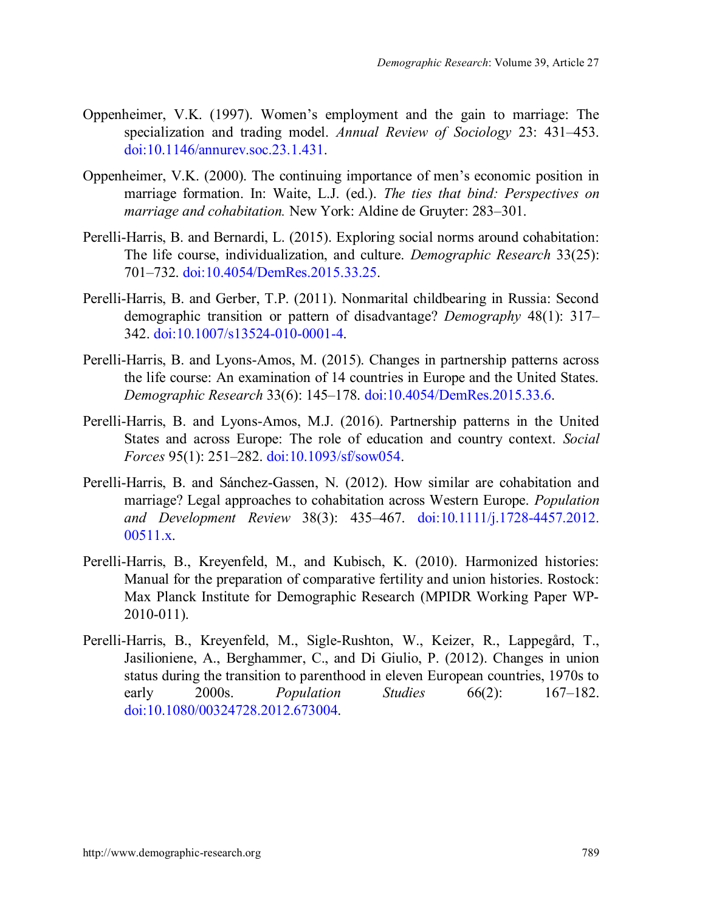Oppenheimer, V.K. (1997). Women's employment and the gain to marriage: The specialization and trading model. *Annual Review of Sociology* 23: 431–453. doi:10.1146/annurev.soc.23.1.431.

Oppenheimer, V.K. (2000). The continuing importance of men's economic position in marriage formation. In: Waite, L.J. (ed.). *The ties that bind: Perspectives on marriage and cohabitation.* New York: Aldine de Gruyter: 283–301.

Perelli-Harris, B. and Bernardi, L. (2015). Exploring social norms around cohabitation: The life course, individualization, and culture. *Demographic Research* 33(25): 701–732. doi:10.4054/DemRes.2015.33.25.

Perelli-Harris, B. and Gerber, T.P. (2011). Nonmarital childbearing in Russia: Second demographic transition or pattern of disadvantage? *Demography* 48(1): 317–342. doi:10.1007/s13524-010-0001-4.

Perelli-Harris, B. and Lyons-Amos, M. (2015). Changes in partnership patterns across the life course: An examination of 14 countries in Europe and the United States. *Demographic Research* 33(6): 145–178. doi:10.4054/DemRes.2015.33.6.

Perelli-Harris, B. and Lyons-Amos, M.J. (2016). Partnership patterns in the United States and across Europe: The role of education and country context. *Social Forces* 95(1): 251–282. doi:10.1093/sf/sow054.

Perelli-Harris, B. and Sánchez-Gassen, N. (2012). How similar are cohabitation and marriage? Legal approaches to cohabitation across Western Europe. *Population and Development Review* 38(3): 435–467. doi:10.1111/j.1728-4457.2012.00511.x.

Perelli-Harris, B., Kreyenfeld, M., and Kubisch, K. (2010). Harmonized histories: Manual for the preparation of comparative fertility and union histories. Rostock: Max Planck Institute for Demographic Research (MPIDR Working Paper WP-2010-011).

Perelli-Harris, B., Kreyenfeld, M., Sigle-Rushton, W., Keizer, R., Lappegård, T., Jasilioniene, A., Berghammer, C., and Di Giulio, P. (2012). Changes in union status during the transition to parenthood in eleven European countries, 1970s to early 2000s. *Population Studies* 66(2): 167–182. doi:10.1080/00324728.2012.673004.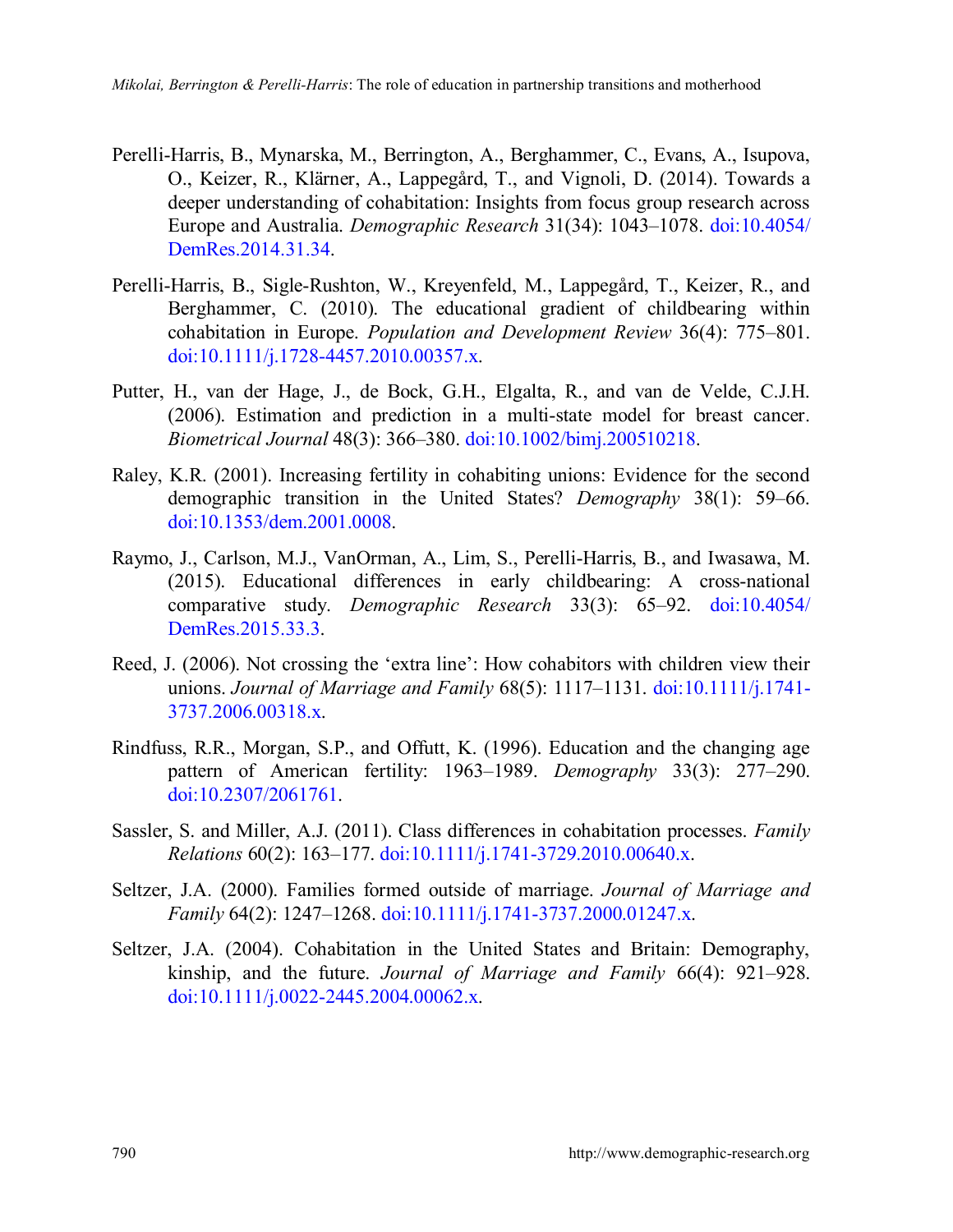Perelli-Harris, B., Mynarska, M., Berrington, A., Berghammer, C., Evans, A., Isupova, O., Keizer, R., Klärner, A., Lappegård, T., and Vignoli, D. (2014). Towards a deeper understanding of cohabitation: Insights from focus group research across Europe and Australia. *Demographic Research* 31(34): 1043–1078. doi:10.4054/DemRes.2014.31.34.

Perelli-Harris, B., Sigle-Rushton, W., Kreyenfeld, M., Lappegård, T., Keizer, R., and Berghammer, C. (2010). The educational gradient of childbearing within cohabitation in Europe. *Population and Development Review* 36(4): 775–801. doi:10.1111/j.1728-4457.2010.00357.x.

Putter, H., van der Hage, J., de Bock, G.H., Elgalta, R., and van de Velde, C.J.H. (2006). Estimation and prediction in a multi-state model for breast cancer. *Biometrical Journal* 48(3): 366–380. doi:10.1002/bimj.200510218.

Raley, K.R. (2001). Increasing fertility in cohabiting unions: Evidence for the second demographic transition in the United States? *Demography* 38(1): 59–66. doi:10.1353/dem.2001.0008.

Raymo, J., Carlson, M.J., VanOrman, A., Lim, S., Perelli-Harris, B., and Iwasawa, M. (2015). Educational differences in early childbearing: A cross-national comparative study. *Demographic Research* 33(3): 65–92. doi:10.4054/DemRes.2015.33.3.

Reed, J. (2006). Not crossing the 'extra line': How cohabitors with children view their unions. *Journal of Marriage and Family* 68(5): 1117–1131. doi:10.1111/j.1741-3737.2006.00318.x.

Rindfuss, R.R., Morgan, S.P., and Offutt, K. (1996). Education and the changing age pattern of American fertility: 1963–1989. *Demography* 33(3): 277–290. doi:10.2307/2061761.

Sassler, S. and Miller, A.J. (2011). Class differences in cohabitation processes. *Family Relations* 60(2): 163–177. doi:10.1111/j.1741-3729.2010.00640.x.

Seltzer, J.A. (2000). Families formed outside of marriage. *Journal of Marriage and Family* 64(2): 1247–1268. doi:10.1111/j.1741-3737.2000.01247.x.

Seltzer, J.A. (2004). Cohabitation in the United States and Britain: Demography, kinship, and the future. *Journal of Marriage and Family* 66(4): 921–928. doi:10.1111/j.0022-2445.2004.00062.x.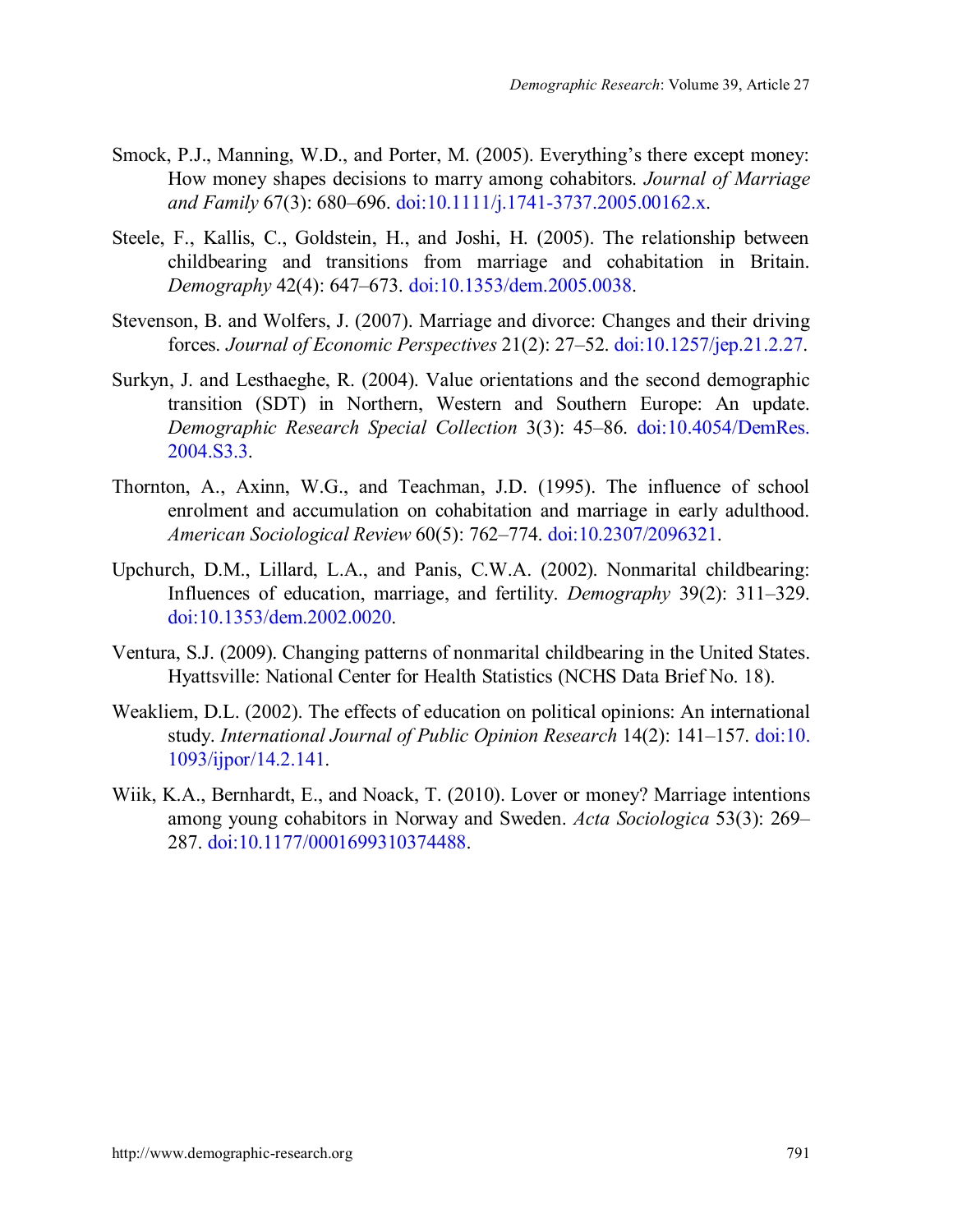Smock, P.J., Manning, W.D., and Porter, M. (2005). Everything's there except money: How money shapes decisions to marry among cohabitors. *Journal of Marriage and Family* 67(3): 680–696. doi:10.1111/j.1741-3737.2005.00162.x.

Steele, F., Kallis, C., Goldstein, H., and Joshi, H. (2005). The relationship between childbearing and transitions from marriage and cohabitation in Britain. *Demography* 42(4): 647–673. doi:10.1353/dem.2005.0038.

Stevenson, B. and Wolfers, J. (2007). Marriage and divorce: Changes and their driving forces. *Journal of Economic Perspectives* 21(2): 27–52. doi:10.1257/jep.21.2.27.

Surkyn, J. and Lesthaeghe, R. (2004). Value orientations and the second demographic transition (SDT) in Northern, Western and Southern Europe: An update. *Demographic Research Special Collection* 3(3): 45–86. doi:10.4054/DemRes.2004.S3.3.

Thornton, A., Axinn, W.G., and Teachman, J.D. (1995). The influence of school enrolment and accumulation on cohabitation and marriage in early adulthood. *American Sociological Review* 60(5): 762–774. doi:10.2307/2096321.

Upchurch, D.M., Lillard, L.A., and Panis, C.W.A. (2002). Nonmarital childbearing: Influences of education, marriage, and fertility. *Demography* 39(2): 311–329. doi:10.1353/dem.2002.0020.

Ventura, S.J. (2009). Changing patterns of nonmarital childbearing in the United States. Hyattsville: National Center for Health Statistics (NCHS Data Brief No. 18).

Weakliem, D.L. (2002). The effects of education on political opinions: An international study. *International Journal of Public Opinion Research* 14(2): 141–157. doi:10.1093/ijpor/14.2.141.

Wiik, K.A., Bernhardt, E., and Noack, T. (2010). Lover or money? Marriage intentions among young cohabitors in Norway and Sweden. *Acta Sociologica* 53(3): 269–287. doi:10.1177/0001699310374488.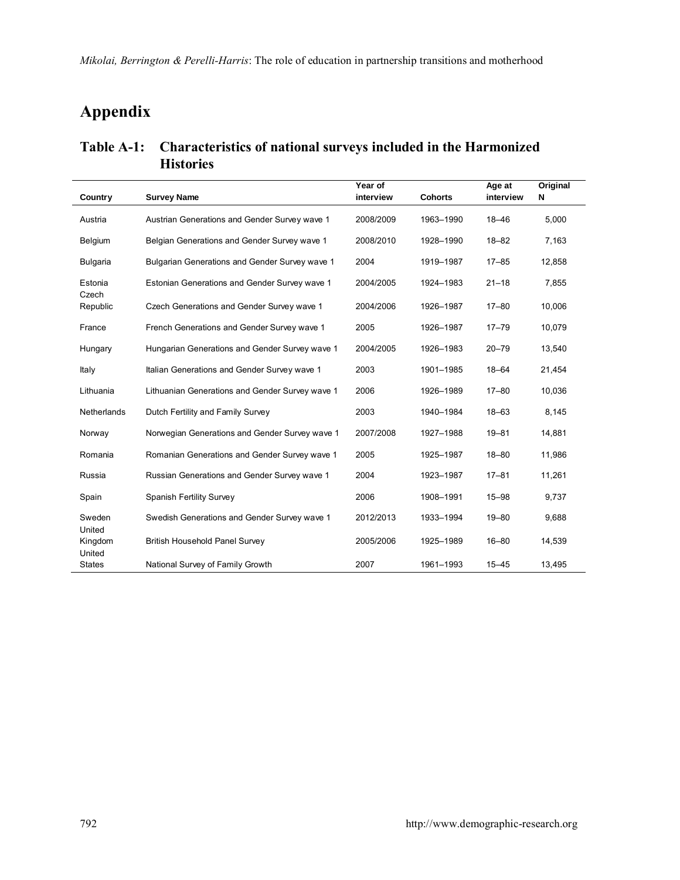## Appendix

### Table A-1: Characteristics of national surveys included in the Harmonized Histories

| Country | Survey Name | Year of interview | Cohorts | Age at interview | Original N |
|---|---|---|---|---|---|
| Austria | Austrian Generations and Gender Survey wave 1 | 2008/2009 | 1963–1990 | 18–46 | 5,000 |
| Belgium | Belgian Generations and Gender Survey wave 1 | 2008/2010 | 1928–1990 | 18–82 | 7,163 |
| Bulgaria | Bulgarian Generations and Gender Survey wave 1 | 2004 | 1919–1987 | 17–85 | 12,858 |
| Estonia | Estonian Generations and Gender Survey wave 1 | 2004/2005 | 1924–1983 | 21–18 | 7,855 |
| Czech Republic | Czech Generations and Gender Survey wave 1 | 2004/2006 | 1926–1987 | 17–80 | 10,006 |
| France | French Generations and Gender Survey wave 1 | 2005 | 1926–1987 | 17–79 | 10,079 |
| Hungary | Hungarian Generations and Gender Survey wave 1 | 2004/2005 | 1926–1983 | 20–79 | 13,540 |
| Italy | Italian Generations and Gender Survey wave 1 | 2003 | 1901–1985 | 18–64 | 21,454 |
| Lithuania | Lithuanian Generations and Gender Survey wave 1 | 2006 | 1926–1989 | 17–80 | 10,036 |
| Netherlands | Dutch Fertility and Family Survey | 2003 | 1940–1984 | 18–63 | 8,145 |
| Norway | Norwegian Generations and Gender Survey wave 1 | 2007/2008 | 1927–1988 | 19–81 | 14,881 |
| Romania | Romanian Generations and Gender Survey wave 1 | 2005 | 1925–1987 | 18–80 | 11,986 |
| Russia | Russian Generations and Gender Survey wave 1 | 2004 | 1923–1987 | 17–81 | 11,261 |
| Spain | Spanish Fertility Survey | 2006 | 1908–1991 | 15–98 | 9,737 |
| Sweden | Swedish Generations and Gender Survey wave 1 | 2012/2013 | 1933–1994 | 19–80 | 9,688 |
| United Kingdom | British Household Panel Survey | 2005/2006 | 1925–1989 | 16–80 | 14,539 |
| United States | National Survey of Family Growth | 2007 | 1961–1993 | 15–45 | 13,495 |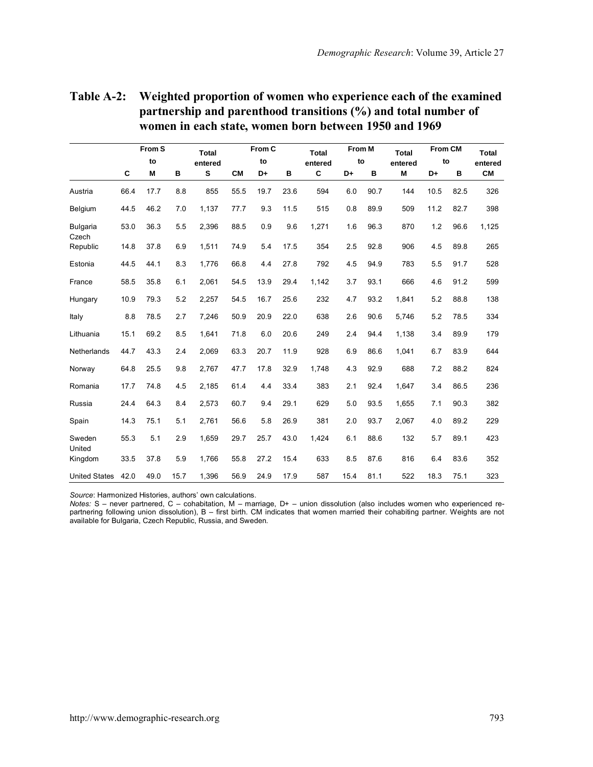**Table A-2: Weighted proportion of women who experience each of the examined partnership and parenthood transitions (%) and total number of women in each state, women born between 1950 and 1969**

| | From S to | | | Total entered | From C to | | | Total entered | From M to | | Total entered | From CM to | | Total entered |
|---|---|---|---|---|---|---|---|---|---|---|---|---|---|---|
| | C | M | B | S | CM | D+ | B | C | D+ | B | M | D+ | B | CM |
| Austria | 66.4 | 17.7 | 8.8 | 855 | 55.5 | 19.7 | 23.6 | 594 | 6.0 | 90.7 | 144 | 10.5 | 82.5 | 326 |
| Belgium | 44.5 | 46.2 | 7.0 | 1,137 | 77.7 | 9.3 | 11.5 | 515 | 0.8 | 89.9 | 509 | 11.2 | 82.7 | 398 |
| Bulgaria | 53.0 | 36.3 | 5.5 | 2,396 | 88.5 | 0.9 | 9.6 | 1,271 | 1.6 | 96.3 | 870 | 1.2 | 96.6 | 1,125 |
| Czech Republic | 14.8 | 37.8 | 6.9 | 1,511 | 74.9 | 5.4 | 17.5 | 354 | 2.5 | 92.8 | 906 | 4.5 | 89.8 | 265 |
| Estonia | 44.5 | 44.1 | 8.3 | 1,776 | 66.8 | 4.4 | 27.8 | 792 | 4.5 | 94.9 | 783 | 5.5 | 91.7 | 528 |
| France | 58.5 | 35.8 | 6.1 | 2,061 | 54.5 | 13.9 | 29.4 | 1,142 | 3.7 | 93.1 | 666 | 4.6 | 91.2 | 599 |
| Hungary | 10.9 | 79.3 | 5.2 | 2,257 | 54.5 | 16.7 | 25.6 | 232 | 4.7 | 93.2 | 1,841 | 5.2 | 88.8 | 138 |
| Italy | 8.8 | 78.5 | 2.7 | 7,246 | 50.9 | 20.9 | 22.0 | 638 | 2.6 | 90.6 | 5,746 | 5.2 | 78.5 | 334 |
| Lithuania | 15.1 | 69.2 | 8.5 | 1,641 | 71.8 | 6.0 | 20.6 | 249 | 2.4 | 94.4 | 1,138 | 3.4 | 89.9 | 179 |
| Netherlands | 44.7 | 43.3 | 2.4 | 2,069 | 63.3 | 20.7 | 11.9 | 928 | 6.9 | 86.6 | 1,041 | 6.7 | 83.9 | 644 |
| Norway | 64.8 | 25.5 | 9.8 | 2,767 | 47.7 | 17.8 | 32.9 | 1,748 | 4.3 | 92.9 | 688 | 7.2 | 88.2 | 824 |
| Romania | 17.7 | 74.8 | 4.5 | 2,185 | 61.4 | 4.4 | 33.4 | 383 | 2.1 | 92.4 | 1,647 | 3.4 | 86.5 | 236 |
| Russia | 24.4 | 64.3 | 8.4 | 2,573 | 60.7 | 9.4 | 29.1 | 629 | 5.0 | 93.5 | 1,655 | 7.1 | 90.3 | 382 |
| Spain | 14.3 | 75.1 | 5.1 | 2,761 | 56.6 | 5.8 | 26.9 | 381 | 2.0 | 93.7 | 2,067 | 4.0 | 89.2 | 229 |
| Sweden | 55.3 | 5.1 | 2.9 | 1,659 | 29.7 | 25.7 | 43.0 | 1,424 | 6.1 | 88.6 | 132 | 5.7 | 89.1 | 423 |
| United Kingdom | 33.5 | 37.8 | 5.9 | 1,766 | 55.8 | 27.2 | 15.4 | 633 | 8.5 | 87.6 | 816 | 6.4 | 83.6 | 352 |
| United States | 42.0 | 49.0 | 15.7 | 1,396 | 56.9 | 24.9 | 17.9 | 587 | 15.4 | 81.1 | 522 | 18.3 | 75.1 | 323 |

*Source*: Harmonized Histories, authors' own calculations.
*Notes:* S – never partnered, C – cohabitation, M – marriage, D+ – union dissolution (also includes women who experienced re-partnering following union dissolution), B – first birth. CM indicates that women married their cohabiting partner. Weights are not available for Bulgaria, Czech Republic, Russia, and Sweden.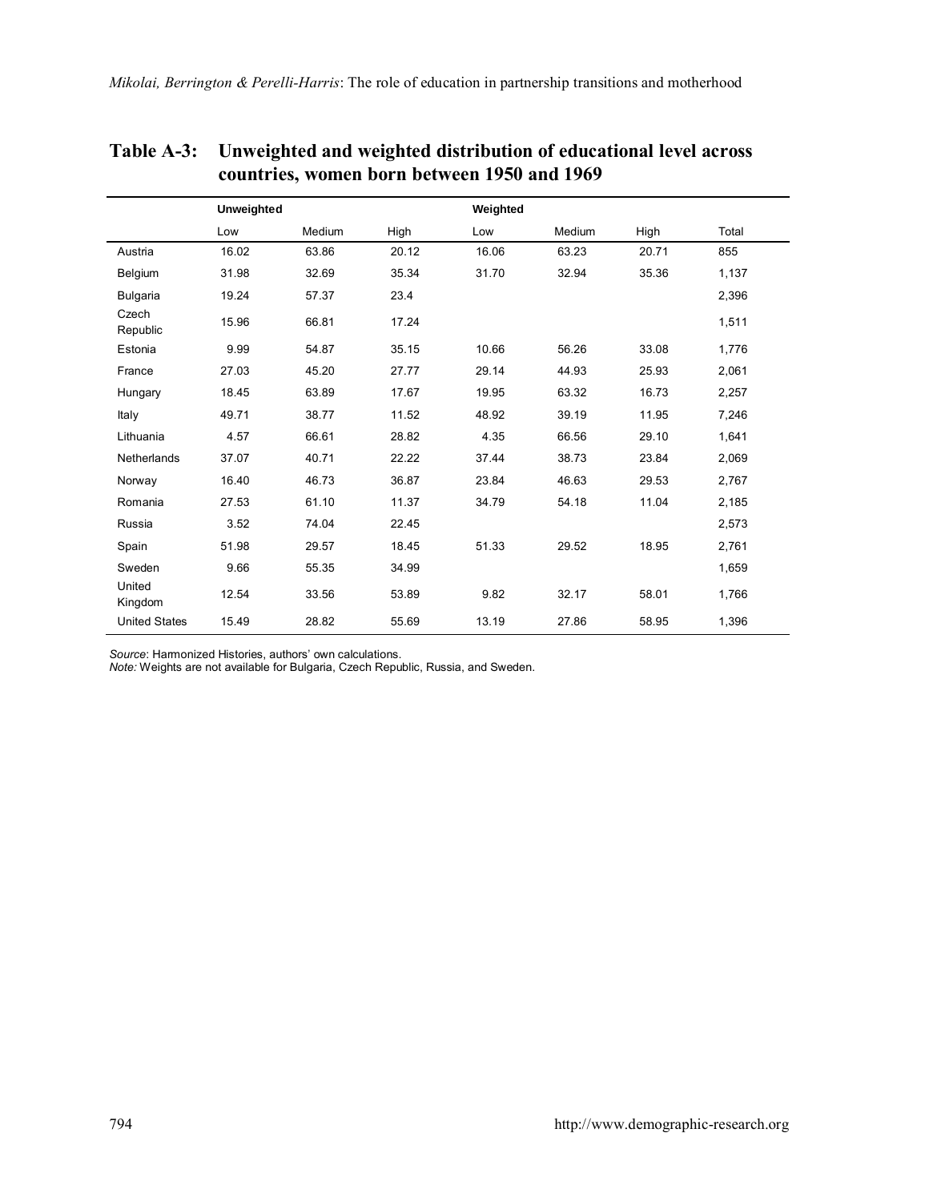### Table A-3: Unweighted and weighted distribution of educational level across countries, women born between 1950 and 1969

| | Unweighted | | | Weighted | | | |
|---|---|---|---|---|---|---|---|
| | Low | Medium | High | Low | Medium | High | Total |
| Austria | 16.02 | 63.86 | 20.12 | 16.06 | 63.23 | 20.71 | 855 |
| Belgium | 31.98 | 32.69 | 35.34 | 31.70 | 32.94 | 35.36 | 1,137 |
| Bulgaria | 19.24 | 57.37 | 23.4 | | | | 2,396 |
| Czech Republic | 15.96 | 66.81 | 17.24 | | | | 1,511 |
| Estonia | 9.99 | 54.87 | 35.15 | 10.66 | 56.26 | 33.08 | 1,776 |
| France | 27.03 | 45.20 | 27.77 | 29.14 | 44.93 | 25.93 | 2,061 |
| Hungary | 18.45 | 63.89 | 17.67 | 19.95 | 63.32 | 16.73 | 2,257 |
| Italy | 49.71 | 38.77 | 11.52 | 48.92 | 39.19 | 11.95 | 7,246 |
| Lithuania | 4.57 | 66.61 | 28.82 | 4.35 | 66.56 | 29.10 | 1,641 |
| Netherlands | 37.07 | 40.71 | 22.22 | 37.44 | 38.73 | 23.84 | 2,069 |
| Norway | 16.40 | 46.73 | 36.87 | 23.84 | 46.63 | 29.53 | 2,767 |
| Romania | 27.53 | 61.10 | 11.37 | 34.79 | 54.18 | 11.04 | 2,185 |
| Russia | 3.52 | 74.04 | 22.45 | | | | 2,573 |
| Spain | 51.98 | 29.57 | 18.45 | 51.33 | 29.52 | 18.95 | 2,761 |
| Sweden | 9.66 | 55.35 | 34.99 | | | | 1,659 |
| United Kingdom | 12.54 | 33.56 | 53.89 | 9.82 | 32.17 | 58.01 | 1,766 |
| United States | 15.49 | 28.82 | 55.69 | 13.19 | 27.86 | 58.95 | 1,396 |

*Source*: Harmonized Histories, authors' own calculations.
*Note:* Weights are not available for Bulgaria, Czech Republic, Russia, and Sweden.